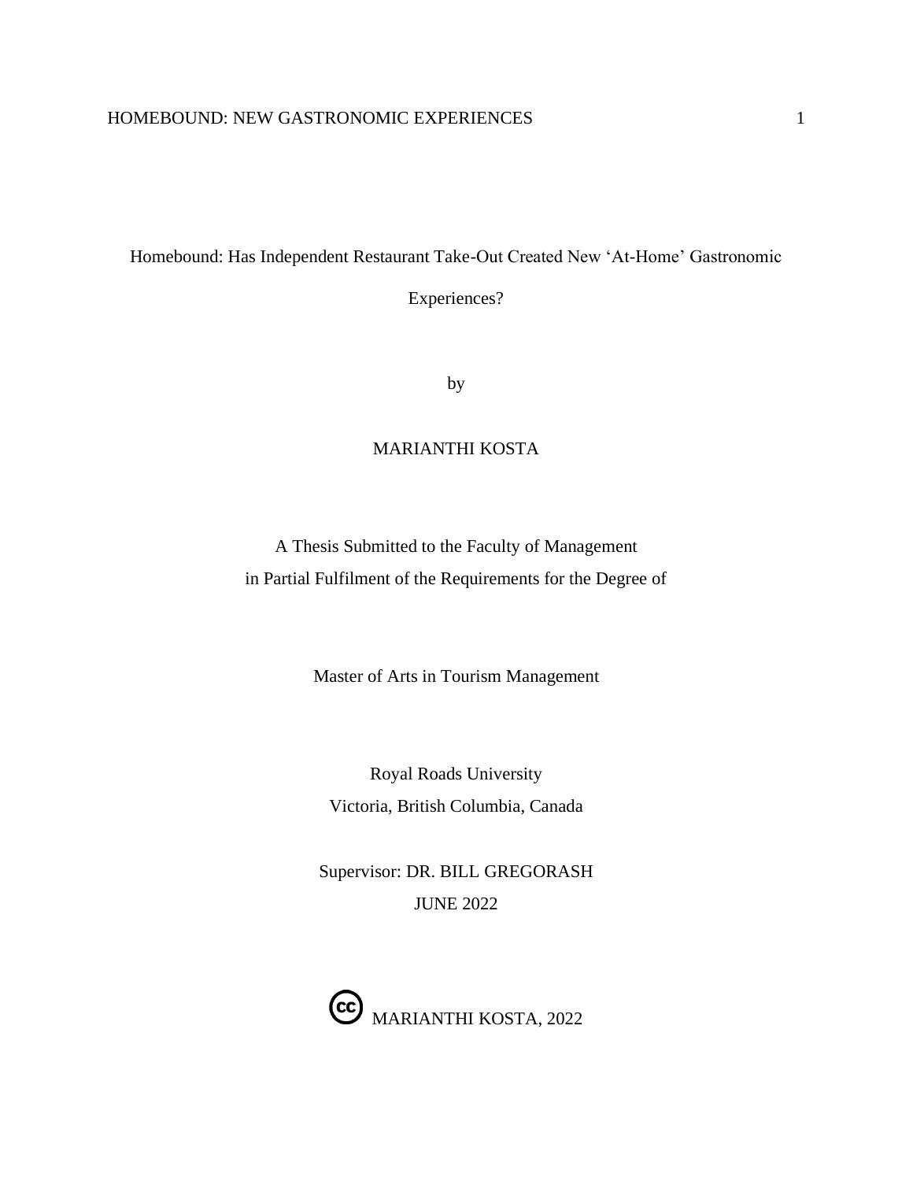# Homebound: Has Independent Restaurant Take-Out Created New 'At-Home' Gastronomic Experiences?

by

MARIANTHI KOSTA

A Thesis Submitted to the Faculty of Management
in Partial Fulfilment of the Requirements for the Degree of

Master of Arts in Tourism Management

Royal Roads University
Victoria, British Columbia, Canada

Supervisor: DR. BILL GREGORASH
JUNE 2022

Ⓒ MARIANTHI KOSTA, 2022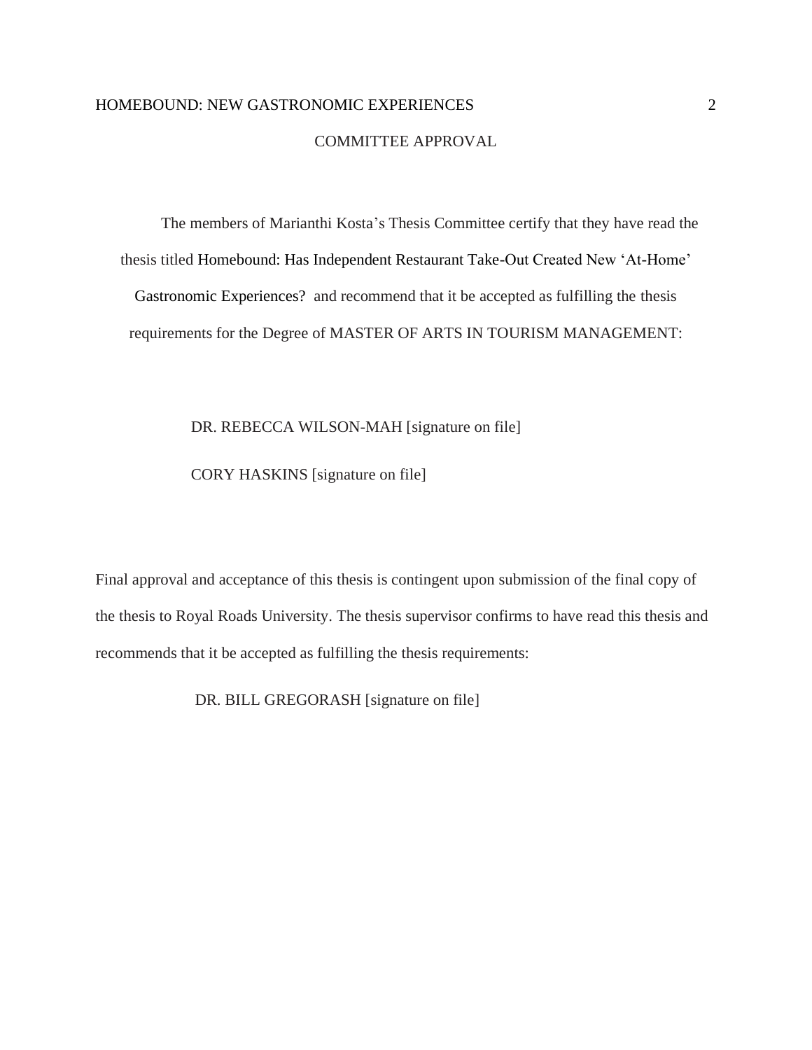# COMMITTEE APPROVAL

The members of Marianthi Kosta's Thesis Committee certify that they have read the thesis titled Homebound: Has Independent Restaurant Take-Out Created New 'At-Home' Gastronomic Experiences? and recommend that it be accepted as fulfilling the thesis requirements for the Degree of MASTER OF ARTS IN TOURISM MANAGEMENT:

DR. REBECCA WILSON-MAH [signature on file]

CORY HASKINS [signature on file]

Final approval and acceptance of this thesis is contingent upon submission of the final copy of the thesis to Royal Roads University. The thesis supervisor confirms to have read this thesis and recommends that it be accepted as fulfilling the thesis requirements:

DR. BILL GREGORASH [signature on file]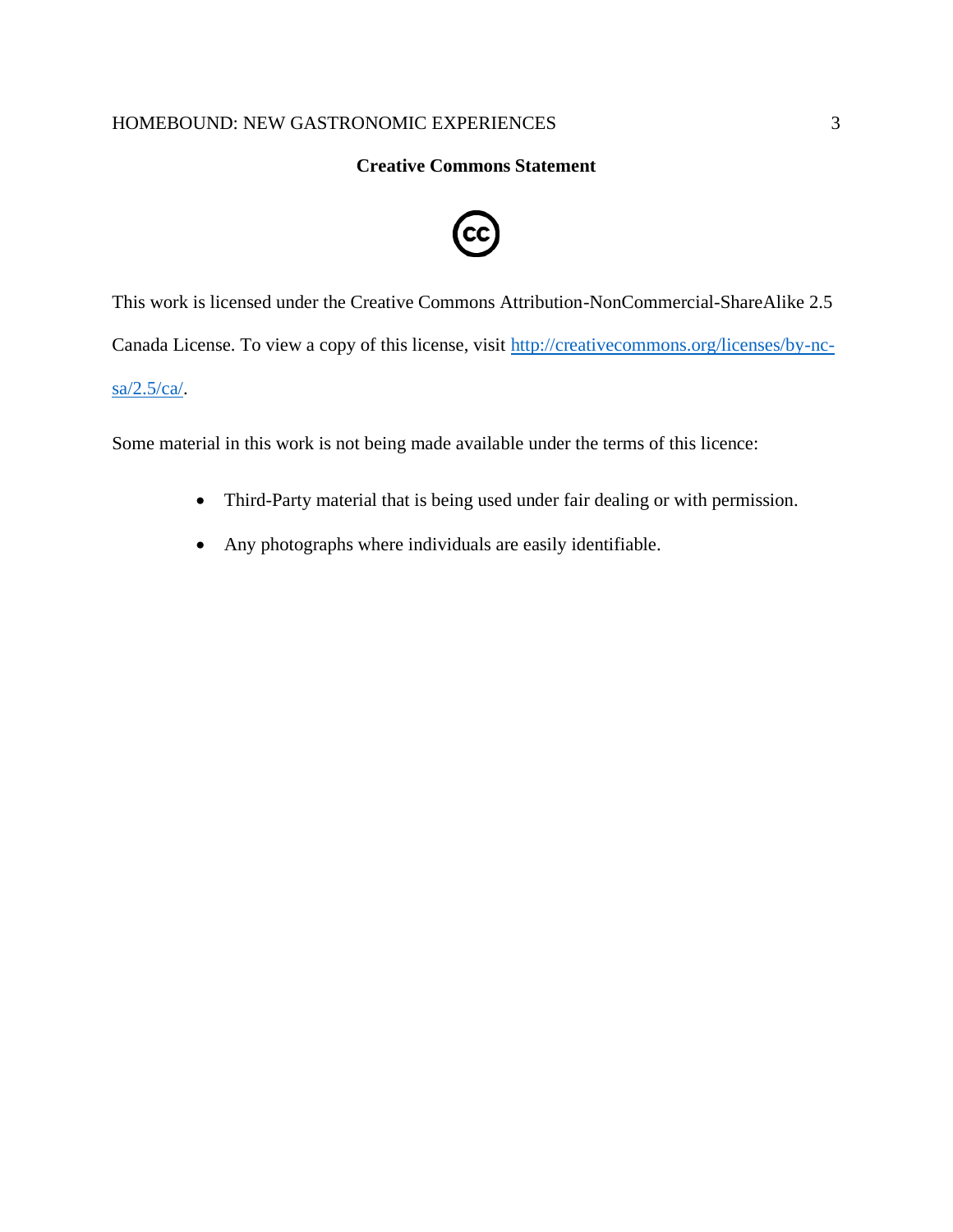## Creative Commons Statement

This work is licensed under the Creative Commons Attribution-NonCommercial-ShareAlike 2.5 Canada License. To view a copy of this license, visit [http://creativecommons.org/licenses/by-nc-sa/2.5/ca/](http://creativecommons.org/licenses/by-nc-sa/2.5/ca/).

Some material in this work is not being made available under the terms of this licence:

- Third-Party material that is being used under fair dealing or with permission.
- Any photographs where individuals are easily identifiable.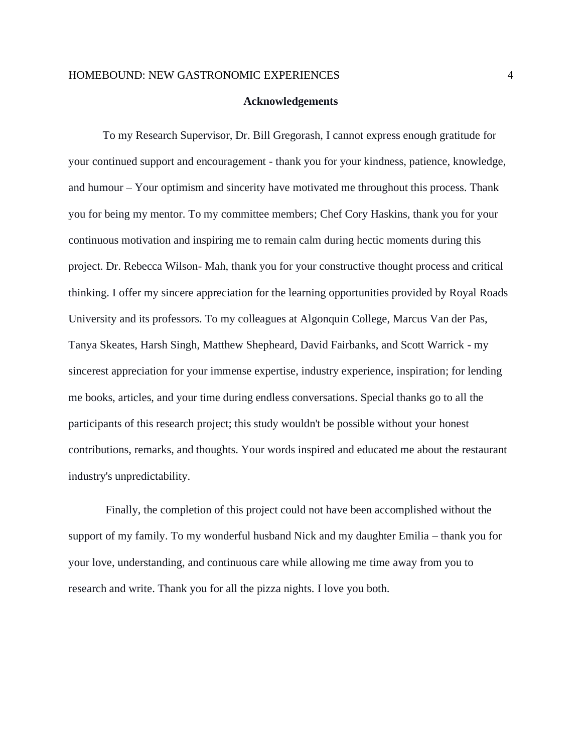## Acknowledgements

To my Research Supervisor, Dr. Bill Gregorash, I cannot express enough gratitude for your continued support and encouragement - thank you for your kindness, patience, knowledge, and humour – Your optimism and sincerity have motivated me throughout this process. Thank you for being my mentor. To my committee members; Chef Cory Haskins, thank you for your continuous motivation and inspiring me to remain calm during hectic moments during this project. Dr. Rebecca Wilson- Mah, thank you for your constructive thought process and critical thinking. I offer my sincere appreciation for the learning opportunities provided by Royal Roads University and its professors. To my colleagues at Algonquin College, Marcus Van der Pas, Tanya Skeates, Harsh Singh, Matthew Shepheard, David Fairbanks, and Scott Warrick - my sincerest appreciation for your immense expertise, industry experience, inspiration; for lending me books, articles, and your time during endless conversations. Special thanks go to all the participants of this research project; this study wouldn't be possible without your honest contributions, remarks, and thoughts. Your words inspired and educated me about the restaurant industry's unpredictability.

Finally, the completion of this project could not have been accomplished without the support of my family. To my wonderful husband Nick and my daughter Emilia – thank you for your love, understanding, and continuous care while allowing me time away from you to research and write. Thank you for all the pizza nights. I love you both.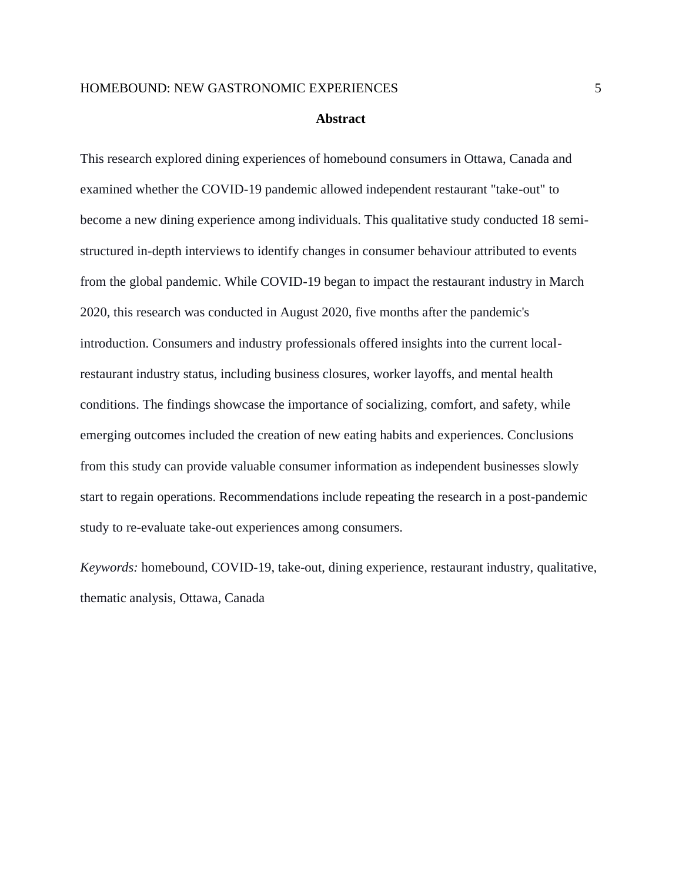## Abstract

This research explored dining experiences of homebound consumers in Ottawa, Canada and examined whether the COVID-19 pandemic allowed independent restaurant "take-out" to become a new dining experience among individuals. This qualitative study conducted 18 semi-structured in-depth interviews to identify changes in consumer behaviour attributed to events from the global pandemic. While COVID-19 began to impact the restaurant industry in March 2020, this research was conducted in August 2020, five months after the pandemic's introduction. Consumers and industry professionals offered insights into the current local-restaurant industry status, including business closures, worker layoffs, and mental health conditions. The findings showcase the importance of socializing, comfort, and safety, while emerging outcomes included the creation of new eating habits and experiences. Conclusions from this study can provide valuable consumer information as independent businesses slowly start to regain operations. Recommendations include repeating the research in a post-pandemic study to re-evaluate take-out experiences among consumers.

*Keywords:* homebound, COVID-19, take-out, dining experience, restaurant industry, qualitative, thematic analysis, Ottawa, Canada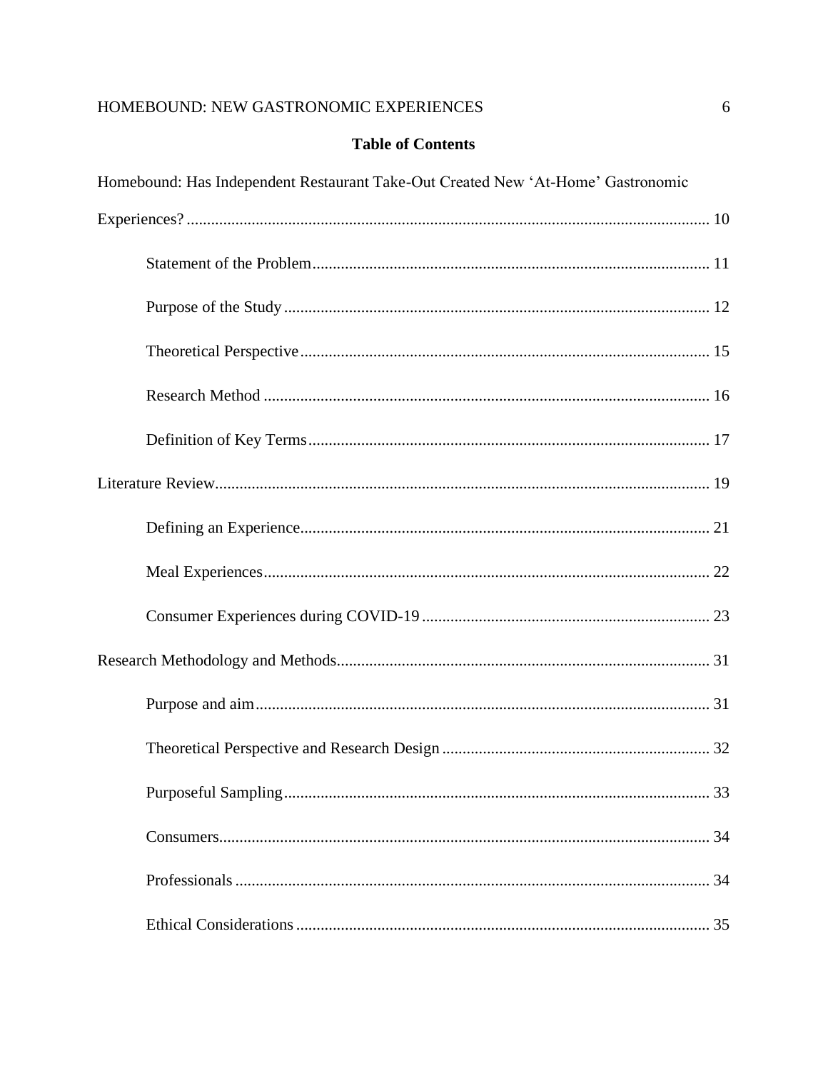**Table of Contents**

Homebound: Has Independent Restaurant Take-Out Created New 'At-Home' Gastronomic Experiences? ..... 10

- Statement of the Problem ..... 11
- Purpose of the Study ..... 12
- Theoretical Perspective ..... 15
- Research Method ..... 16
- Definition of Key Terms ..... 17

Literature Review ..... 19

- Defining an Experience ..... 21
- Meal Experiences ..... 22
- Consumer Experiences during COVID-19 ..... 23

Research Methodology and Methods ..... 31

- Purpose and aim ..... 31
- Theoretical Perspective and Research Design ..... 32
- Purposeful Sampling ..... 33
- Consumers ..... 34
- Professionals ..... 34
- Ethical Considerations ..... 35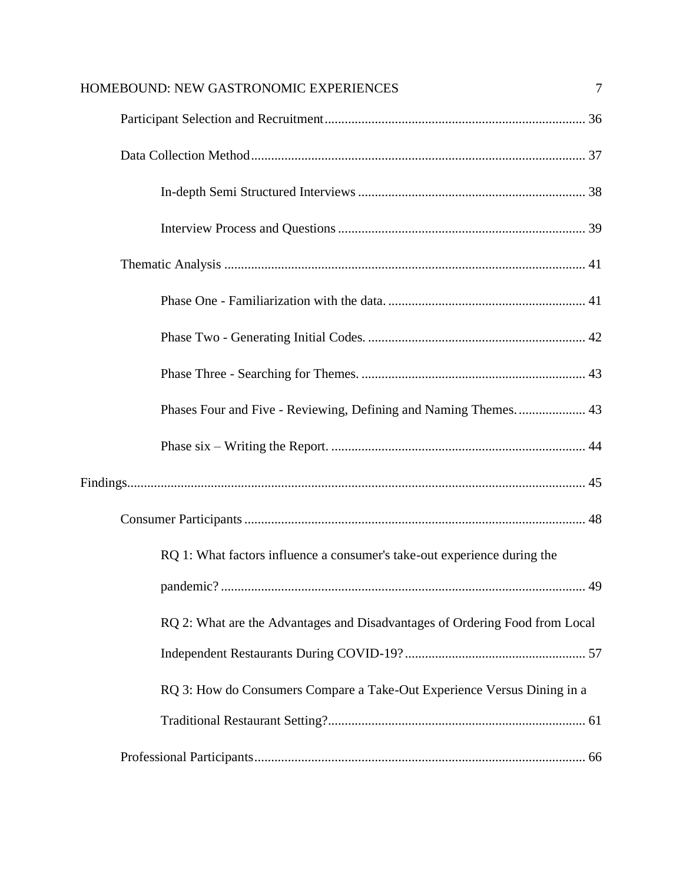Participant Selection and Recruitment ........................................................................ 36

Data Collection Method ................................................................................................ 37

In-depth Semi Structured Interviews ...................................................................... 38

Interview Process and Questions ........................................................................... 39

Thematic Analysis ........................................................................................................ 41

Phase One - Familiarization with the data. ........................................................... 41

Phase Two - Generating Initial Codes. .................................................................. 42

Phase Three - Searching for Themes. .................................................................... 43

Phases Four and Five - Reviewing, Defining and Naming Themes. ..................... 43

Phase six – Writing the Report. ............................................................................. 44

Findings.......................................................................................................................... 45

Consumer Participants .................................................................................................. 48

RQ 1: What factors influence a consumer's take-out experience during the pandemic? ............................................................................................................ 49

RQ 2: What are the Advantages and Disadvantages of Ordering Food from Local Independent Restaurants During COVID-19? ...................................................... 57

RQ 3: How do Consumers Compare a Take-Out Experience Versus Dining in a Traditional Restaurant Setting? ............................................................................ 61

Professional Participants ............................................................................................... 66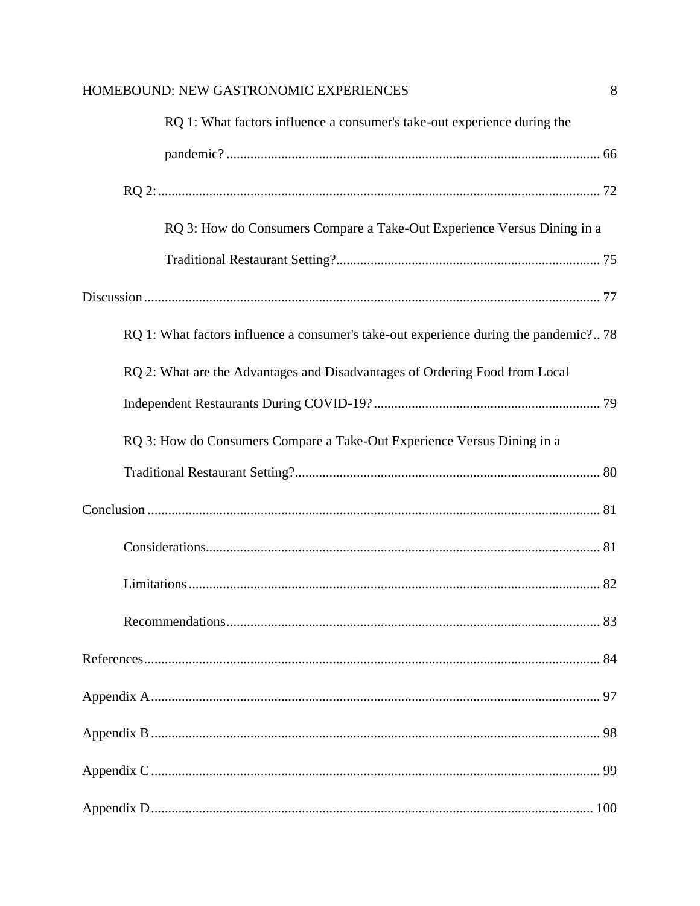RQ 1: What factors influence a consumer's take-out experience during the pandemic? ........ 66

RQ 2: ........ 72

RQ 3: How do Consumers Compare a Take-Out Experience Versus Dining in a Traditional Restaurant Setting? ........ 75

Discussion ........ 77

RQ 1: What factors influence a consumer's take-out experience during the pandemic? .. 78

RQ 2: What are the Advantages and Disadvantages of Ordering Food from Local Independent Restaurants During COVID-19? ........ 79

RQ 3: How do Consumers Compare a Take-Out Experience Versus Dining in a Traditional Restaurant Setting? ........ 80

Conclusion ........ 81

Considerations ........ 81

Limitations ........ 82

Recommendations ........ 83

References ........ 84

Appendix A ........ 97

Appendix B ........ 98

Appendix C ........ 99

Appendix D ........ 100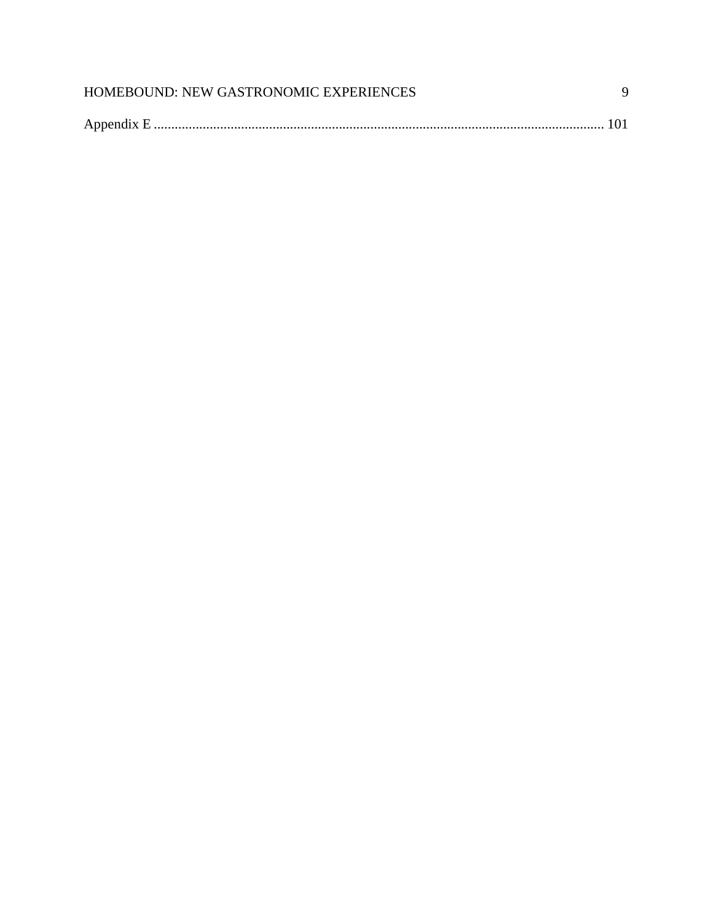Appendix E ........................................................................................................................ 101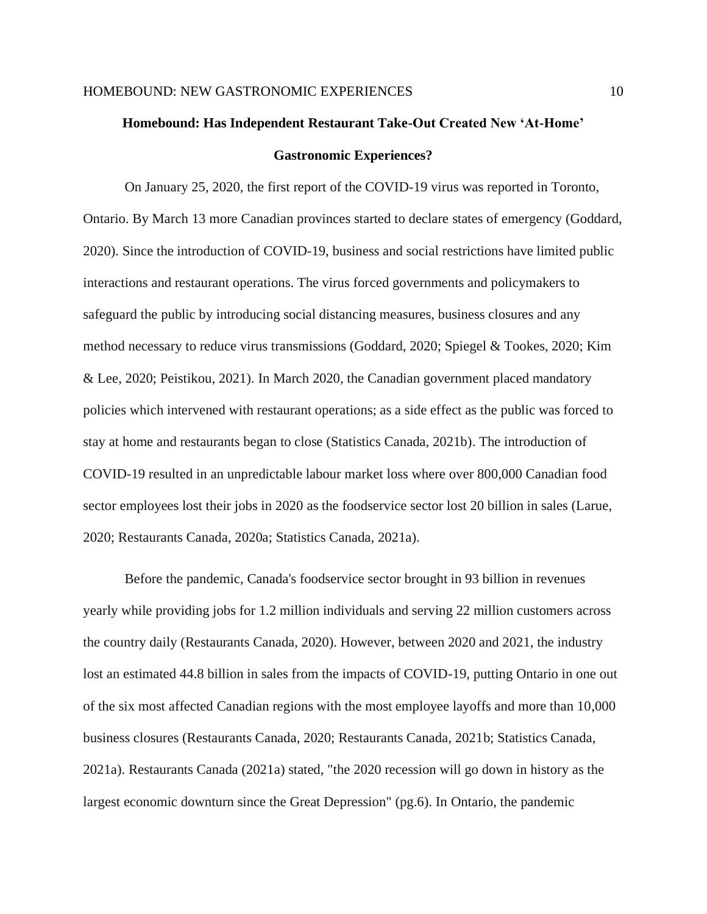# Homebound: Has Independent Restaurant Take-Out Created New 'At-Home' Gastronomic Experiences?

On January 25, 2020, the first report of the COVID-19 virus was reported in Toronto, Ontario. By March 13 more Canadian provinces started to declare states of emergency (Goddard, 2020). Since the introduction of COVID-19, business and social restrictions have limited public interactions and restaurant operations. The virus forced governments and policymakers to safeguard the public by introducing social distancing measures, business closures and any method necessary to reduce virus transmissions (Goddard, 2020; Spiegel & Tookes, 2020; Kim & Lee, 2020; Peistikou, 2021). In March 2020, the Canadian government placed mandatory policies which intervened with restaurant operations; as a side effect as the public was forced to stay at home and restaurants began to close (Statistics Canada, 2021b). The introduction of COVID-19 resulted in an unpredictable labour market loss where over 800,000 Canadian food sector employees lost their jobs in 2020 as the foodservice sector lost 20 billion in sales (Larue, 2020; Restaurants Canada, 2020a; Statistics Canada, 2021a).

Before the pandemic, Canada's foodservice sector brought in 93 billion in revenues yearly while providing jobs for 1.2 million individuals and serving 22 million customers across the country daily (Restaurants Canada, 2020). However, between 2020 and 2021, the industry lost an estimated 44.8 billion in sales from the impacts of COVID-19, putting Ontario in one out of the six most affected Canadian regions with the most employee layoffs and more than 10,000 business closures (Restaurants Canada, 2020; Restaurants Canada, 2021b; Statistics Canada, 2021a). Restaurants Canada (2021a) stated, "the 2020 recession will go down in history as the largest economic downturn since the Great Depression" (pg.6). In Ontario, the pandemic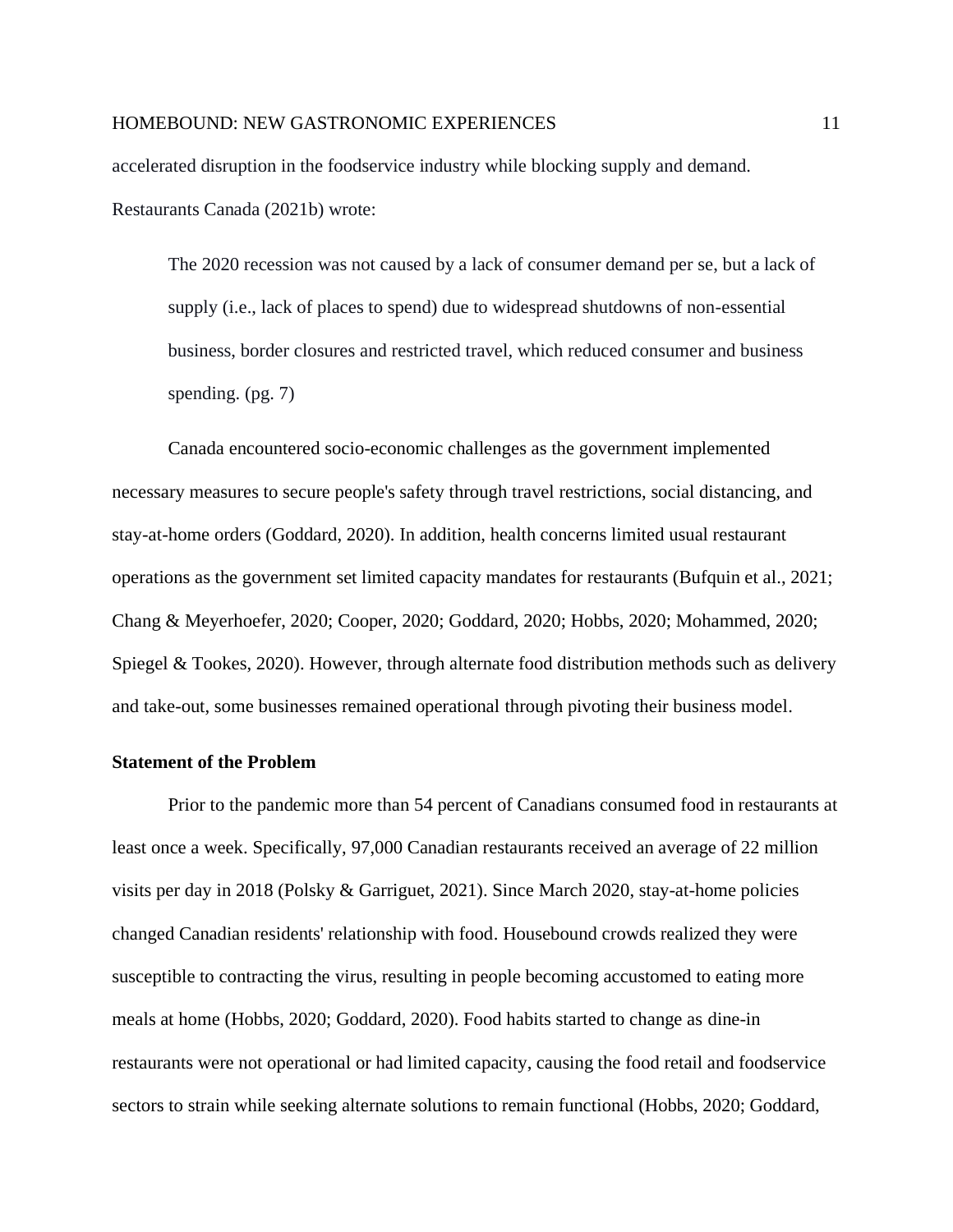accelerated disruption in the foodservice industry while blocking supply and demand. Restaurants Canada (2021b) wrote:

> The 2020 recession was not caused by a lack of consumer demand per se, but a lack of supply (i.e., lack of places to spend) due to widespread shutdowns of non-essential business, border closures and restricted travel, which reduced consumer and business spending. (pg. 7)

Canada encountered socio-economic challenges as the government implemented necessary measures to secure people's safety through travel restrictions, social distancing, and stay-at-home orders (Goddard, 2020). In addition, health concerns limited usual restaurant operations as the government set limited capacity mandates for restaurants (Bufquin et al., 2021; Chang & Meyerhoefer, 2020; Cooper, 2020; Goddard, 2020; Hobbs, 2020; Mohammed, 2020; Spiegel & Tookes, 2020). However, through alternate food distribution methods such as delivery and take-out, some businesses remained operational through pivoting their business model.

**Statement of the Problem**

Prior to the pandemic more than 54 percent of Canadians consumed food in restaurants at least once a week. Specifically, 97,000 Canadian restaurants received an average of 22 million visits per day in 2018 (Polsky & Garriguet, 2021). Since March 2020, stay-at-home policies changed Canadian residents' relationship with food. Housebound crowds realized they were susceptible to contracting the virus, resulting in people becoming accustomed to eating more meals at home (Hobbs, 2020; Goddard, 2020). Food habits started to change as dine-in restaurants were not operational or had limited capacity, causing the food retail and foodservice sectors to strain while seeking alternate solutions to remain functional (Hobbs, 2020; Goddard,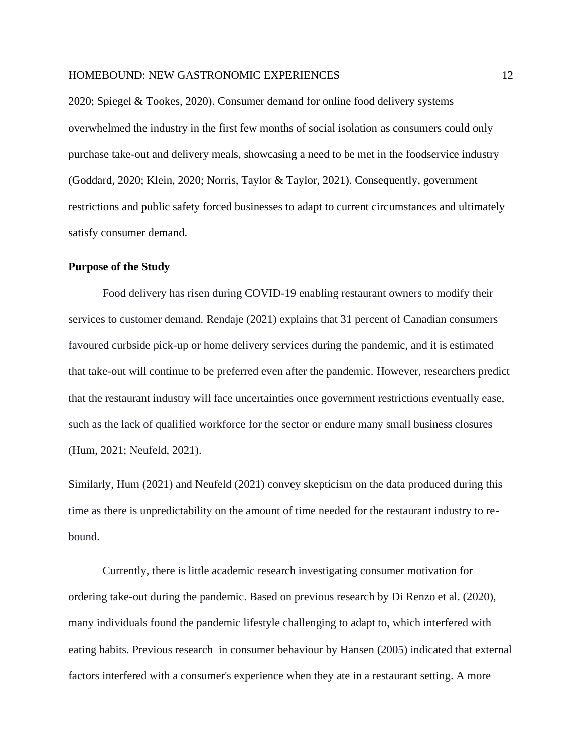2020; Spiegel & Tookes, 2020). Consumer demand for online food delivery systems overwhelmed the industry in the first few months of social isolation as consumers could only purchase take-out and delivery meals, showcasing a need to be met in the foodservice industry (Goddard, 2020; Klein, 2020; Norris, Taylor & Taylor, 2021). Consequently, government restrictions and public safety forced businesses to adapt to current circumstances and ultimately satisfy consumer demand.

**Purpose of the Study**

Food delivery has risen during COVID-19 enabling restaurant owners to modify their services to customer demand. Rendaje (2021) explains that 31 percent of Canadian consumers favoured curbside pick-up or home delivery services during the pandemic, and it is estimated that take-out will continue to be preferred even after the pandemic. However, researchers predict that the restaurant industry will face uncertainties once government restrictions eventually ease, such as the lack of qualified workforce for the sector or endure many small business closures (Hum, 2021; Neufeld, 2021).

Similarly, Hum (2021) and Neufeld (2021) convey skepticism on the data produced during this time as there is unpredictability on the amount of time needed for the restaurant industry to re-bound.

Currently, there is little academic research investigating consumer motivation for ordering take-out during the pandemic. Based on previous research by Di Renzo et al. (2020), many individuals found the pandemic lifestyle challenging to adapt to, which interfered with eating habits. Previous research in consumer behaviour by Hansen (2005) indicated that external factors interfered with a consumer's experience when they ate in a restaurant setting. A more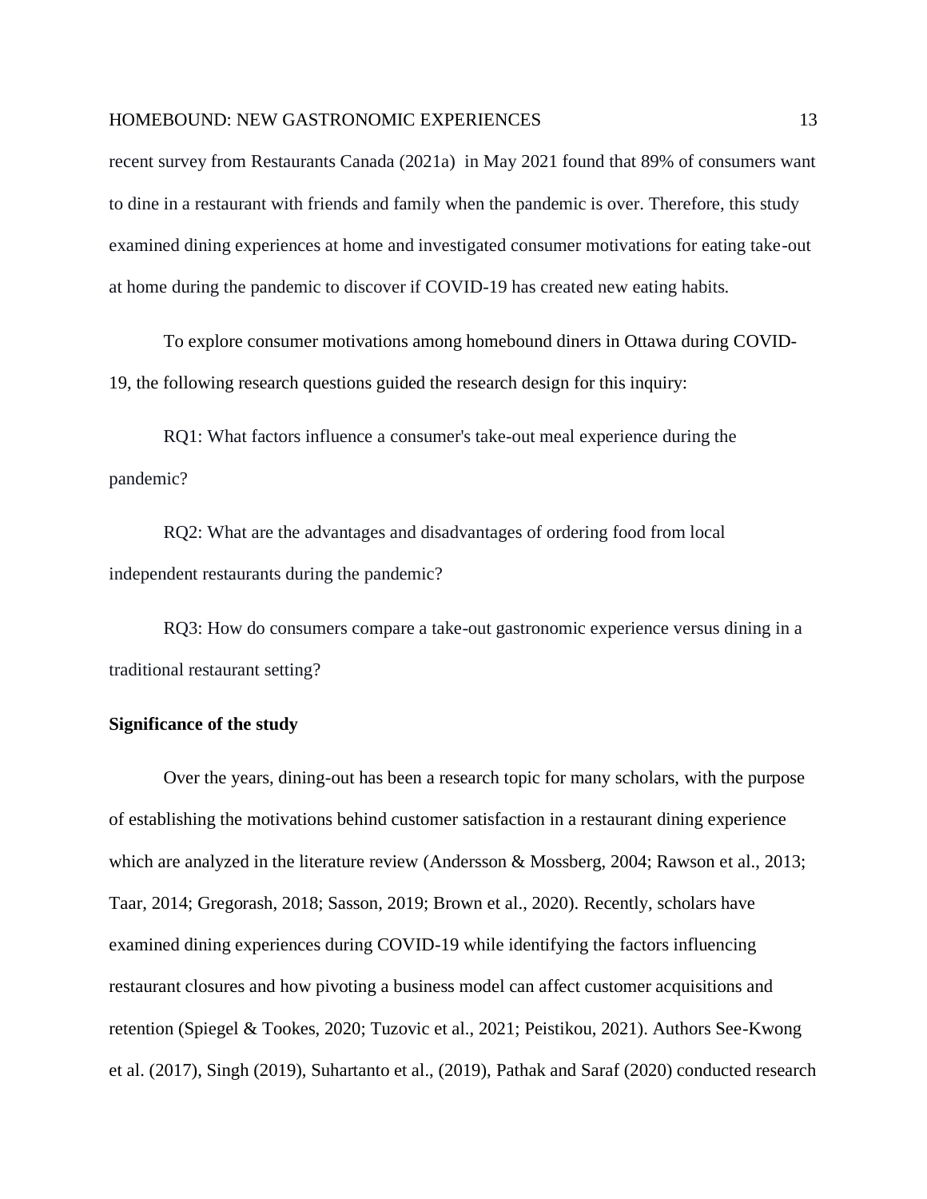recent survey from Restaurants Canada (2021a) in May 2021 found that 89% of consumers want to dine in a restaurant with friends and family when the pandemic is over. Therefore, this study examined dining experiences at home and investigated consumer motivations for eating take-out at home during the pandemic to discover if COVID-19 has created new eating habits.

To explore consumer motivations among homebound diners in Ottawa during COVID-19, the following research questions guided the research design for this inquiry:

RQ1: What factors influence a consumer's take-out meal experience during the pandemic?

RQ2: What are the advantages and disadvantages of ordering food from local independent restaurants during the pandemic?

RQ3: How do consumers compare a take-out gastronomic experience versus dining in a traditional restaurant setting?

**Significance of the study**

Over the years, dining-out has been a research topic for many scholars, with the purpose of establishing the motivations behind customer satisfaction in a restaurant dining experience which are analyzed in the literature review (Andersson & Mossberg, 2004; Rawson et al., 2013; Taar, 2014; Gregorash, 2018; Sasson, 2019; Brown et al., 2020). Recently, scholars have examined dining experiences during COVID-19 while identifying the factors influencing restaurant closures and how pivoting a business model can affect customer acquisitions and retention (Spiegel & Tookes, 2020; Tuzovic et al., 2021; Peistikou, 2021). Authors See-Kwong et al. (2017), Singh (2019), Suhartanto et al., (2019), Pathak and Saraf (2020) conducted research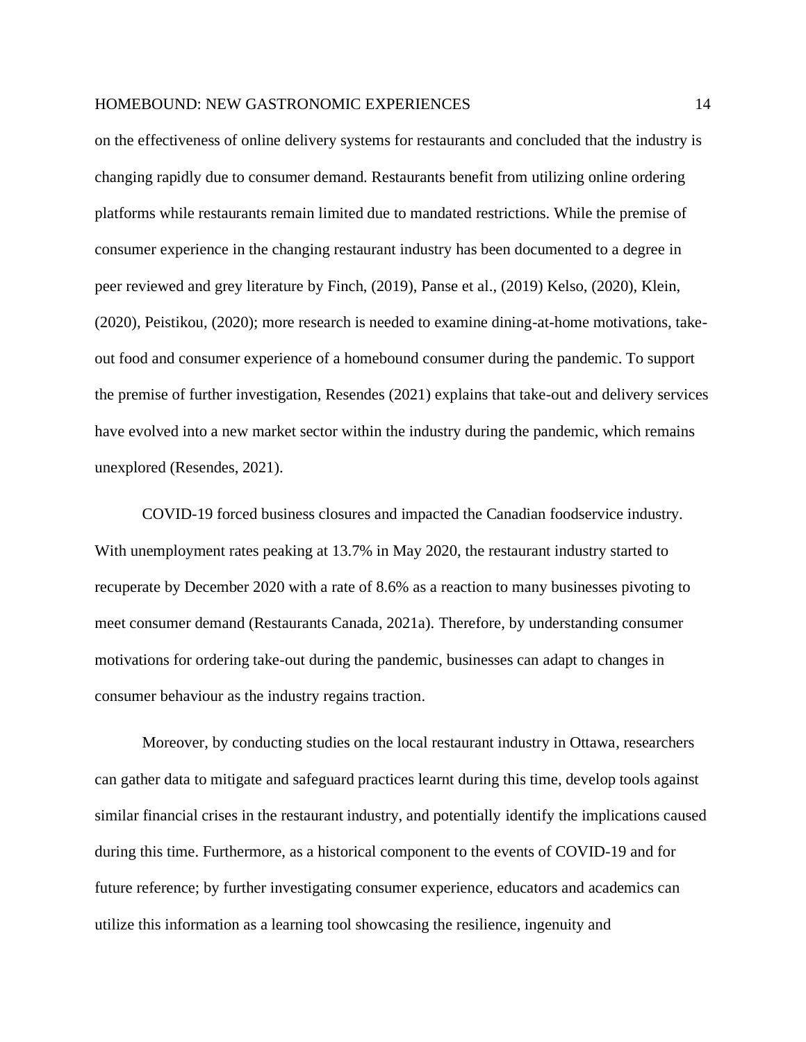on the effectiveness of online delivery systems for restaurants and concluded that the industry is changing rapidly due to consumer demand. Restaurants benefit from utilizing online ordering platforms while restaurants remain limited due to mandated restrictions. While the premise of consumer experience in the changing restaurant industry has been documented to a degree in peer reviewed and grey literature by Finch, (2019), Panse et al., (2019) Kelso, (2020), Klein, (2020), Peistikou, (2020); more research is needed to examine dining-at-home motivations, take-out food and consumer experience of a homebound consumer during the pandemic. To support the premise of further investigation, Resendes (2021) explains that take-out and delivery services have evolved into a new market sector within the industry during the pandemic, which remains unexplored (Resendes, 2021).

COVID-19 forced business closures and impacted the Canadian foodservice industry. With unemployment rates peaking at 13.7% in May 2020, the restaurant industry started to recuperate by December 2020 with a rate of 8.6% as a reaction to many businesses pivoting to meet consumer demand (Restaurants Canada, 2021a). Therefore, by understanding consumer motivations for ordering take-out during the pandemic, businesses can adapt to changes in consumer behaviour as the industry regains traction.

Moreover, by conducting studies on the local restaurant industry in Ottawa, researchers can gather data to mitigate and safeguard practices learnt during this time, develop tools against similar financial crises in the restaurant industry, and potentially identify the implications caused during this time. Furthermore, as a historical component to the events of COVID-19 and for future reference; by further investigating consumer experience, educators and academics can utilize this information as a learning tool showcasing the resilience, ingenuity and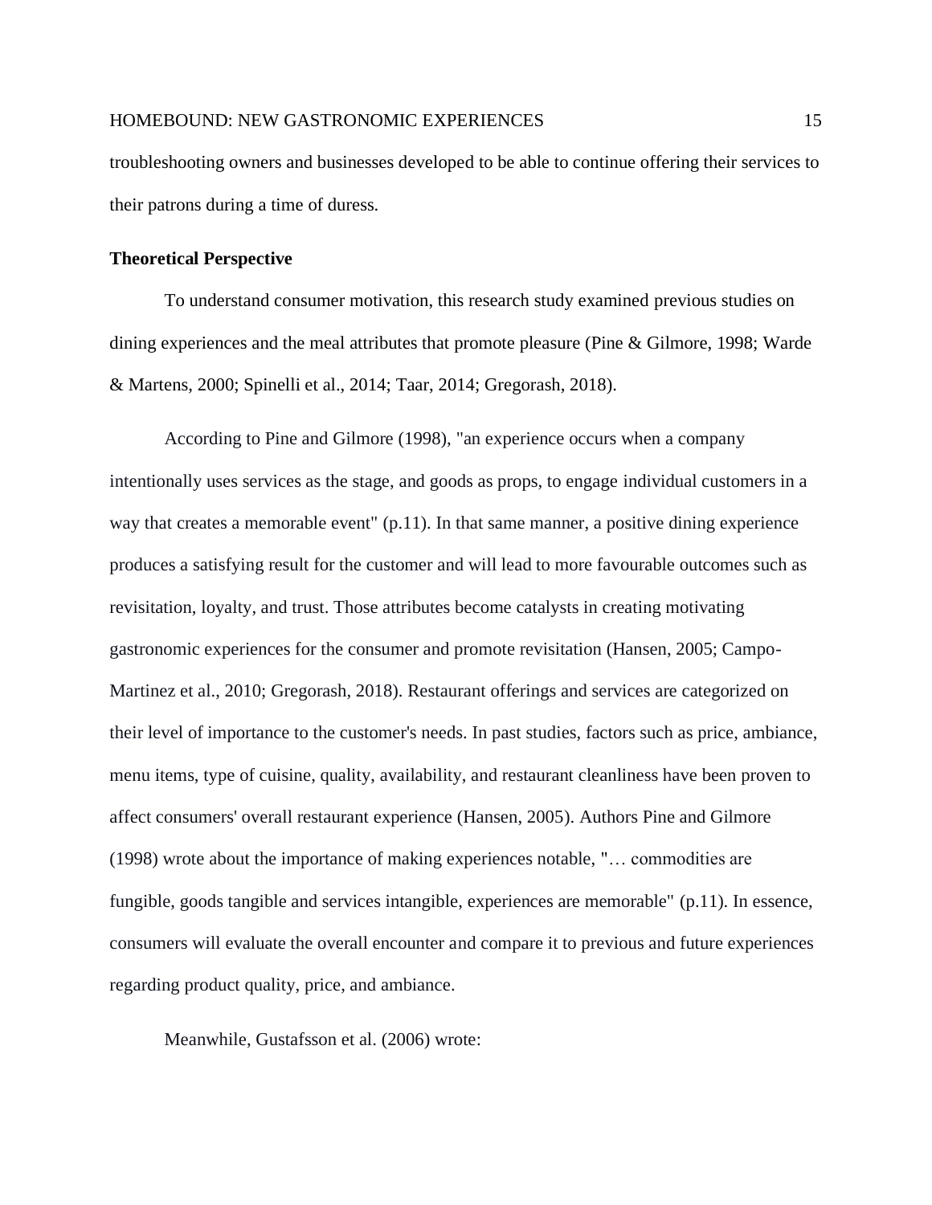troubleshooting owners and businesses developed to be able to continue offering their services to their patrons during a time of duress.

**Theoretical Perspective**

To understand consumer motivation, this research study examined previous studies on dining experiences and the meal attributes that promote pleasure (Pine & Gilmore, 1998; Warde & Martens, 2000; Spinelli et al., 2014; Taar, 2014; Gregorash, 2018).

According to Pine and Gilmore (1998), "an experience occurs when a company intentionally uses services as the stage, and goods as props, to engage individual customers in a way that creates a memorable event" (p.11). In that same manner, a positive dining experience produces a satisfying result for the customer and will lead to more favourable outcomes such as revisitation, loyalty, and trust. Those attributes become catalysts in creating motivating gastronomic experiences for the consumer and promote revisitation (Hansen, 2005; Campo-Martinez et al., 2010; Gregorash, 2018). Restaurant offerings and services are categorized on their level of importance to the customer's needs. In past studies, factors such as price, ambiance, menu items, type of cuisine, quality, availability, and restaurant cleanliness have been proven to affect consumers' overall restaurant experience (Hansen, 2005). Authors Pine and Gilmore (1998) wrote about the importance of making experiences notable, "… commodities are fungible, goods tangible and services intangible, experiences are memorable" (p.11). In essence, consumers will evaluate the overall encounter and compare it to previous and future experiences regarding product quality, price, and ambiance.

Meanwhile, Gustafsson et al. (2006) wrote: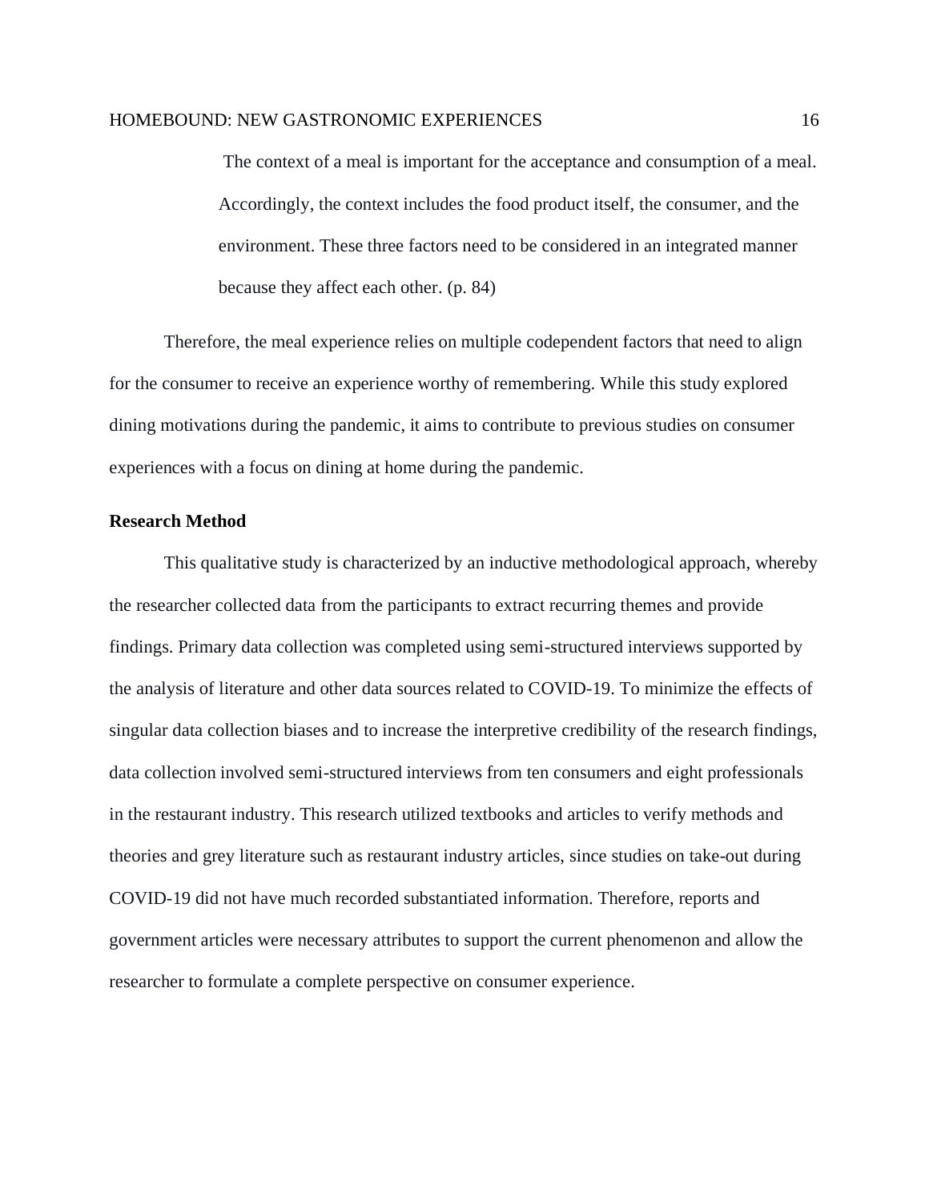> The context of a meal is important for the acceptance and consumption of a meal. Accordingly, the context includes the food product itself, the consumer, and the environment. These three factors need to be considered in an integrated manner because they affect each other. (p. 84)

Therefore, the meal experience relies on multiple codependent factors that need to align for the consumer to receive an experience worthy of remembering. While this study explored dining motivations during the pandemic, it aims to contribute to previous studies on consumer experiences with a focus on dining at home during the pandemic.

## Research Method

This qualitative study is characterized by an inductive methodological approach, whereby the researcher collected data from the participants to extract recurring themes and provide findings. Primary data collection was completed using semi-structured interviews supported by the analysis of literature and other data sources related to COVID-19. To minimize the effects of singular data collection biases and to increase the interpretive credibility of the research findings, data collection involved semi-structured interviews from ten consumers and eight professionals in the restaurant industry. This research utilized textbooks and articles to verify methods and theories and grey literature such as restaurant industry articles, since studies on take-out during COVID-19 did not have much recorded substantiated information. Therefore, reports and government articles were necessary attributes to support the current phenomenon and allow the researcher to formulate a complete perspective on consumer experience.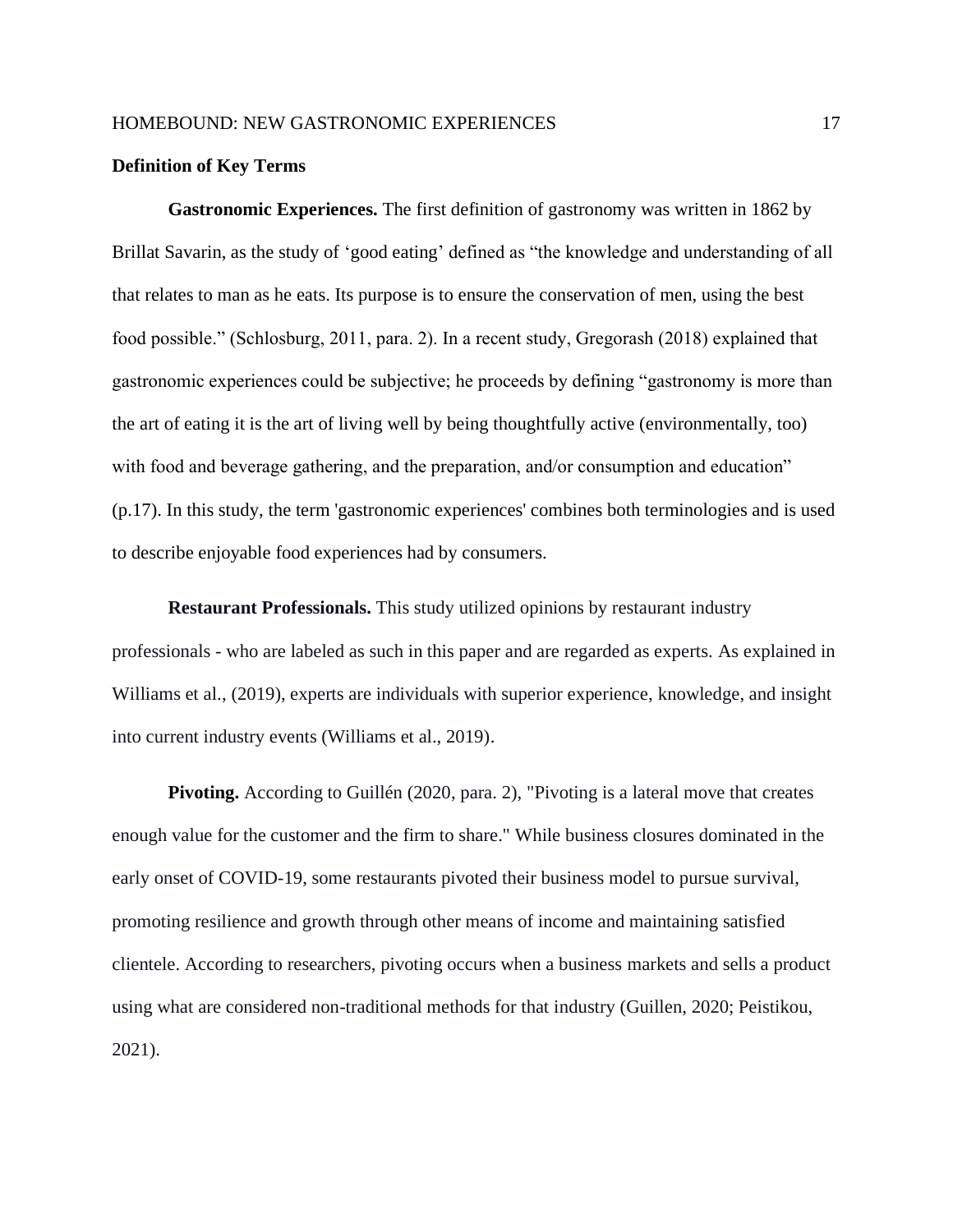**Definition of Key Terms**

**Gastronomic Experiences.** The first definition of gastronomy was written in 1862 by Brillat Savarin, as the study of 'good eating' defined as "the knowledge and understanding of all that relates to man as he eats. Its purpose is to ensure the conservation of men, using the best food possible." (Schlosburg, 2011, para. 2). In a recent study, Gregorash (2018) explained that gastronomic experiences could be subjective; he proceeds by defining "gastronomy is more than the art of eating it is the art of living well by being thoughtfully active (environmentally, too) with food and beverage gathering, and the preparation, and/or consumption and education" (p.17). In this study, the term 'gastronomic experiences' combines both terminologies and is used to describe enjoyable food experiences had by consumers.

**Restaurant Professionals.** This study utilized opinions by restaurant industry professionals - who are labeled as such in this paper and are regarded as experts. As explained in Williams et al., (2019), experts are individuals with superior experience, knowledge, and insight into current industry events (Williams et al., 2019).

**Pivoting.** According to Guillén (2020, para. 2), "Pivoting is a lateral move that creates enough value for the customer and the firm to share." While business closures dominated in the early onset of COVID-19, some restaurants pivoted their business model to pursue survival, promoting resilience and growth through other means of income and maintaining satisfied clientele. According to researchers, pivoting occurs when a business markets and sells a product using what are considered non-traditional methods for that industry (Guillen, 2020; Peistikou, 2021).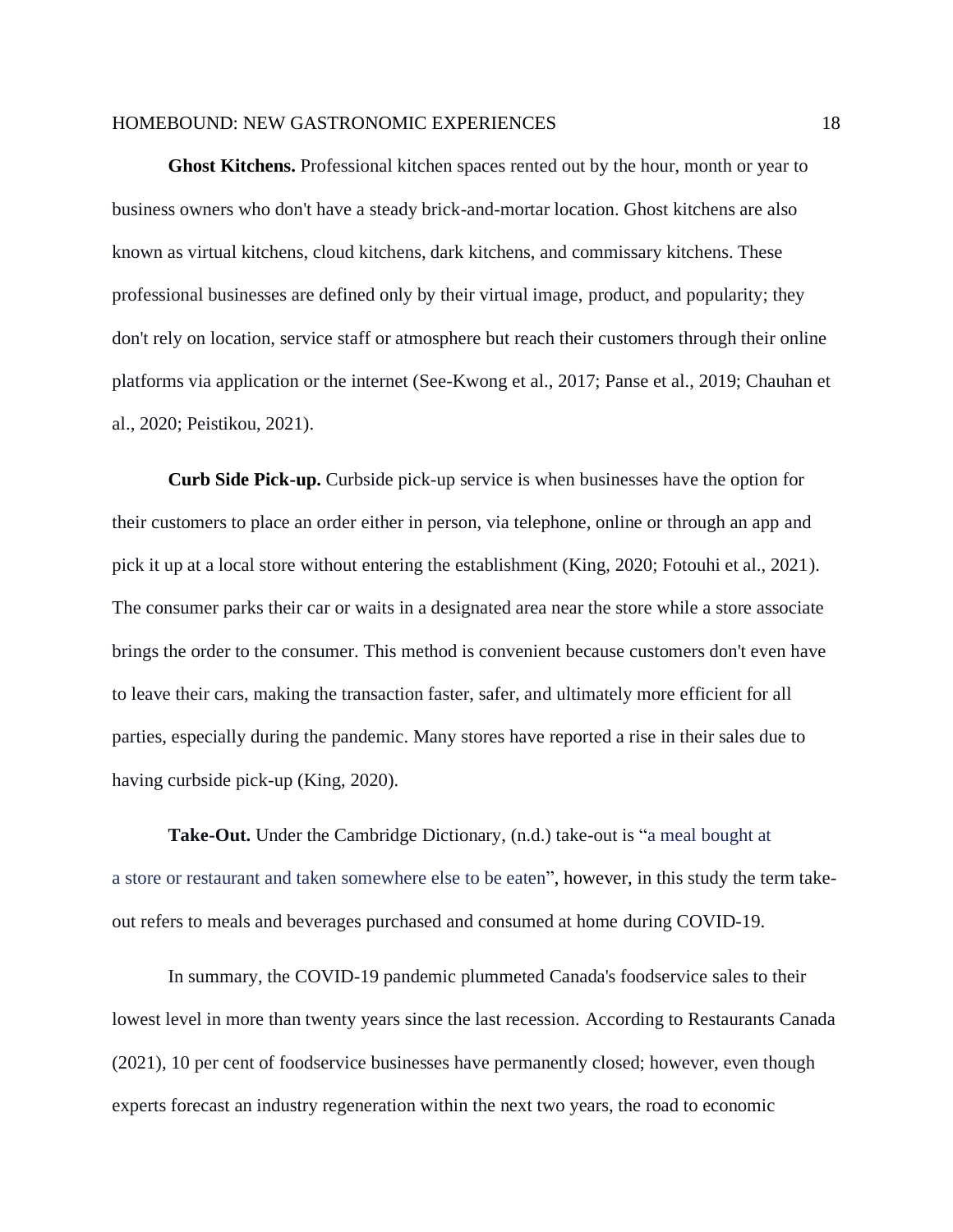**Ghost Kitchens.** Professional kitchen spaces rented out by the hour, month or year to business owners who don't have a steady brick-and-mortar location. Ghost kitchens are also known as virtual kitchens, cloud kitchens, dark kitchens, and commissary kitchens. These professional businesses are defined only by their virtual image, product, and popularity; they don't rely on location, service staff or atmosphere but reach their customers through their online platforms via application or the internet (See-Kwong et al., 2017; Panse et al., 2019; Chauhan et al., 2020; Peistikou, 2021).

**Curb Side Pick-up.** Curbside pick-up service is when businesses have the option for their customers to place an order either in person, via telephone, online or through an app and pick it up at a local store without entering the establishment (King, 2020; Fotouhi et al., 2021). The consumer parks their car or waits in a designated area near the store while a store associate brings the order to the consumer. This method is convenient because customers don't even have to leave their cars, making the transaction faster, safer, and ultimately more efficient for all parties, especially during the pandemic. Many stores have reported a rise in their sales due to having curbside pick-up (King, 2020).

**Take-Out.** Under the Cambridge Dictionary, (n.d.) take-out is "a meal bought at a store or restaurant and taken somewhere else to be eaten", however, in this study the term take-out refers to meals and beverages purchased and consumed at home during COVID-19.

In summary, the COVID-19 pandemic plummeted Canada's foodservice sales to their lowest level in more than twenty years since the last recession. According to Restaurants Canada (2021), 10 per cent of foodservice businesses have permanently closed; however, even though experts forecast an industry regeneration within the next two years, the road to economic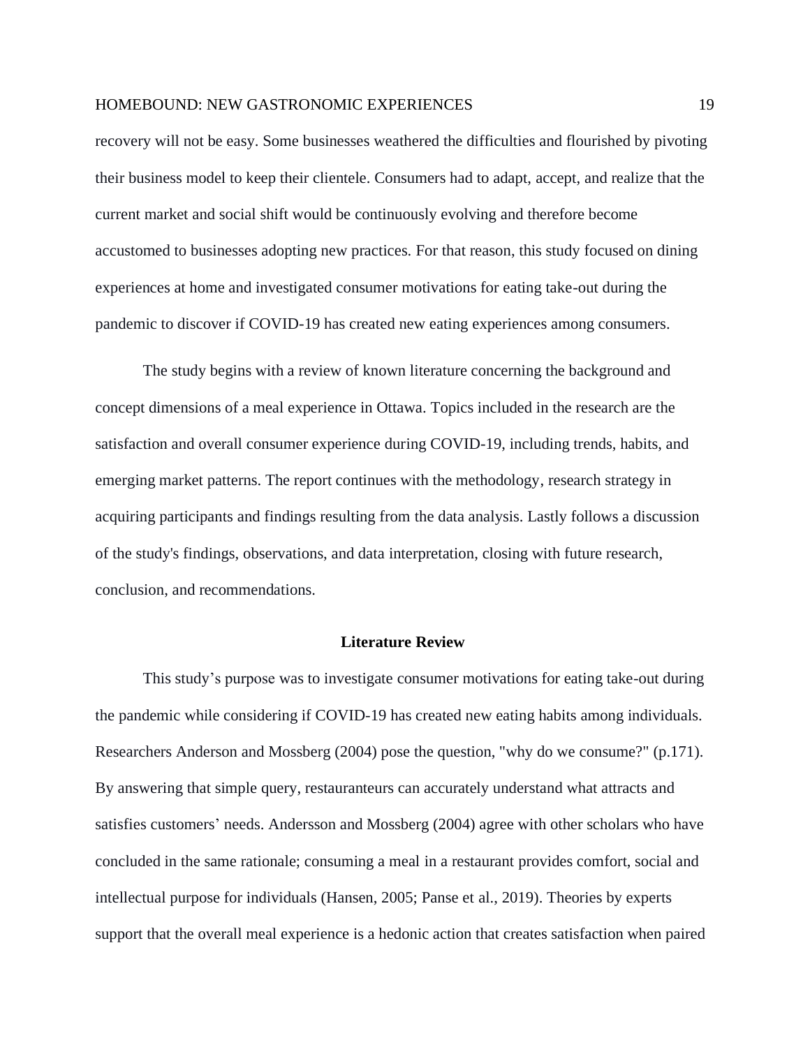recovery will not be easy. Some businesses weathered the difficulties and flourished by pivoting their business model to keep their clientele. Consumers had to adapt, accept, and realize that the current market and social shift would be continuously evolving and therefore become accustomed to businesses adopting new practices. For that reason, this study focused on dining experiences at home and investigated consumer motivations for eating take-out during the pandemic to discover if COVID-19 has created new eating experiences among consumers.

The study begins with a review of known literature concerning the background and concept dimensions of a meal experience in Ottawa. Topics included in the research are the satisfaction and overall consumer experience during COVID-19, including trends, habits, and emerging market patterns. The report continues with the methodology, research strategy in acquiring participants and findings resulting from the data analysis. Lastly follows a discussion of the study's findings, observations, and data interpretation, closing with future research, conclusion, and recommendations.

## Literature Review

This study's purpose was to investigate consumer motivations for eating take-out during the pandemic while considering if COVID-19 has created new eating habits among individuals. Researchers Anderson and Mossberg (2004) pose the question, "why do we consume?" (p.171). By answering that simple query, restauranteurs can accurately understand what attracts and satisfies customers' needs. Andersson and Mossberg (2004) agree with other scholars who have concluded in the same rationale; consuming a meal in a restaurant provides comfort, social and intellectual purpose for individuals (Hansen, 2005; Panse et al., 2019). Theories by experts support that the overall meal experience is a hedonic action that creates satisfaction when paired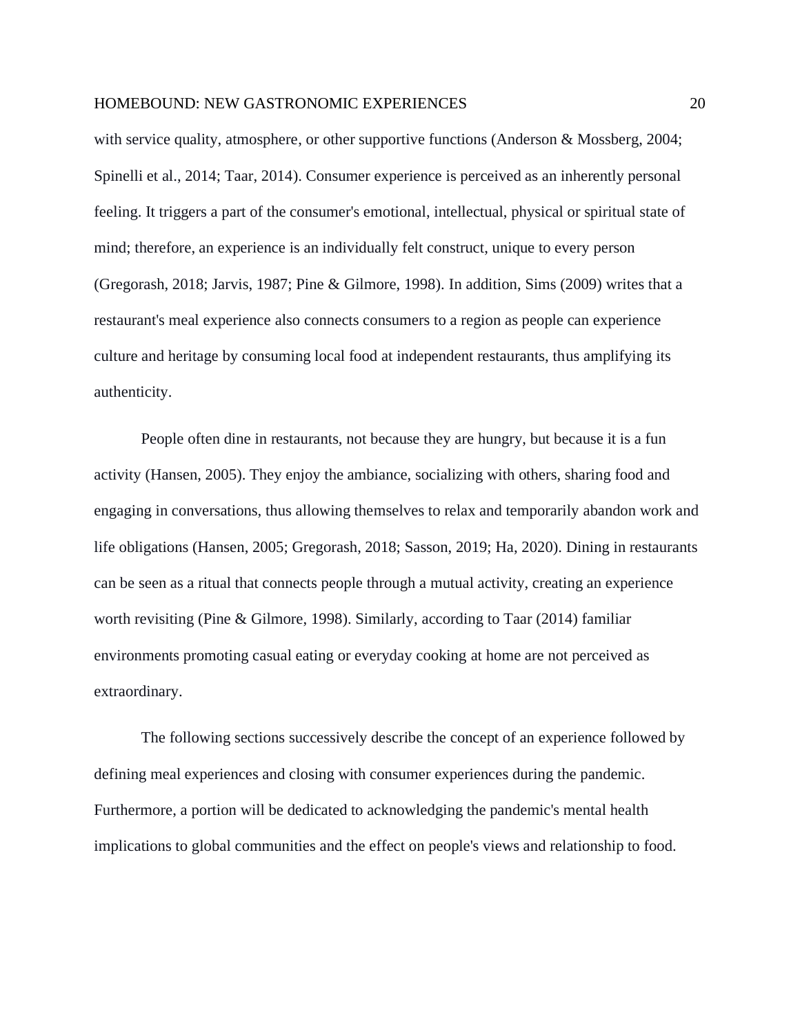with service quality, atmosphere, or other supportive functions (Anderson & Mossberg, 2004; Spinelli et al., 2014; Taar, 2014). Consumer experience is perceived as an inherently personal feeling. It triggers a part of the consumer's emotional, intellectual, physical or spiritual state of mind; therefore, an experience is an individually felt construct, unique to every person (Gregorash, 2018; Jarvis, 1987; Pine & Gilmore, 1998). In addition, Sims (2009) writes that a restaurant's meal experience also connects consumers to a region as people can experience culture and heritage by consuming local food at independent restaurants, thus amplifying its authenticity.

People often dine in restaurants, not because they are hungry, but because it is a fun activity (Hansen, 2005). They enjoy the ambiance, socializing with others, sharing food and engaging in conversations, thus allowing themselves to relax and temporarily abandon work and life obligations (Hansen, 2005; Gregorash, 2018; Sasson, 2019; Ha, 2020). Dining in restaurants can be seen as a ritual that connects people through a mutual activity, creating an experience worth revisiting (Pine & Gilmore, 1998). Similarly, according to Taar (2014) familiar environments promoting casual eating or everyday cooking at home are not perceived as extraordinary.

The following sections successively describe the concept of an experience followed by defining meal experiences and closing with consumer experiences during the pandemic. Furthermore, a portion will be dedicated to acknowledging the pandemic's mental health implications to global communities and the effect on people's views and relationship to food.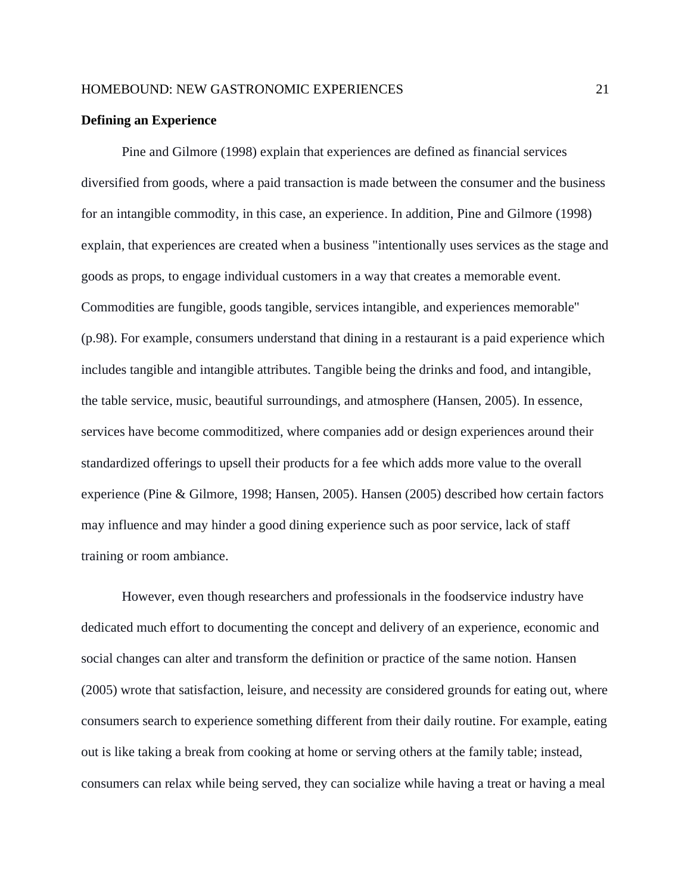**Defining an Experience**

Pine and Gilmore (1998) explain that experiences are defined as financial services diversified from goods, where a paid transaction is made between the consumer and the business for an intangible commodity, in this case, an experience. In addition, Pine and Gilmore (1998) explain, that experiences are created when a business "intentionally uses services as the stage and goods as props, to engage individual customers in a way that creates a memorable event. Commodities are fungible, goods tangible, services intangible, and experiences memorable" (p.98). For example, consumers understand that dining in a restaurant is a paid experience which includes tangible and intangible attributes. Tangible being the drinks and food, and intangible, the table service, music, beautiful surroundings, and atmosphere (Hansen, 2005). In essence, services have become commoditized, where companies add or design experiences around their standardized offerings to upsell their products for a fee which adds more value to the overall experience (Pine & Gilmore, 1998; Hansen, 2005). Hansen (2005) described how certain factors may influence and may hinder a good dining experience such as poor service, lack of staff training or room ambiance.

However, even though researchers and professionals in the foodservice industry have dedicated much effort to documenting the concept and delivery of an experience, economic and social changes can alter and transform the definition or practice of the same notion. Hansen (2005) wrote that satisfaction, leisure, and necessity are considered grounds for eating out, where consumers search to experience something different from their daily routine. For example, eating out is like taking a break from cooking at home or serving others at the family table; instead, consumers can relax while being served, they can socialize while having a treat or having a meal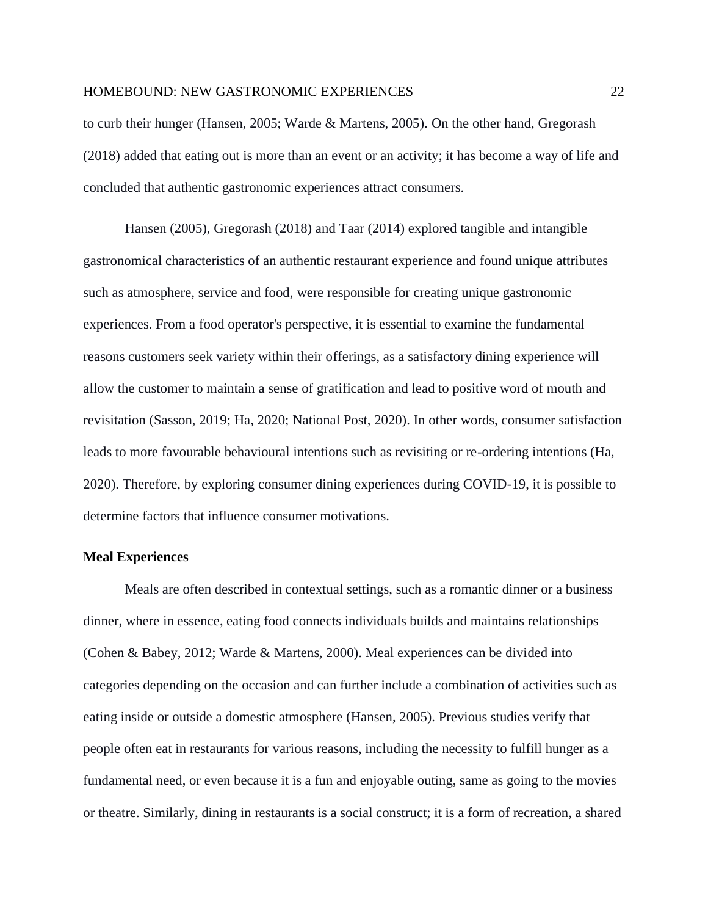to curb their hunger (Hansen, 2005; Warde & Martens, 2005). On the other hand, Gregorash (2018) added that eating out is more than an event or an activity; it has become a way of life and concluded that authentic gastronomic experiences attract consumers.

Hansen (2005), Gregorash (2018) and Taar (2014) explored tangible and intangible gastronomical characteristics of an authentic restaurant experience and found unique attributes such as atmosphere, service and food, were responsible for creating unique gastronomic experiences. From a food operator's perspective, it is essential to examine the fundamental reasons customers seek variety within their offerings, as a satisfactory dining experience will allow the customer to maintain a sense of gratification and lead to positive word of mouth and revisitation (Sasson, 2019; Ha, 2020; National Post, 2020). In other words, consumer satisfaction leads to more favourable behavioural intentions such as revisiting or re-ordering intentions (Ha, 2020). Therefore, by exploring consumer dining experiences during COVID-19, it is possible to determine factors that influence consumer motivations.

**Meal Experiences**

Meals are often described in contextual settings, such as a romantic dinner or a business dinner, where in essence, eating food connects individuals builds and maintains relationships (Cohen & Babey, 2012; Warde & Martens, 2000). Meal experiences can be divided into categories depending on the occasion and can further include a combination of activities such as eating inside or outside a domestic atmosphere (Hansen, 2005). Previous studies verify that people often eat in restaurants for various reasons, including the necessity to fulfill hunger as a fundamental need, or even because it is a fun and enjoyable outing, same as going to the movies or theatre. Similarly, dining in restaurants is a social construct; it is a form of recreation, a shared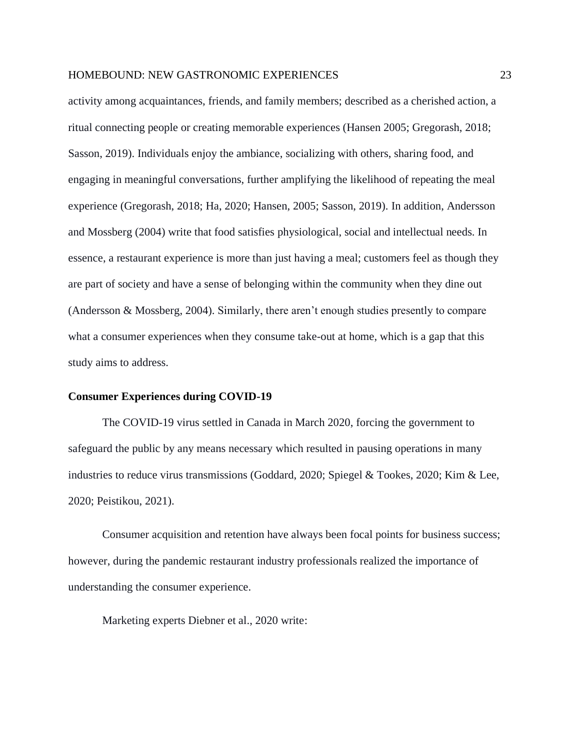activity among acquaintances, friends, and family members; described as a cherished action, a ritual connecting people or creating memorable experiences (Hansen 2005; Gregorash, 2018; Sasson, 2019). Individuals enjoy the ambiance, socializing with others, sharing food, and engaging in meaningful conversations, further amplifying the likelihood of repeating the meal experience (Gregorash, 2018; Ha, 2020; Hansen, 2005; Sasson, 2019). In addition, Andersson and Mossberg (2004) write that food satisfies physiological, social and intellectual needs. In essence, a restaurant experience is more than just having a meal; customers feel as though they are part of society and have a sense of belonging within the community when they dine out (Andersson & Mossberg, 2004). Similarly, there aren't enough studies presently to compare what a consumer experiences when they consume take-out at home, which is a gap that this study aims to address.

## Consumer Experiences during COVID-19

The COVID-19 virus settled in Canada in March 2020, forcing the government to safeguard the public by any means necessary which resulted in pausing operations in many industries to reduce virus transmissions (Goddard, 2020; Spiegel & Tookes, 2020; Kim & Lee, 2020; Peistikou, 2021).

Consumer acquisition and retention have always been focal points for business success; however, during the pandemic restaurant industry professionals realized the importance of understanding the consumer experience.

Marketing experts Diebner et al., 2020 write: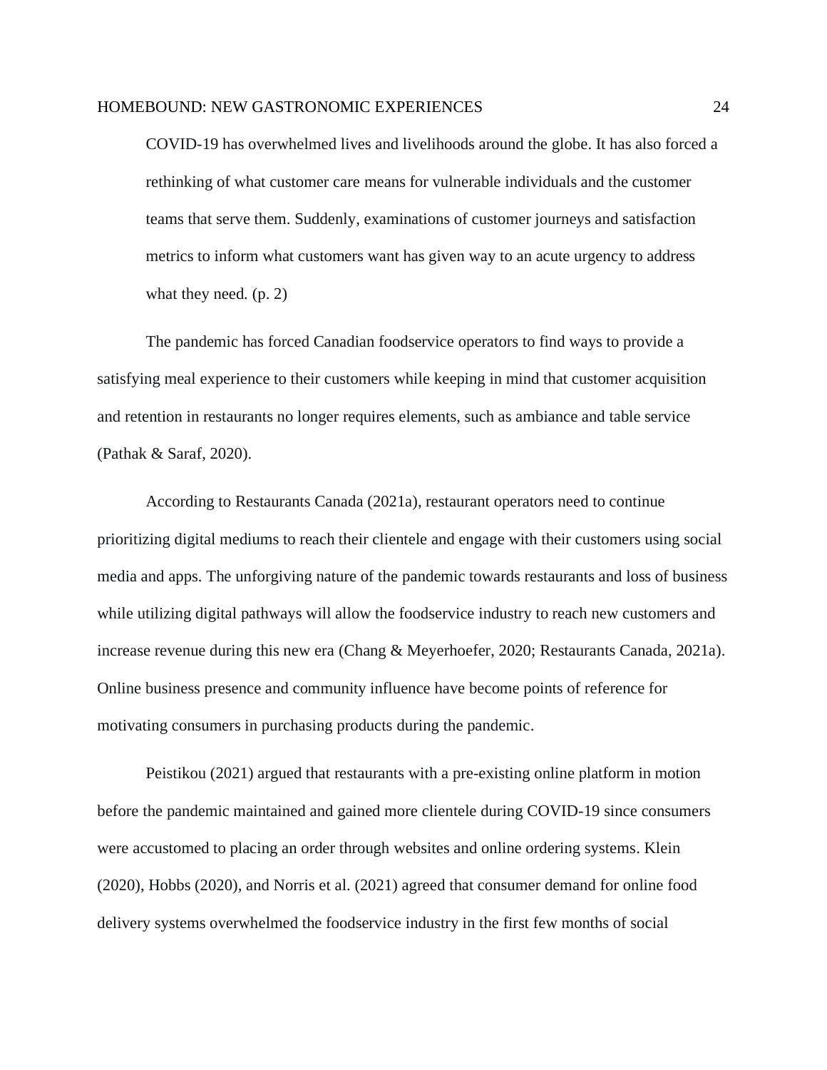> COVID-19 has overwhelmed lives and livelihoods around the globe. It has also forced a rethinking of what customer care means for vulnerable individuals and the customer teams that serve them. Suddenly, examinations of customer journeys and satisfaction metrics to inform what customers want has given way to an acute urgency to address what they need. (p. 2)

The pandemic has forced Canadian foodservice operators to find ways to provide a satisfying meal experience to their customers while keeping in mind that customer acquisition and retention in restaurants no longer requires elements, such as ambiance and table service (Pathak & Saraf, 2020).

According to Restaurants Canada (2021a), restaurant operators need to continue prioritizing digital mediums to reach their clientele and engage with their customers using social media and apps. The unforgiving nature of the pandemic towards restaurants and loss of business while utilizing digital pathways will allow the foodservice industry to reach new customers and increase revenue during this new era (Chang & Meyerhoefer, 2020; Restaurants Canada, 2021a). Online business presence and community influence have become points of reference for motivating consumers in purchasing products during the pandemic.

Peistikou (2021) argued that restaurants with a pre-existing online platform in motion before the pandemic maintained and gained more clientele during COVID-19 since consumers were accustomed to placing an order through websites and online ordering systems. Klein (2020), Hobbs (2020), and Norris et al. (2021) agreed that consumer demand for online food delivery systems overwhelmed the foodservice industry in the first few months of social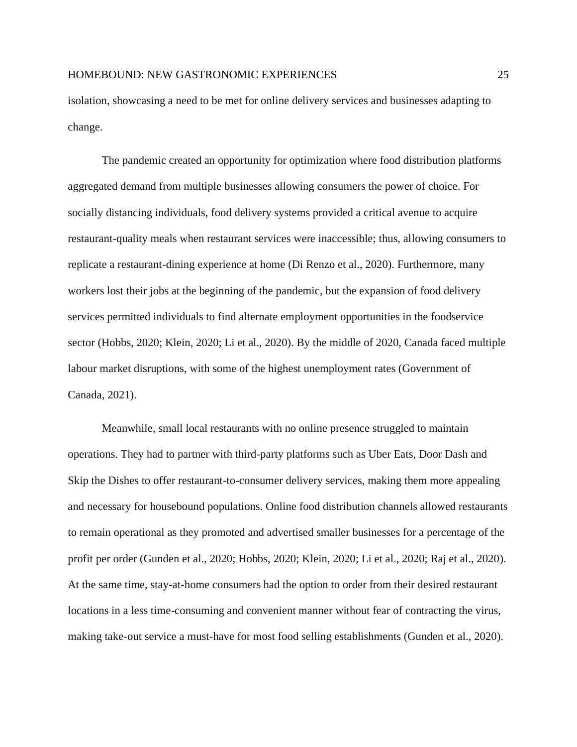isolation, showcasing a need to be met for online delivery services and businesses adapting to change.

The pandemic created an opportunity for optimization where food distribution platforms aggregated demand from multiple businesses allowing consumers the power of choice. For socially distancing individuals, food delivery systems provided a critical avenue to acquire restaurant-quality meals when restaurant services were inaccessible; thus, allowing consumers to replicate a restaurant-dining experience at home (Di Renzo et al., 2020). Furthermore, many workers lost their jobs at the beginning of the pandemic, but the expansion of food delivery services permitted individuals to find alternate employment opportunities in the foodservice sector (Hobbs, 2020; Klein, 2020; Li et al., 2020). By the middle of 2020, Canada faced multiple labour market disruptions, with some of the highest unemployment rates (Government of Canada, 2021).

Meanwhile, small local restaurants with no online presence struggled to maintain operations. They had to partner with third-party platforms such as Uber Eats, Door Dash and Skip the Dishes to offer restaurant-to-consumer delivery services, making them more appealing and necessary for housebound populations. Online food distribution channels allowed restaurants to remain operational as they promoted and advertised smaller businesses for a percentage of the profit per order (Gunden et al., 2020; Hobbs, 2020; Klein, 2020; Li et al., 2020; Raj et al., 2020). At the same time, stay-at-home consumers had the option to order from their desired restaurant locations in a less time-consuming and convenient manner without fear of contracting the virus, making take-out service a must-have for most food selling establishments (Gunden et al., 2020).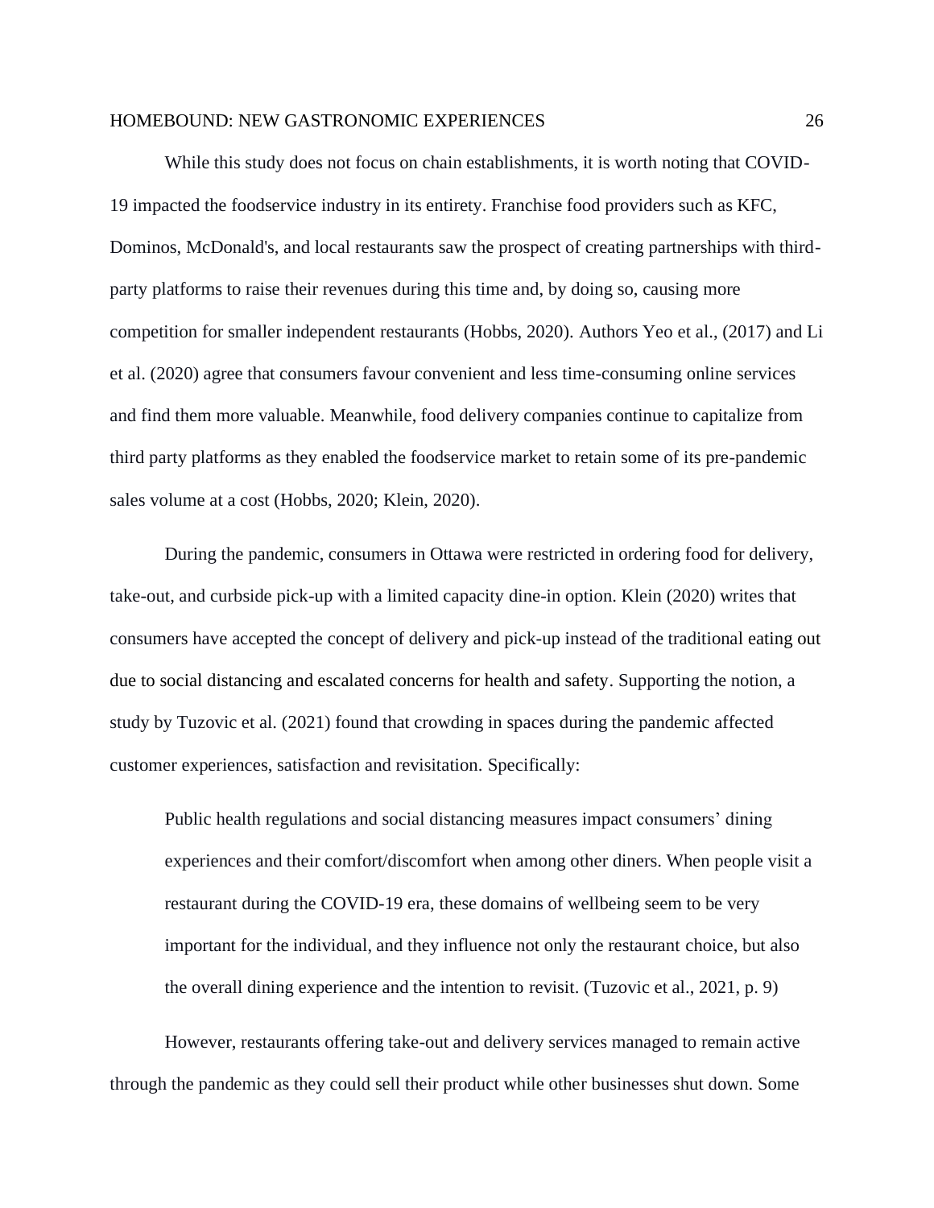While this study does not focus on chain establishments, it is worth noting that COVID-19 impacted the foodservice industry in its entirety. Franchise food providers such as KFC, Dominos, McDonald's, and local restaurants saw the prospect of creating partnerships with third-party platforms to raise their revenues during this time and, by doing so, causing more competition for smaller independent restaurants (Hobbs, 2020). Authors Yeo et al., (2017) and Li et al. (2020) agree that consumers favour convenient and less time-consuming online services and find them more valuable. Meanwhile, food delivery companies continue to capitalize from third party platforms as they enabled the foodservice market to retain some of its pre-pandemic sales volume at a cost (Hobbs, 2020; Klein, 2020).

During the pandemic, consumers in Ottawa were restricted in ordering food for delivery, take-out, and curbside pick-up with a limited capacity dine-in option. Klein (2020) writes that consumers have accepted the concept of delivery and pick-up instead of the traditional eating out due to social distancing and escalated concerns for health and safety. Supporting the notion, a study by Tuzovic et al. (2021) found that crowding in spaces during the pandemic affected customer experiences, satisfaction and revisitation. Specifically:

> Public health regulations and social distancing measures impact consumers' dining experiences and their comfort/discomfort when among other diners. When people visit a restaurant during the COVID-19 era, these domains of wellbeing seem to be very important for the individual, and they influence not only the restaurant choice, but also the overall dining experience and the intention to revisit. (Tuzovic et al., 2021, p. 9)

However, restaurants offering take-out and delivery services managed to remain active through the pandemic as they could sell their product while other businesses shut down. Some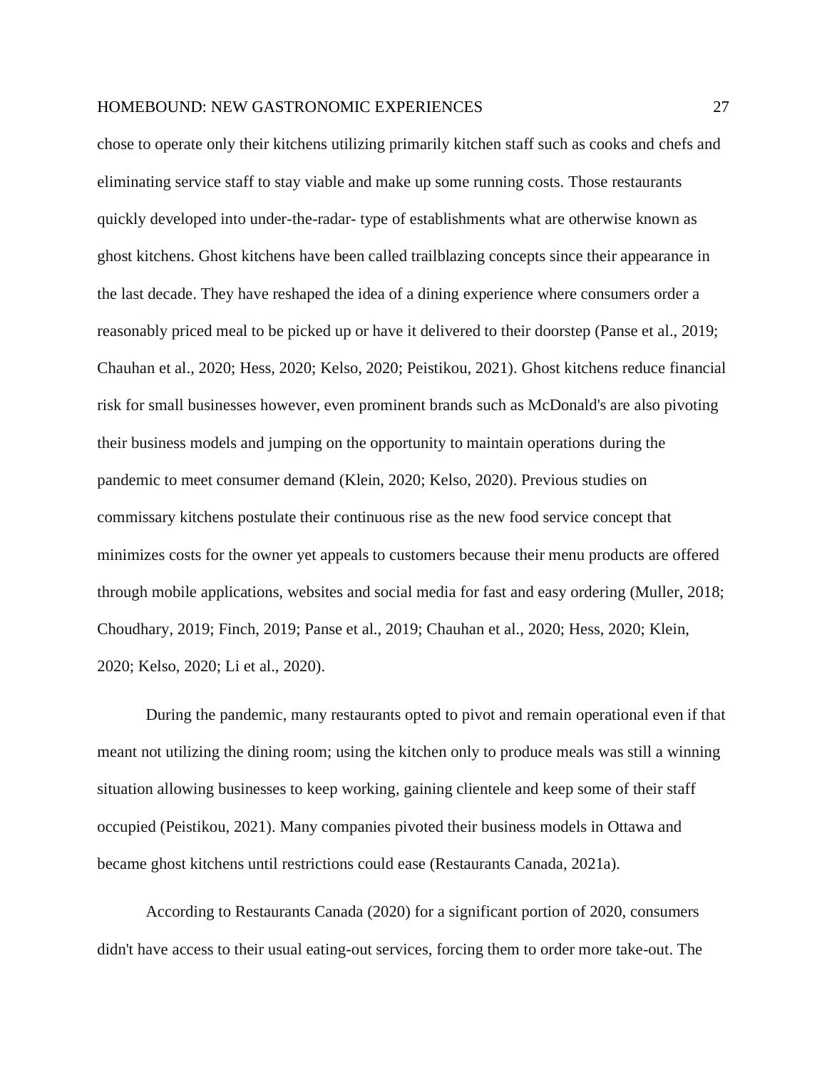chose to operate only their kitchens utilizing primarily kitchen staff such as cooks and chefs and eliminating service staff to stay viable and make up some running costs. Those restaurants quickly developed into under-the-radar- type of establishments what are otherwise known as ghost kitchens. Ghost kitchens have been called trailblazing concepts since their appearance in the last decade. They have reshaped the idea of a dining experience where consumers order a reasonably priced meal to be picked up or have it delivered to their doorstep (Panse et al., 2019; Chauhan et al., 2020; Hess, 2020; Kelso, 2020; Peistikou, 2021). Ghost kitchens reduce financial risk for small businesses however, even prominent brands such as McDonald's are also pivoting their business models and jumping on the opportunity to maintain operations during the pandemic to meet consumer demand (Klein, 2020; Kelso, 2020). Previous studies on commissary kitchens postulate their continuous rise as the new food service concept that minimizes costs for the owner yet appeals to customers because their menu products are offered through mobile applications, websites and social media for fast and easy ordering (Muller, 2018; Choudhary, 2019; Finch, 2019; Panse et al., 2019; Chauhan et al., 2020; Hess, 2020; Klein, 2020; Kelso, 2020; Li et al., 2020).

During the pandemic, many restaurants opted to pivot and remain operational even if that meant not utilizing the dining room; using the kitchen only to produce meals was still a winning situation allowing businesses to keep working, gaining clientele and keep some of their staff occupied (Peistikou, 2021). Many companies pivoted their business models in Ottawa and became ghost kitchens until restrictions could ease (Restaurants Canada, 2021a).

According to Restaurants Canada (2020) for a significant portion of 2020, consumers didn't have access to their usual eating-out services, forcing them to order more take-out. The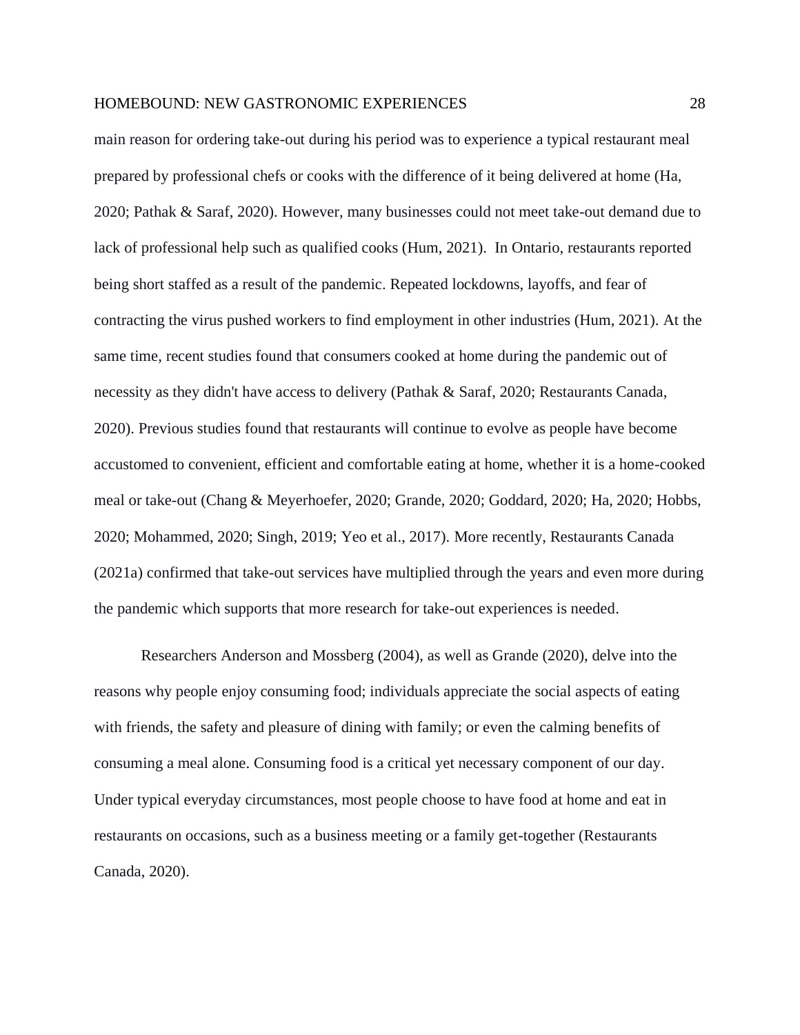main reason for ordering take-out during his period was to experience a typical restaurant meal prepared by professional chefs or cooks with the difference of it being delivered at home (Ha, 2020; Pathak & Saraf, 2020). However, many businesses could not meet take-out demand due to lack of professional help such as qualified cooks (Hum, 2021).  In Ontario, restaurants reported being short staffed as a result of the pandemic. Repeated lockdowns, layoffs, and fear of contracting the virus pushed workers to find employment in other industries (Hum, 2021). At the same time, recent studies found that consumers cooked at home during the pandemic out of necessity as they didn't have access to delivery (Pathak & Saraf, 2020; Restaurants Canada, 2020). Previous studies found that restaurants will continue to evolve as people have become accustomed to convenient, efficient and comfortable eating at home, whether it is a home-cooked meal or take-out (Chang & Meyerhoefer, 2020; Grande, 2020; Goddard, 2020; Ha, 2020; Hobbs, 2020; Mohammed, 2020; Singh, 2019; Yeo et al., 2017). More recently, Restaurants Canada (2021a) confirmed that take-out services have multiplied through the years and even more during the pandemic which supports that more research for take-out experiences is needed.

Researchers Anderson and Mossberg (2004), as well as Grande (2020), delve into the reasons why people enjoy consuming food; individuals appreciate the social aspects of eating with friends, the safety and pleasure of dining with family; or even the calming benefits of consuming a meal alone. Consuming food is a critical yet necessary component of our day. Under typical everyday circumstances, most people choose to have food at home and eat in restaurants on occasions, such as a business meeting or a family get-together (Restaurants Canada, 2020).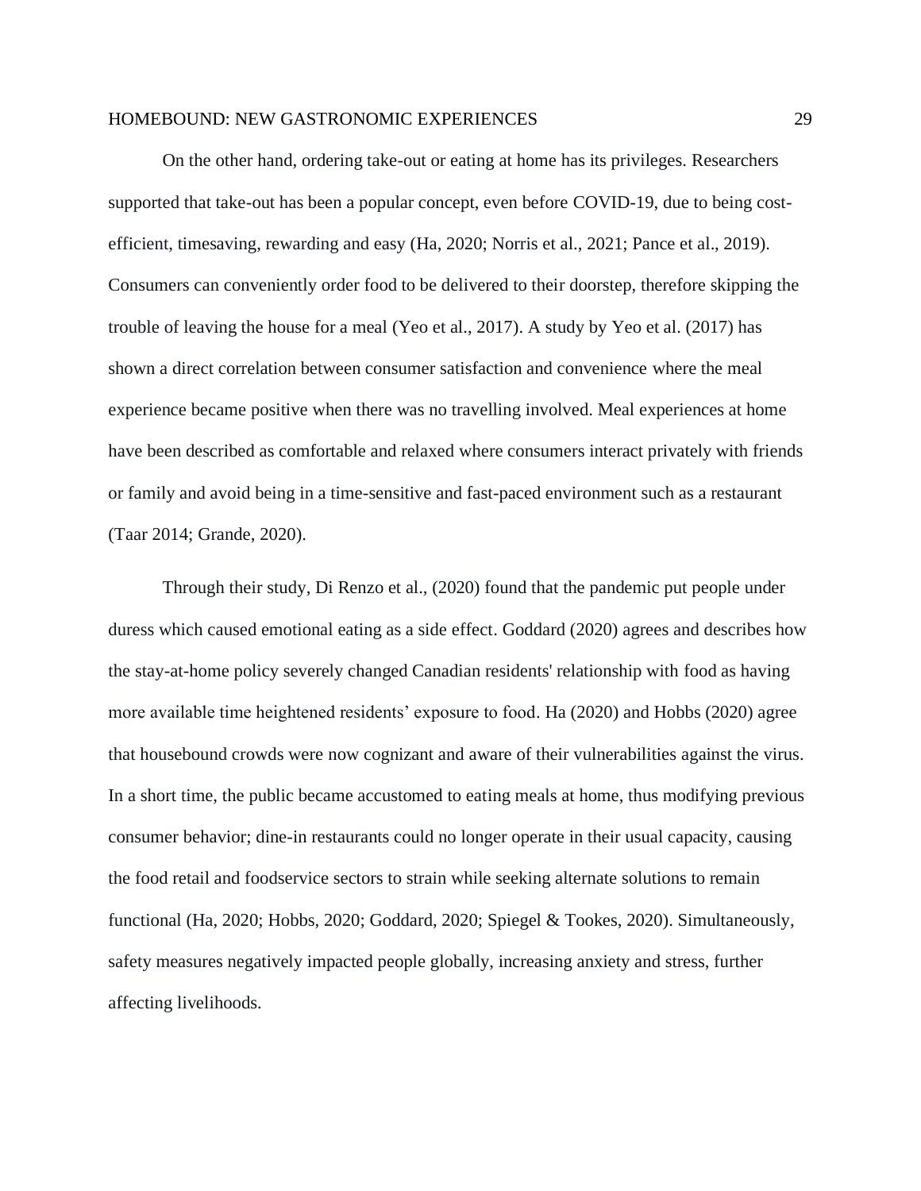On the other hand, ordering take-out or eating at home has its privileges. Researchers supported that take-out has been a popular concept, even before COVID-19, due to being cost-efficient, timesaving, rewarding and easy (Ha, 2020; Norris et al., 2021; Pance et al., 2019). Consumers can conveniently order food to be delivered to their doorstep, therefore skipping the trouble of leaving the house for a meal (Yeo et al., 2017). A study by Yeo et al. (2017) has shown a direct correlation between consumer satisfaction and convenience where the meal experience became positive when there was no travelling involved. Meal experiences at home have been described as comfortable and relaxed where consumers interact privately with friends or family and avoid being in a time-sensitive and fast-paced environment such as a restaurant (Taar 2014; Grande, 2020).

Through their study, Di Renzo et al., (2020) found that the pandemic put people under duress which caused emotional eating as a side effect. Goddard (2020) agrees and describes how the stay-at-home policy severely changed Canadian residents' relationship with food as having more available time heightened residents' exposure to food. Ha (2020) and Hobbs (2020) agree that housebound crowds were now cognizant and aware of their vulnerabilities against the virus. In a short time, the public became accustomed to eating meals at home, thus modifying previous consumer behavior; dine-in restaurants could no longer operate in their usual capacity, causing the food retail and foodservice sectors to strain while seeking alternate solutions to remain functional (Ha, 2020; Hobbs, 2020; Goddard, 2020; Spiegel & Tookes, 2020). Simultaneously, safety measures negatively impacted people globally, increasing anxiety and stress, further affecting livelihoods.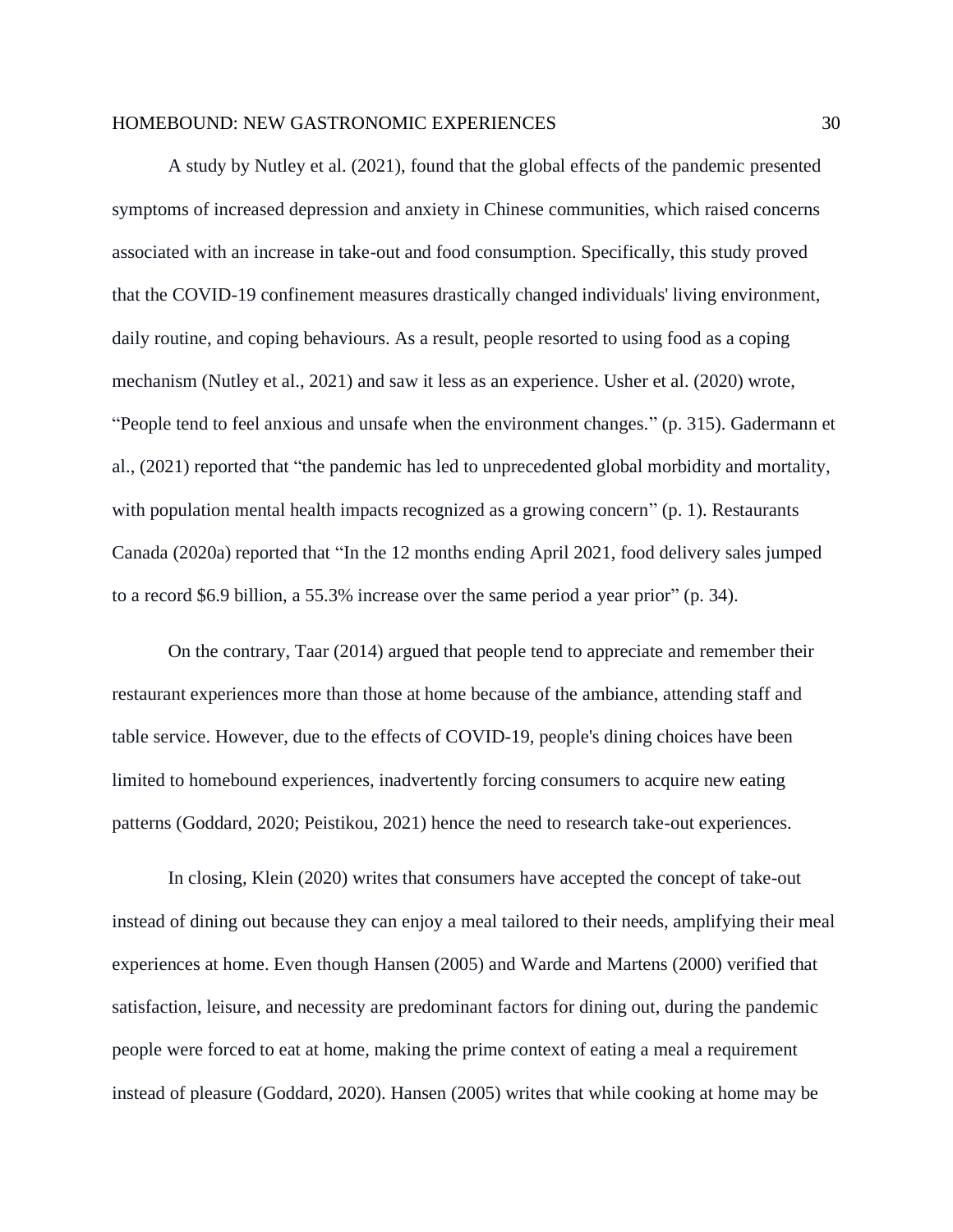A study by Nutley et al. (2021), found that the global effects of the pandemic presented symptoms of increased depression and anxiety in Chinese communities, which raised concerns associated with an increase in take-out and food consumption. Specifically, this study proved that the COVID-19 confinement measures drastically changed individuals' living environment, daily routine, and coping behaviours. As a result, people resorted to using food as a coping mechanism (Nutley et al., 2021) and saw it less as an experience. Usher et al. (2020) wrote, "People tend to feel anxious and unsafe when the environment changes." (p. 315). Gadermann et al., (2021) reported that "the pandemic has led to unprecedented global morbidity and mortality, with population mental health impacts recognized as a growing concern" (p. 1). Restaurants Canada (2020a) reported that "In the 12 months ending April 2021, food delivery sales jumped to a record $6.9 billion, a 55.3% increase over the same period a year prior" (p. 34).

On the contrary, Taar (2014) argued that people tend to appreciate and remember their restaurant experiences more than those at home because of the ambiance, attending staff and table service. However, due to the effects of COVID-19, people's dining choices have been limited to homebound experiences, inadvertently forcing consumers to acquire new eating patterns (Goddard, 2020; Peistikou, 2021) hence the need to research take-out experiences.

In closing, Klein (2020) writes that consumers have accepted the concept of take-out instead of dining out because they can enjoy a meal tailored to their needs, amplifying their meal experiences at home. Even though Hansen (2005) and Warde and Martens (2000) verified that satisfaction, leisure, and necessity are predominant factors for dining out, during the pandemic people were forced to eat at home, making the prime context of eating a meal a requirement instead of pleasure (Goddard, 2020). Hansen (2005) writes that while cooking at home may be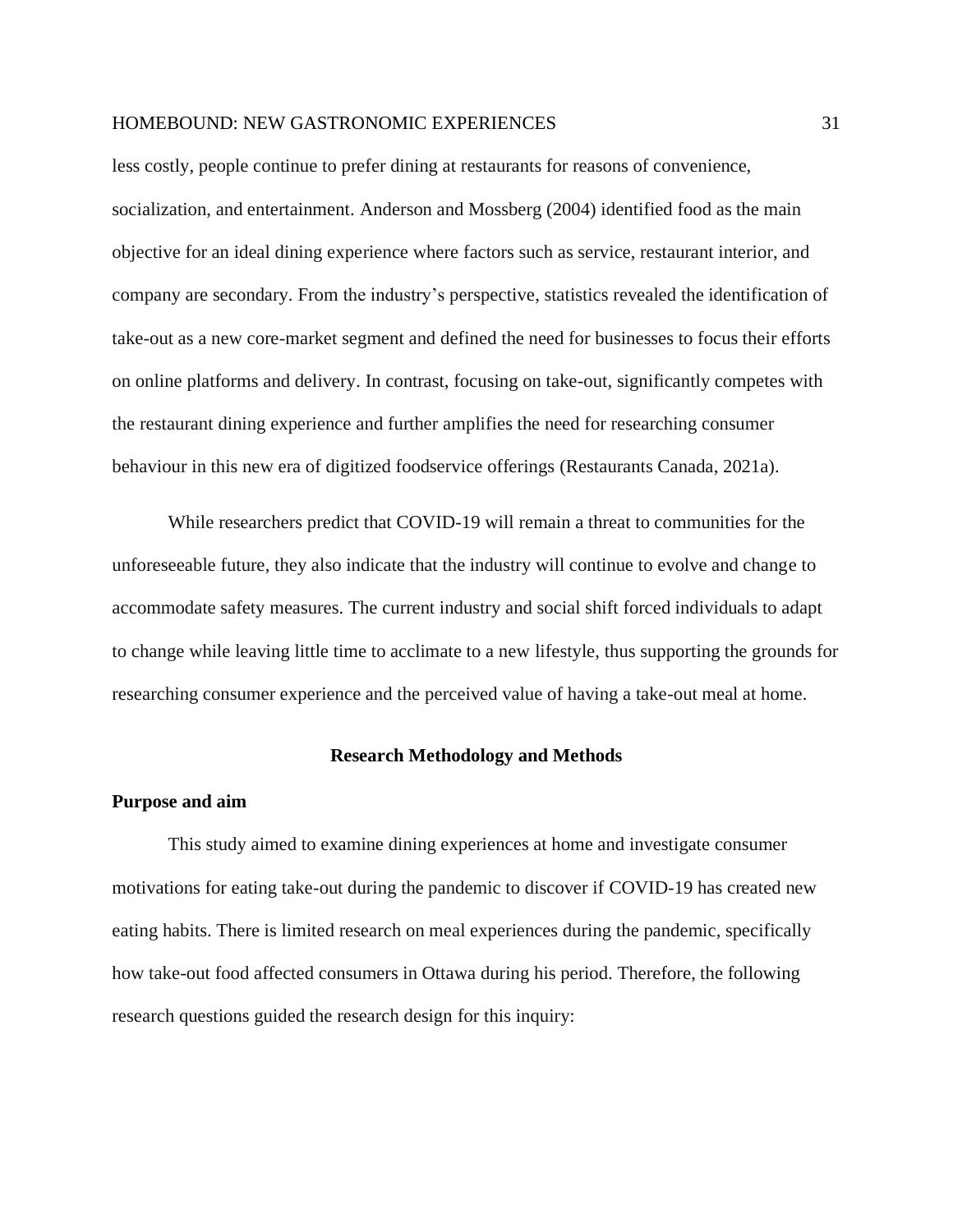less costly, people continue to prefer dining at restaurants for reasons of convenience, socialization, and entertainment. Anderson and Mossberg (2004) identified food as the main objective for an ideal dining experience where factors such as service, restaurant interior, and company are secondary. From the industry's perspective, statistics revealed the identification of take-out as a new core-market segment and defined the need for businesses to focus their efforts on online platforms and delivery. In contrast, focusing on take-out, significantly competes with the restaurant dining experience and further amplifies the need for researching consumer behaviour in this new era of digitized foodservice offerings (Restaurants Canada, 2021a).

While researchers predict that COVID-19 will remain a threat to communities for the unforeseeable future, they also indicate that the industry will continue to evolve and change to accommodate safety measures. The current industry and social shift forced individuals to adapt to change while leaving little time to acclimate to a new lifestyle, thus supporting the grounds for researching consumer experience and the perceived value of having a take-out meal at home.

## Research Methodology and Methods

### Purpose and aim

This study aimed to examine dining experiences at home and investigate consumer motivations for eating take-out during the pandemic to discover if COVID-19 has created new eating habits. There is limited research on meal experiences during the pandemic, specifically how take-out food affected consumers in Ottawa during his period. Therefore, the following research questions guided the research design for this inquiry: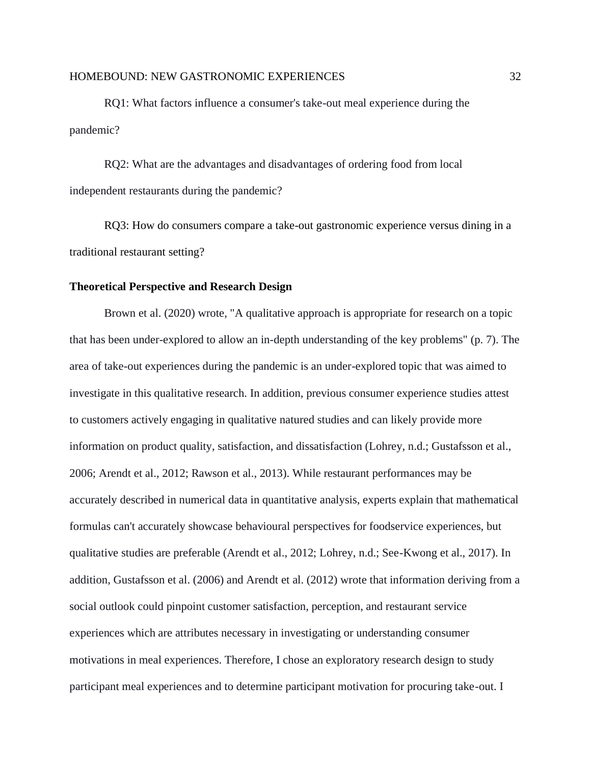RQ1: What factors influence a consumer's take-out meal experience during the pandemic?

RQ2: What are the advantages and disadvantages of ordering food from local independent restaurants during the pandemic?

RQ3: How do consumers compare a take-out gastronomic experience versus dining in a traditional restaurant setting?

**Theoretical Perspective and Research Design**

Brown et al. (2020) wrote, "A qualitative approach is appropriate for research on a topic that has been under-explored to allow an in-depth understanding of the key problems" (p. 7). The area of take-out experiences during the pandemic is an under-explored topic that was aimed to investigate in this qualitative research. In addition, previous consumer experience studies attest to customers actively engaging in qualitative natured studies and can likely provide more information on product quality, satisfaction, and dissatisfaction (Lohrey, n.d.; Gustafsson et al., 2006; Arendt et al., 2012; Rawson et al., 2013). While restaurant performances may be accurately described in numerical data in quantitative analysis, experts explain that mathematical formulas can't accurately showcase behavioural perspectives for foodservice experiences, but qualitative studies are preferable (Arendt et al., 2012; Lohrey, n.d.; See-Kwong et al., 2017). In addition, Gustafsson et al. (2006) and Arendt et al. (2012) wrote that information deriving from a social outlook could pinpoint customer satisfaction, perception, and restaurant service experiences which are attributes necessary in investigating or understanding consumer motivations in meal experiences. Therefore, I chose an exploratory research design to study participant meal experiences and to determine participant motivation for procuring take-out. I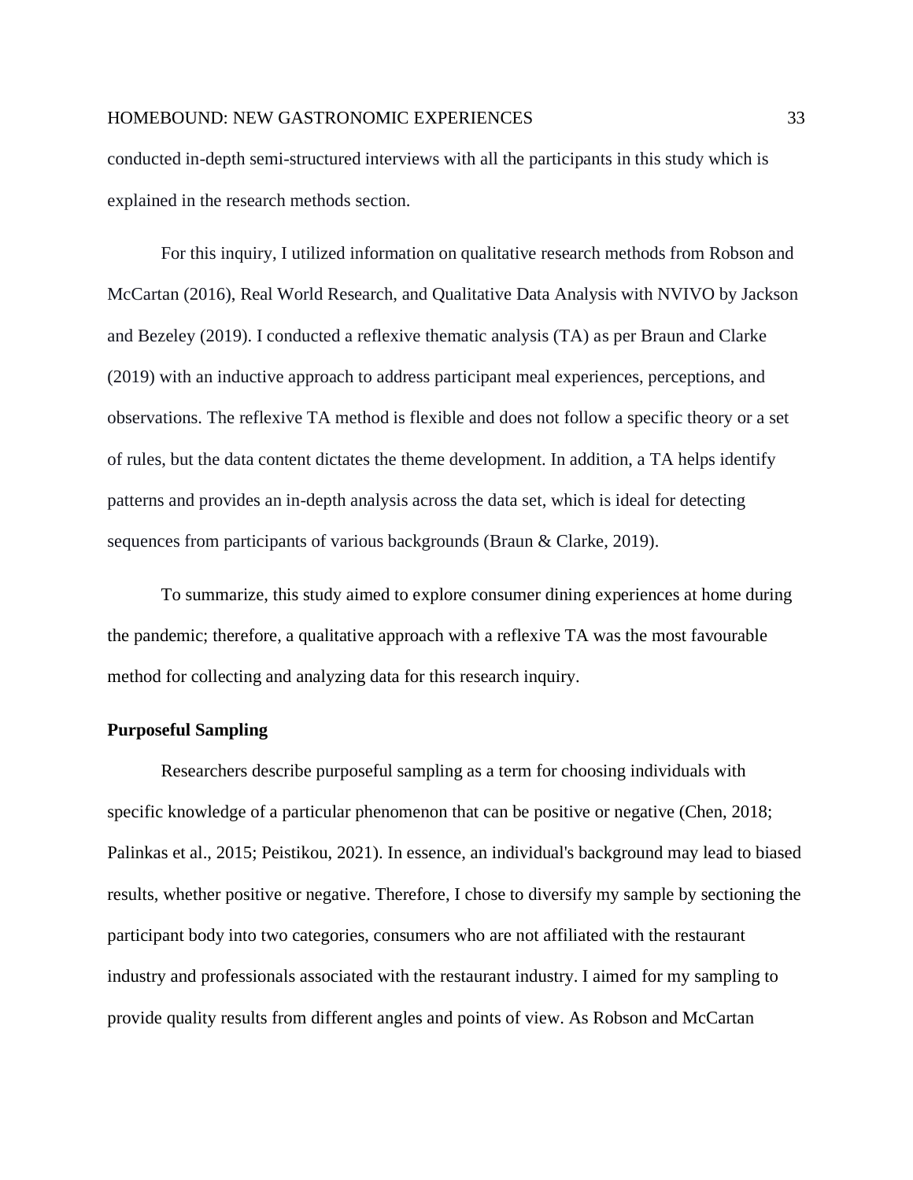conducted in-depth semi-structured interviews with all the participants in this study which is explained in the research methods section.

For this inquiry, I utilized information on qualitative research methods from Robson and McCartan (2016), Real World Research, and Qualitative Data Analysis with NVIVO by Jackson and Bezeley (2019). I conducted a reflexive thematic analysis (TA) as per Braun and Clarke (2019) with an inductive approach to address participant meal experiences, perceptions, and observations. The reflexive TA method is flexible and does not follow a specific theory or a set of rules, but the data content dictates the theme development. In addition, a TA helps identify patterns and provides an in-depth analysis across the data set, which is ideal for detecting sequences from participants of various backgrounds (Braun & Clarke, 2019).

To summarize, this study aimed to explore consumer dining experiences at home during the pandemic; therefore, a qualitative approach with a reflexive TA was the most favourable method for collecting and analyzing data for this research inquiry.

**Purposeful Sampling**

Researchers describe purposeful sampling as a term for choosing individuals with specific knowledge of a particular phenomenon that can be positive or negative (Chen, 2018; Palinkas et al., 2015; Peistikou, 2021). In essence, an individual's background may lead to biased results, whether positive or negative. Therefore, I chose to diversify my sample by sectioning the participant body into two categories, consumers who are not affiliated with the restaurant industry and professionals associated with the restaurant industry. I aimed for my sampling to provide quality results from different angles and points of view. As Robson and McCartan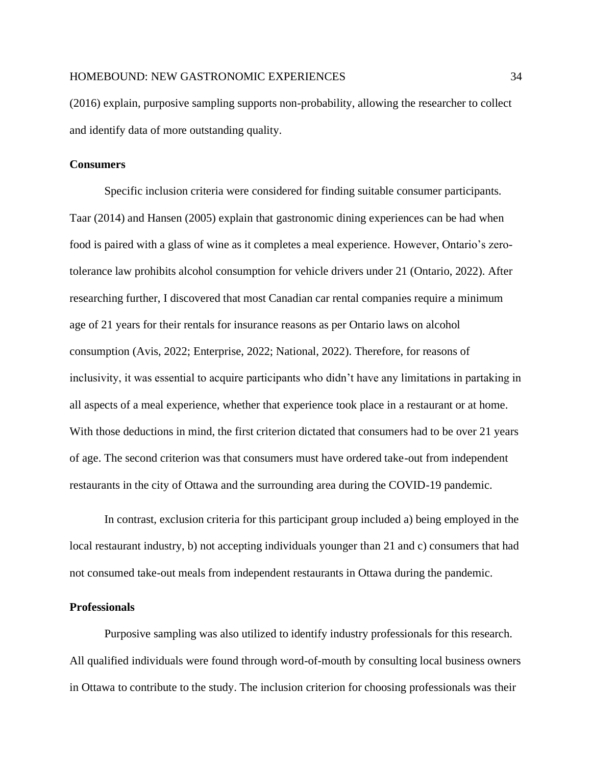(2016) explain, purposive sampling supports non-probability, allowing the researcher to collect and identify data of more outstanding quality.

### Consumers

Specific inclusion criteria were considered for finding suitable consumer participants. Taar (2014) and Hansen (2005) explain that gastronomic dining experiences can be had when food is paired with a glass of wine as it completes a meal experience. However, Ontario's zero-tolerance law prohibits alcohol consumption for vehicle drivers under 21 (Ontario, 2022). After researching further, I discovered that most Canadian car rental companies require a minimum age of 21 years for their rentals for insurance reasons as per Ontario laws on alcohol consumption (Avis, 2022; Enterprise, 2022; National, 2022). Therefore, for reasons of inclusivity, it was essential to acquire participants who didn't have any limitations in partaking in all aspects of a meal experience, whether that experience took place in a restaurant or at home. With those deductions in mind, the first criterion dictated that consumers had to be over 21 years of age. The second criterion was that consumers must have ordered take-out from independent restaurants in the city of Ottawa and the surrounding area during the COVID-19 pandemic.

In contrast, exclusion criteria for this participant group included a) being employed in the local restaurant industry, b) not accepting individuals younger than 21 and c) consumers that had not consumed take-out meals from independent restaurants in Ottawa during the pandemic.

### Professionals

Purposive sampling was also utilized to identify industry professionals for this research. All qualified individuals were found through word-of-mouth by consulting local business owners in Ottawa to contribute to the study. The inclusion criterion for choosing professionals was their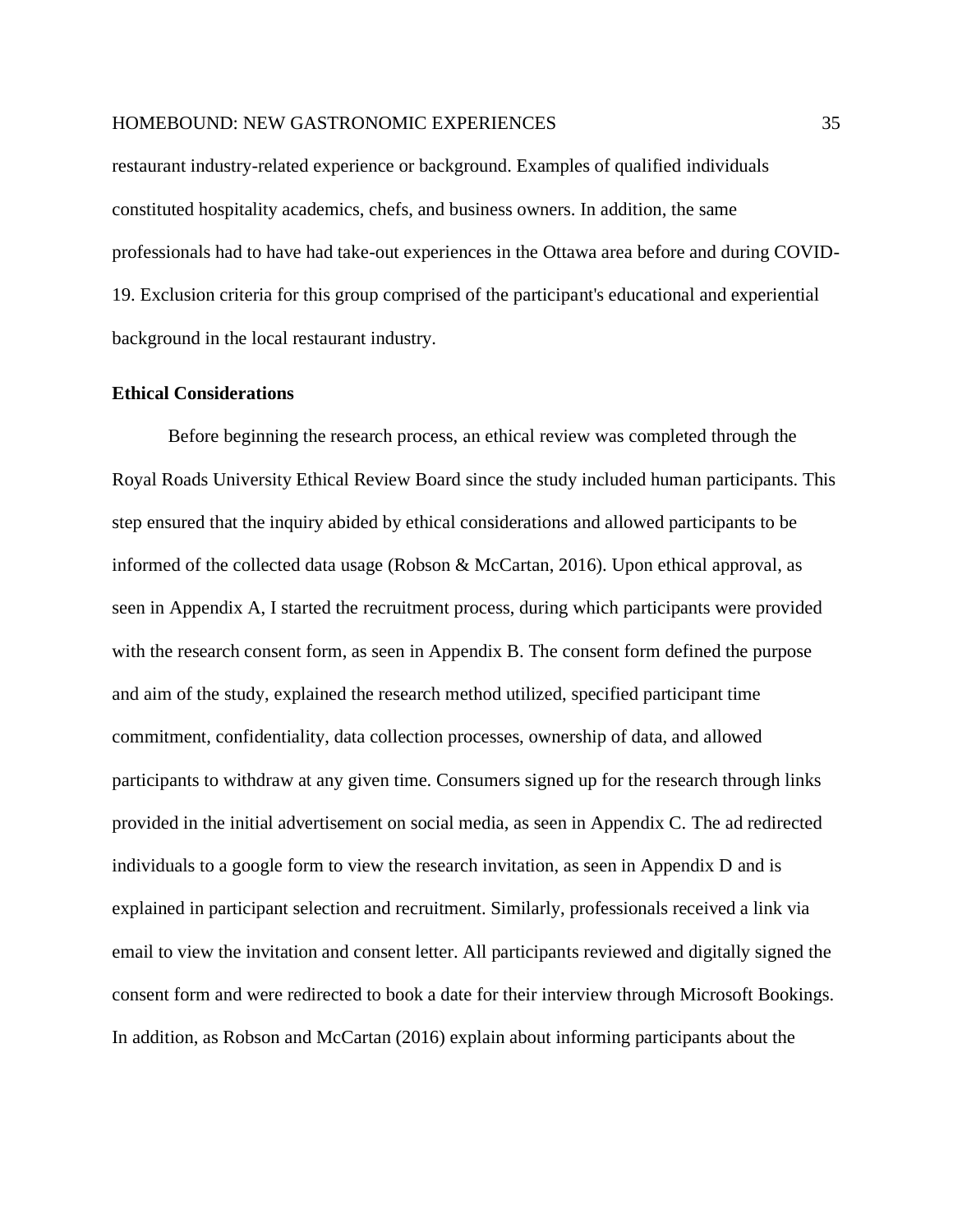restaurant industry-related experience or background. Examples of qualified individuals constituted hospitality academics, chefs, and business owners. In addition, the same professionals had to have had take-out experiences in the Ottawa area before and during COVID-19. Exclusion criteria for this group comprised of the participant's educational and experiential background in the local restaurant industry.

**Ethical Considerations**

Before beginning the research process, an ethical review was completed through the Royal Roads University Ethical Review Board since the study included human participants. This step ensured that the inquiry abided by ethical considerations and allowed participants to be informed of the collected data usage (Robson & McCartan, 2016). Upon ethical approval, as seen in Appendix A, I started the recruitment process, during which participants were provided with the research consent form, as seen in Appendix B. The consent form defined the purpose and aim of the study, explained the research method utilized, specified participant time commitment, confidentiality, data collection processes, ownership of data, and allowed participants to withdraw at any given time. Consumers signed up for the research through links provided in the initial advertisement on social media, as seen in Appendix C. The ad redirected individuals to a google form to view the research invitation, as seen in Appendix D and is explained in participant selection and recruitment. Similarly, professionals received a link via email to view the invitation and consent letter. All participants reviewed and digitally signed the consent form and were redirected to book a date for their interview through Microsoft Bookings. In addition, as Robson and McCartan (2016) explain about informing participants about the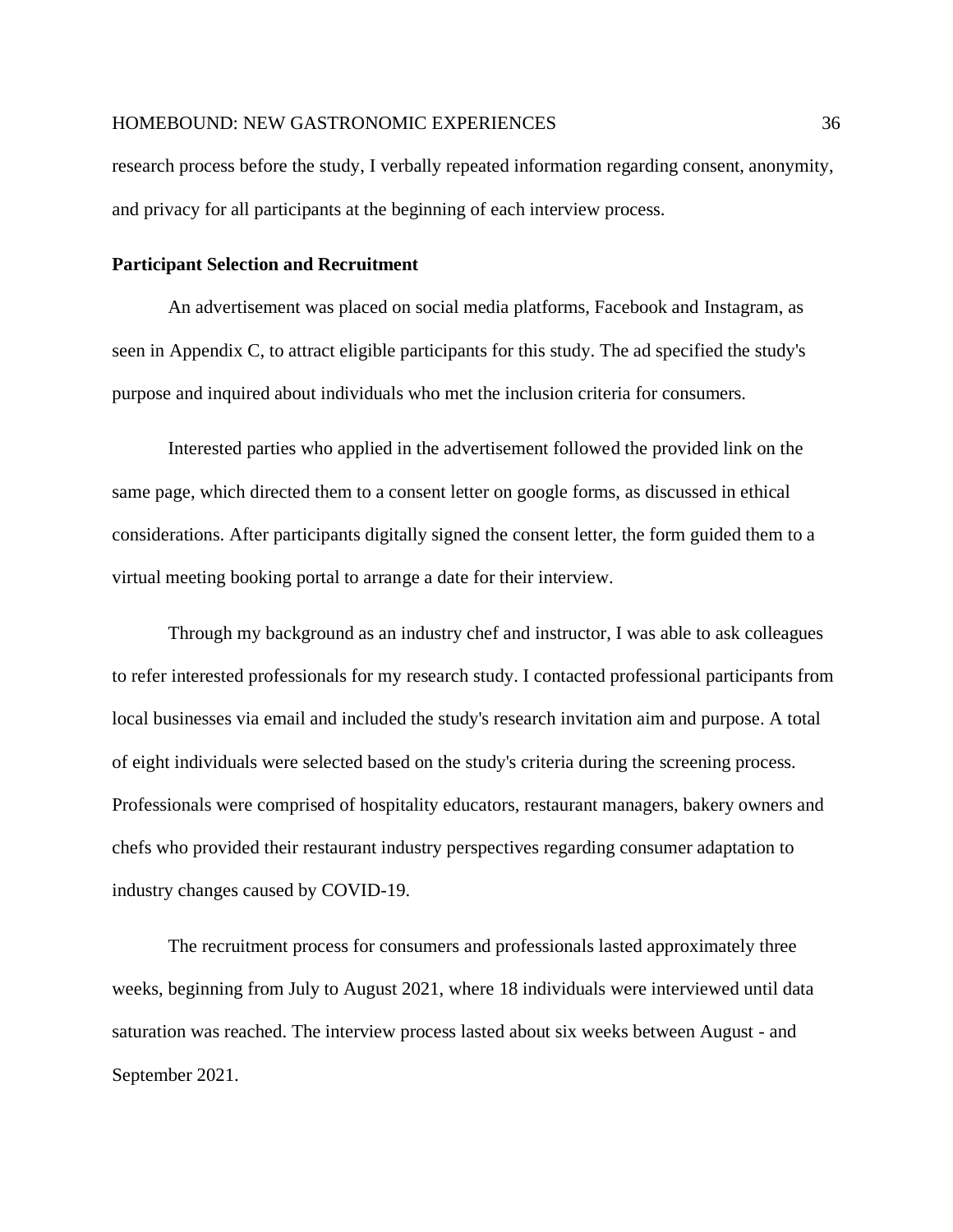research process before the study, I verbally repeated information regarding consent, anonymity, and privacy for all participants at the beginning of each interview process.

**Participant Selection and Recruitment**

An advertisement was placed on social media platforms, Facebook and Instagram, as seen in Appendix C, to attract eligible participants for this study. The ad specified the study's purpose and inquired about individuals who met the inclusion criteria for consumers.

Interested parties who applied in the advertisement followed the provided link on the same page, which directed them to a consent letter on google forms, as discussed in ethical considerations. After participants digitally signed the consent letter, the form guided them to a virtual meeting booking portal to arrange a date for their interview.

Through my background as an industry chef and instructor, I was able to ask colleagues to refer interested professionals for my research study. I contacted professional participants from local businesses via email and included the study's research invitation aim and purpose. A total of eight individuals were selected based on the study's criteria during the screening process. Professionals were comprised of hospitality educators, restaurant managers, bakery owners and chefs who provided their restaurant industry perspectives regarding consumer adaptation to industry changes caused by COVID-19.

The recruitment process for consumers and professionals lasted approximately three weeks, beginning from July to August 2021, where 18 individuals were interviewed until data saturation was reached. The interview process lasted about six weeks between August - and September 2021.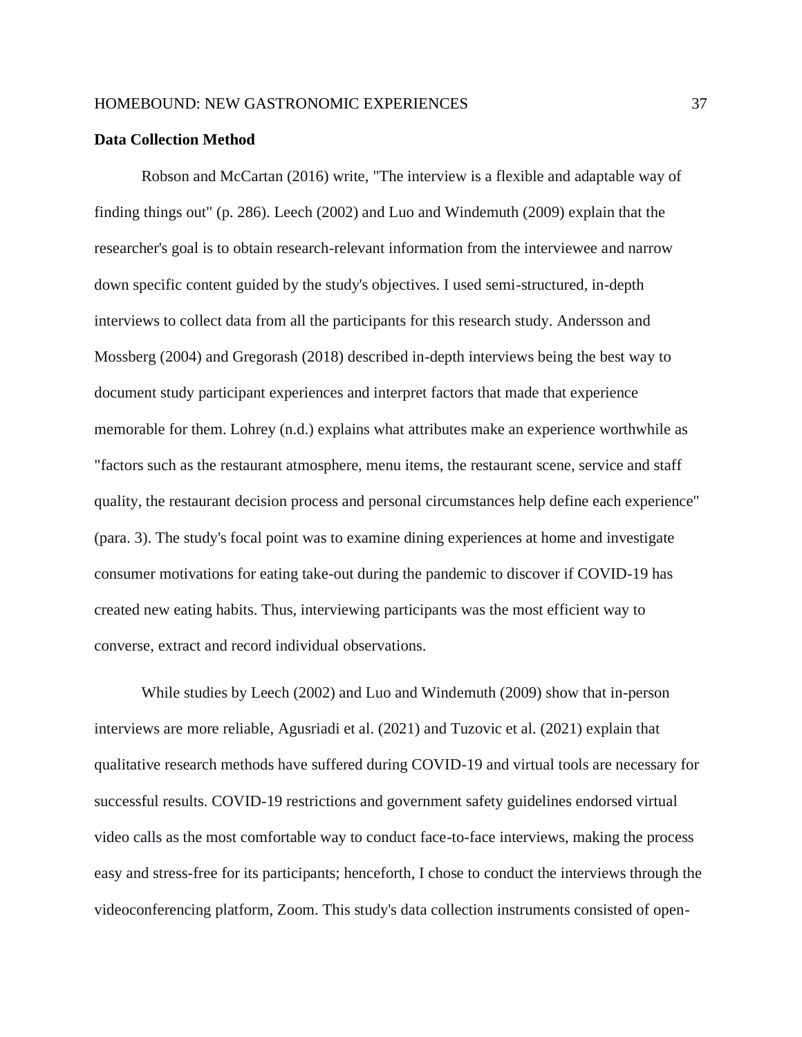**Data Collection Method**

Robson and McCartan (2016) write, "The interview is a flexible and adaptable way of finding things out" (p. 286). Leech (2002) and Luo and Windemuth (2009) explain that the researcher's goal is to obtain research-relevant information from the interviewee and narrow down specific content guided by the study's objectives. I used semi-structured, in-depth interviews to collect data from all the participants for this research study. Andersson and Mossberg (2004) and Gregorash (2018) described in-depth interviews being the best way to document study participant experiences and interpret factors that made that experience memorable for them. Lohrey (n.d.) explains what attributes make an experience worthwhile as "factors such as the restaurant atmosphere, menu items, the restaurant scene, service and staff quality, the restaurant decision process and personal circumstances help define each experience" (para. 3). The study's focal point was to examine dining experiences at home and investigate consumer motivations for eating take-out during the pandemic to discover if COVID-19 has created new eating habits. Thus, interviewing participants was the most efficient way to converse, extract and record individual observations.

While studies by Leech (2002) and Luo and Windemuth (2009) show that in-person interviews are more reliable, Agusriadi et al. (2021) and Tuzovic et al. (2021) explain that qualitative research methods have suffered during COVID-19 and virtual tools are necessary for successful results. COVID-19 restrictions and government safety guidelines endorsed virtual video calls as the most comfortable way to conduct face-to-face interviews, making the process easy and stress-free for its participants; henceforth, I chose to conduct the interviews through the videoconferencing platform, Zoom. This study's data collection instruments consisted of open-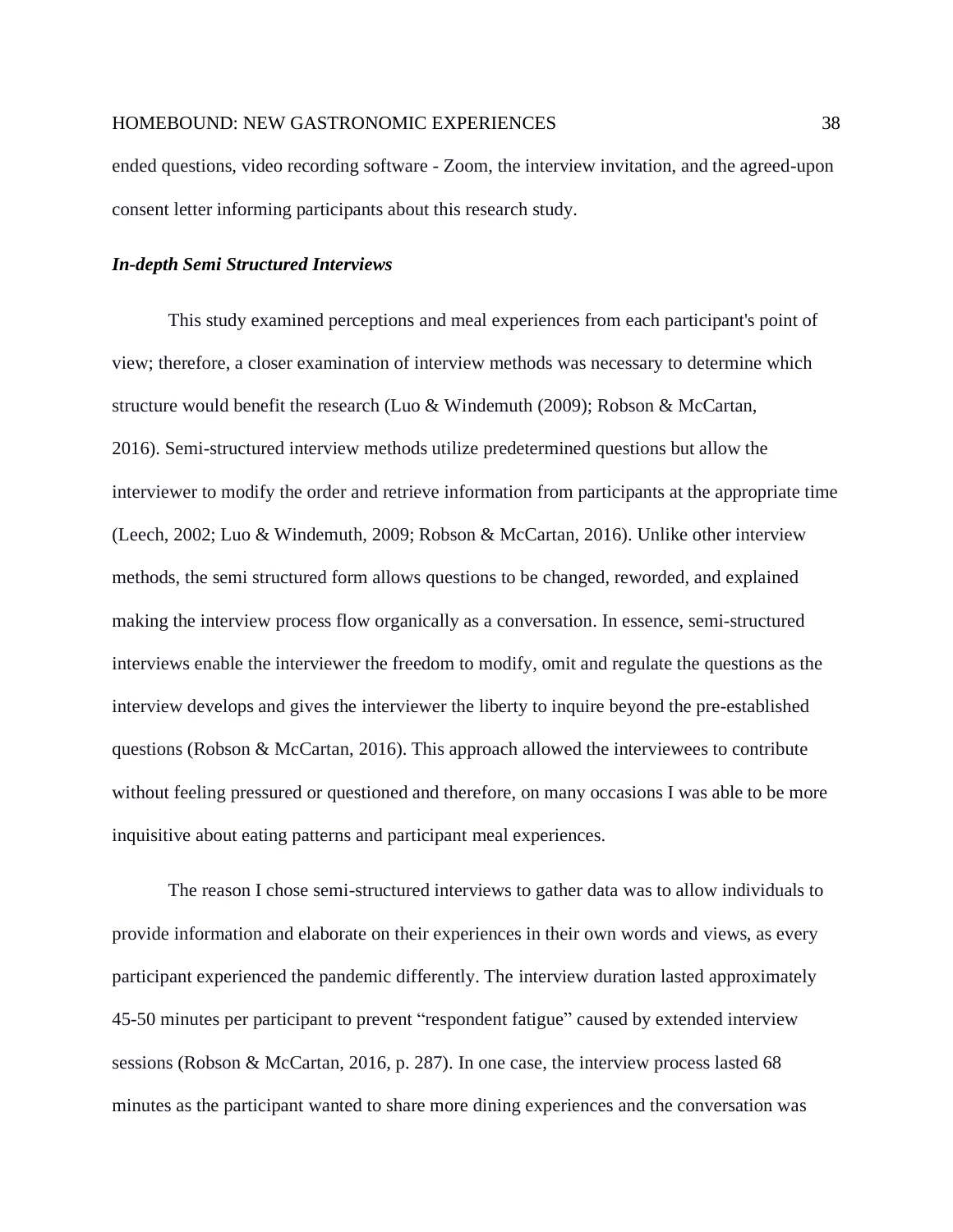ended questions, video recording software - Zoom, the interview invitation, and the agreed-upon consent letter informing participants about this research study.

### *In-depth Semi Structured Interviews*

This study examined perceptions and meal experiences from each participant's point of view; therefore, a closer examination of interview methods was necessary to determine which structure would benefit the research (Luo & Windemuth (2009); Robson & McCartan, 2016). Semi-structured interview methods utilize predetermined questions but allow the interviewer to modify the order and retrieve information from participants at the appropriate time (Leech, 2002; Luo & Windemuth, 2009; Robson & McCartan, 2016). Unlike other interview methods, the semi structured form allows questions to be changed, reworded, and explained making the interview process flow organically as a conversation. In essence, semi-structured interviews enable the interviewer the freedom to modify, omit and regulate the questions as the interview develops and gives the interviewer the liberty to inquire beyond the pre-established questions (Robson & McCartan, 2016). This approach allowed the interviewees to contribute without feeling pressured or questioned and therefore, on many occasions I was able to be more inquisitive about eating patterns and participant meal experiences.

The reason I chose semi-structured interviews to gather data was to allow individuals to provide information and elaborate on their experiences in their own words and views, as every participant experienced the pandemic differently. The interview duration lasted approximately 45-50 minutes per participant to prevent "respondent fatigue" caused by extended interview sessions (Robson & McCartan, 2016, p. 287). In one case, the interview process lasted 68 minutes as the participant wanted to share more dining experiences and the conversation was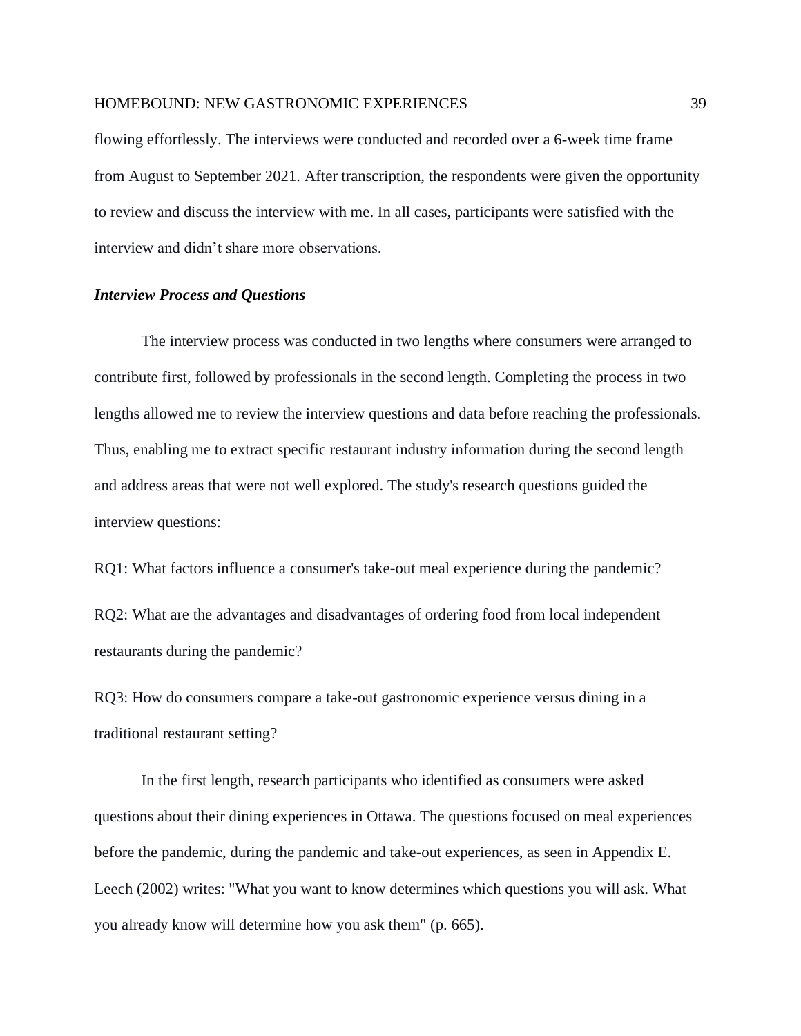flowing effortlessly. The interviews were conducted and recorded over a 6-week time frame from August to September 2021. After transcription, the respondents were given the opportunity to review and discuss the interview with me. In all cases, participants were satisfied with the interview and didn't share more observations.

### *Interview Process and Questions*

The interview process was conducted in two lengths where consumers were arranged to contribute first, followed by professionals in the second length. Completing the process in two lengths allowed me to review the interview questions and data before reaching the professionals. Thus, enabling me to extract specific restaurant industry information during the second length and address areas that were not well explored. The study's research questions guided the interview questions:

RQ1: What factors influence a consumer's take-out meal experience during the pandemic?

RQ2: What are the advantages and disadvantages of ordering food from local independent restaurants during the pandemic?

RQ3: How do consumers compare a take-out gastronomic experience versus dining in a traditional restaurant setting?

In the first length, research participants who identified as consumers were asked questions about their dining experiences in Ottawa. The questions focused on meal experiences before the pandemic, during the pandemic and take-out experiences, as seen in Appendix E. Leech (2002) writes: "What you want to know determines which questions you will ask. What you already know will determine how you ask them" (p. 665).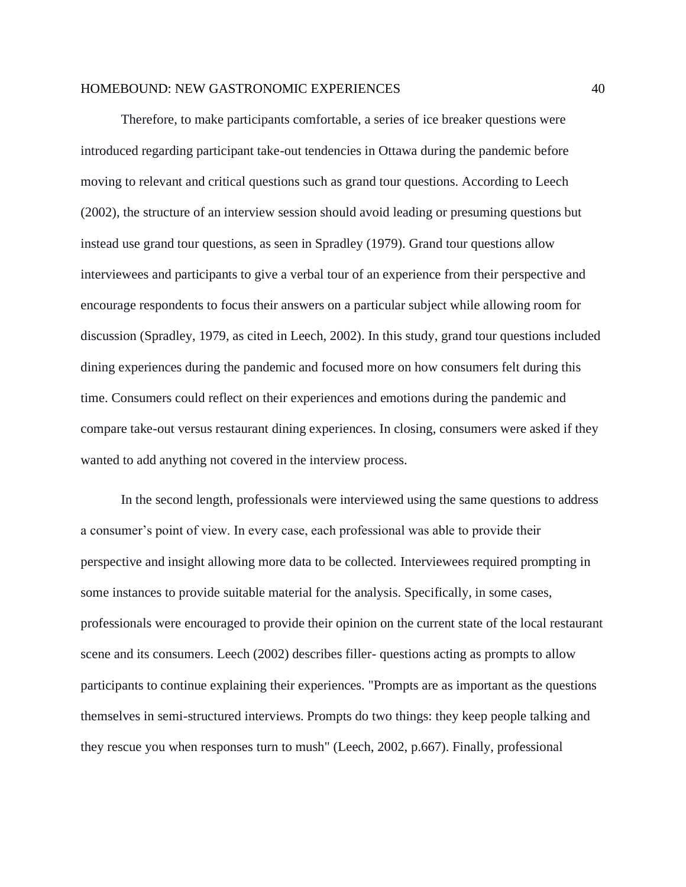Therefore, to make participants comfortable, a series of ice breaker questions were introduced regarding participant take-out tendencies in Ottawa during the pandemic before moving to relevant and critical questions such as grand tour questions. According to Leech (2002), the structure of an interview session should avoid leading or presuming questions but instead use grand tour questions, as seen in Spradley (1979). Grand tour questions allow interviewees and participants to give a verbal tour of an experience from their perspective and encourage respondents to focus their answers on a particular subject while allowing room for discussion (Spradley, 1979, as cited in Leech, 2002). In this study, grand tour questions included dining experiences during the pandemic and focused more on how consumers felt during this time. Consumers could reflect on their experiences and emotions during the pandemic and compare take-out versus restaurant dining experiences. In closing, consumers were asked if they wanted to add anything not covered in the interview process.

In the second length, professionals were interviewed using the same questions to address a consumer's point of view. In every case, each professional was able to provide their perspective and insight allowing more data to be collected. Interviewees required prompting in some instances to provide suitable material for the analysis. Specifically, in some cases, professionals were encouraged to provide their opinion on the current state of the local restaurant scene and its consumers. Leech (2002) describes filler- questions acting as prompts to allow participants to continue explaining their experiences. "Prompts are as important as the questions themselves in semi-structured interviews. Prompts do two things: they keep people talking and they rescue you when responses turn to mush" (Leech, 2002, p.667). Finally, professional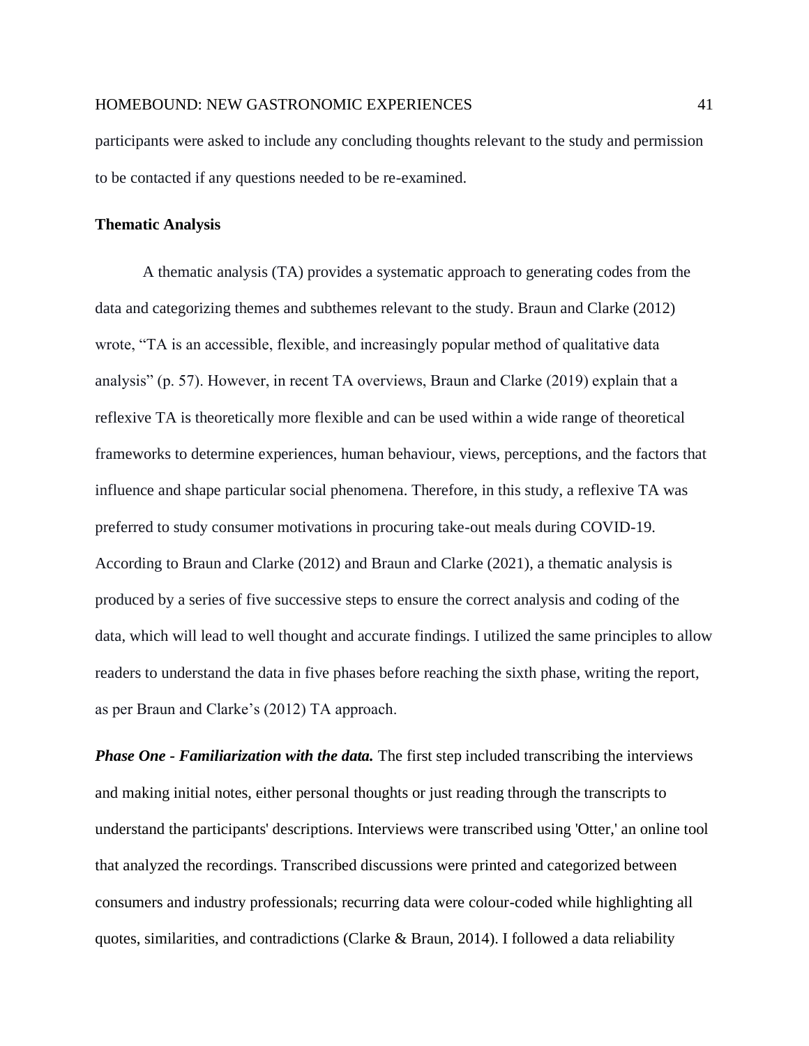participants were asked to include any concluding thoughts relevant to the study and permission to be contacted if any questions needed to be re-examined.

### Thematic Analysis

A thematic analysis (TA) provides a systematic approach to generating codes from the data and categorizing themes and subthemes relevant to the study. Braun and Clarke (2012) wrote, "TA is an accessible, flexible, and increasingly popular method of qualitative data analysis" (p. 57). However, in recent TA overviews, Braun and Clarke (2019) explain that a reflexive TA is theoretically more flexible and can be used within a wide range of theoretical frameworks to determine experiences, human behaviour, views, perceptions, and the factors that influence and shape particular social phenomena. Therefore, in this study, a reflexive TA was preferred to study consumer motivations in procuring take-out meals during COVID-19. According to Braun and Clarke (2012) and Braun and Clarke (2021), a thematic analysis is produced by a series of five successive steps to ensure the correct analysis and coding of the data, which will lead to well thought and accurate findings. I utilized the same principles to allow readers to understand the data in five phases before reaching the sixth phase, writing the report, as per Braun and Clarke's (2012) TA approach.

***Phase One - Familiarization with the data.*** The first step included transcribing the interviews and making initial notes, either personal thoughts or just reading through the transcripts to understand the participants' descriptions. Interviews were transcribed using 'Otter,' an online tool that analyzed the recordings. Transcribed discussions were printed and categorized between consumers and industry professionals; recurring data were colour-coded while highlighting all quotes, similarities, and contradictions (Clarke & Braun, 2014). I followed a data reliability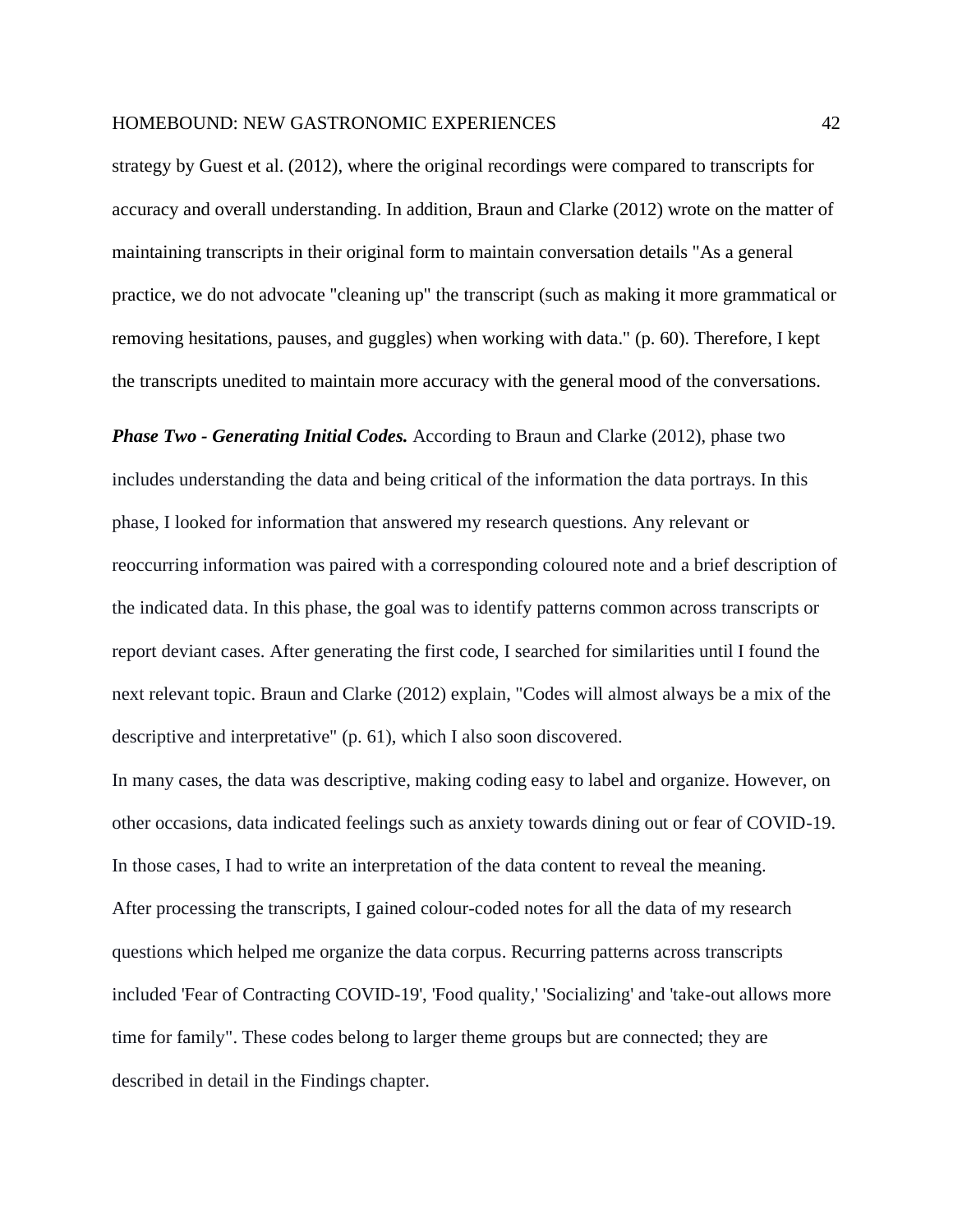strategy by Guest et al. (2012), where the original recordings were compared to transcripts for accuracy and overall understanding. In addition, Braun and Clarke (2012) wrote on the matter of maintaining transcripts in their original form to maintain conversation details "As a general practice, we do not advocate "cleaning up" the transcript (such as making it more grammatical or removing hesitations, pauses, and guggles) when working with data." (p. 60). Therefore, I kept the transcripts unedited to maintain more accuracy with the general mood of the conversations.

***Phase Two - Generating Initial Codes.*** According to Braun and Clarke (2012), phase two includes understanding the data and being critical of the information the data portrays. In this phase, I looked for information that answered my research questions. Any relevant or reoccurring information was paired with a corresponding coloured note and a brief description of the indicated data. In this phase, the goal was to identify patterns common across transcripts or report deviant cases. After generating the first code, I searched for similarities until I found the next relevant topic. Braun and Clarke (2012) explain, "Codes will almost always be a mix of the descriptive and interpretative" (p. 61), which I also soon discovered.

In many cases, the data was descriptive, making coding easy to label and organize. However, on other occasions, data indicated feelings such as anxiety towards dining out or fear of COVID-19. In those cases, I had to write an interpretation of the data content to reveal the meaning.

After processing the transcripts, I gained colour-coded notes for all the data of my research questions which helped me organize the data corpus. Recurring patterns across transcripts included 'Fear of Contracting COVID-19', 'Food quality,' 'Socializing' and 'take-out allows more time for family". These codes belong to larger theme groups but are connected; they are described in detail in the Findings chapter.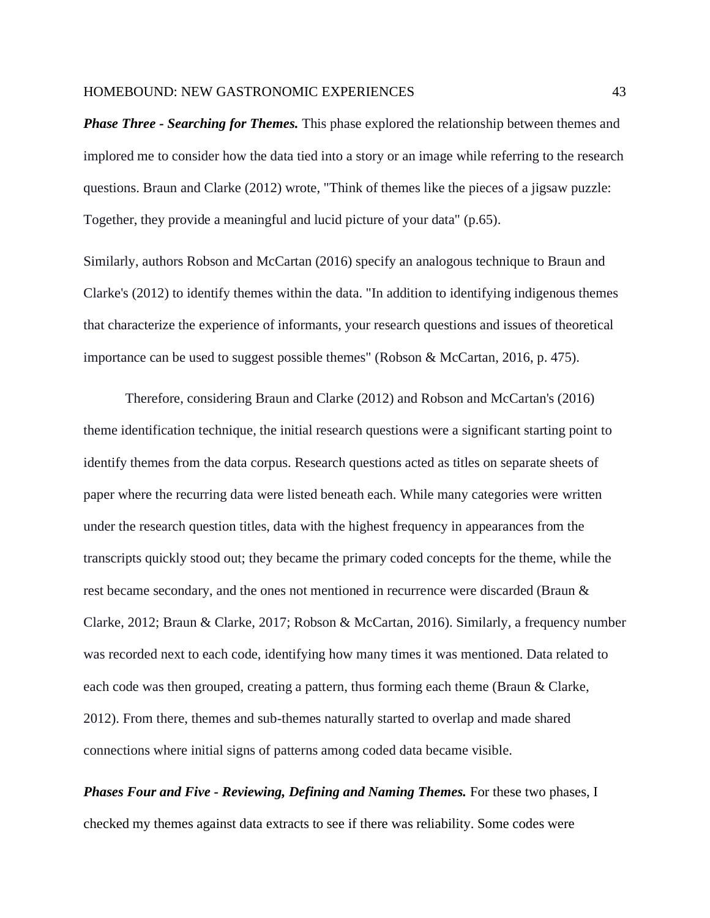***Phase Three - Searching for Themes.*** This phase explored the relationship between themes and implored me to consider how the data tied into a story or an image while referring to the research questions. Braun and Clarke (2012) wrote, "Think of themes like the pieces of a jigsaw puzzle: Together, they provide a meaningful and lucid picture of your data" (p.65).

Similarly, authors Robson and McCartan (2016) specify an analogous technique to Braun and Clarke's (2012) to identify themes within the data. "In addition to identifying indigenous themes that characterize the experience of informants, your research questions and issues of theoretical importance can be used to suggest possible themes" (Robson & McCartan, 2016, p. 475).

Therefore, considering Braun and Clarke (2012) and Robson and McCartan's (2016) theme identification technique, the initial research questions were a significant starting point to identify themes from the data corpus. Research questions acted as titles on separate sheets of paper where the recurring data were listed beneath each. While many categories were written under the research question titles, data with the highest frequency in appearances from the transcripts quickly stood out; they became the primary coded concepts for the theme, while the rest became secondary, and the ones not mentioned in recurrence were discarded (Braun & Clarke, 2012; Braun & Clarke, 2017; Robson & McCartan, 2016). Similarly, a frequency number was recorded next to each code, identifying how many times it was mentioned. Data related to each code was then grouped, creating a pattern, thus forming each theme (Braun & Clarke, 2012). From there, themes and sub-themes naturally started to overlap and made shared connections where initial signs of patterns among coded data became visible.

***Phases Four and Five - Reviewing, Defining and Naming Themes.*** For these two phases, I checked my themes against data extracts to see if there was reliability. Some codes were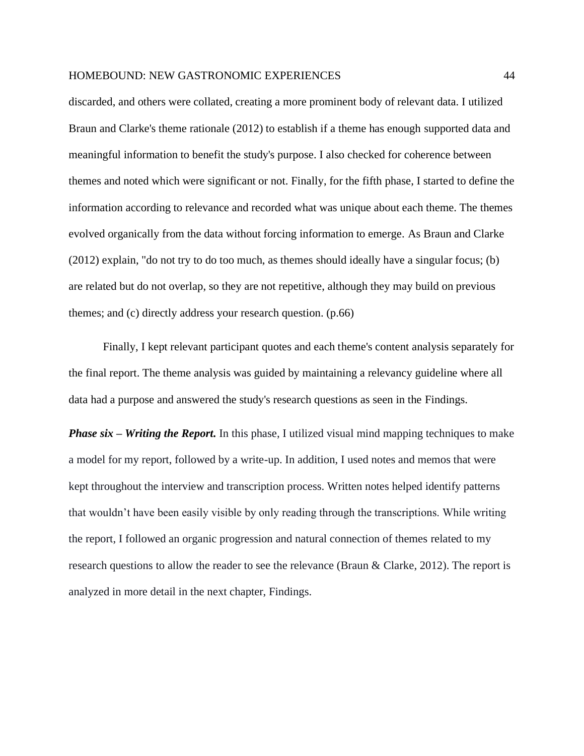discarded, and others were collated, creating a more prominent body of relevant data. I utilized Braun and Clarke's theme rationale (2012) to establish if a theme has enough supported data and meaningful information to benefit the study's purpose. I also checked for coherence between themes and noted which were significant or not. Finally, for the fifth phase, I started to define the information according to relevance and recorded what was unique about each theme. The themes evolved organically from the data without forcing information to emerge. As Braun and Clarke (2012) explain, "do not try to do too much, as themes should ideally have a singular focus; (b) are related but do not overlap, so they are not repetitive, although they may build on previous themes; and (c) directly address your research question. (p.66)

Finally, I kept relevant participant quotes and each theme's content analysis separately for the final report. The theme analysis was guided by maintaining a relevancy guideline where all data had a purpose and answered the study's research questions as seen in the Findings.

***Phase six – Writing the Report.*** In this phase, I utilized visual mind mapping techniques to make a model for my report, followed by a write-up. In addition, I used notes and memos that were kept throughout the interview and transcription process. Written notes helped identify patterns that wouldn't have been easily visible by only reading through the transcriptions. While writing the report, I followed an organic progression and natural connection of themes related to my research questions to allow the reader to see the relevance (Braun & Clarke, 2012). The report is analyzed in more detail in the next chapter, Findings.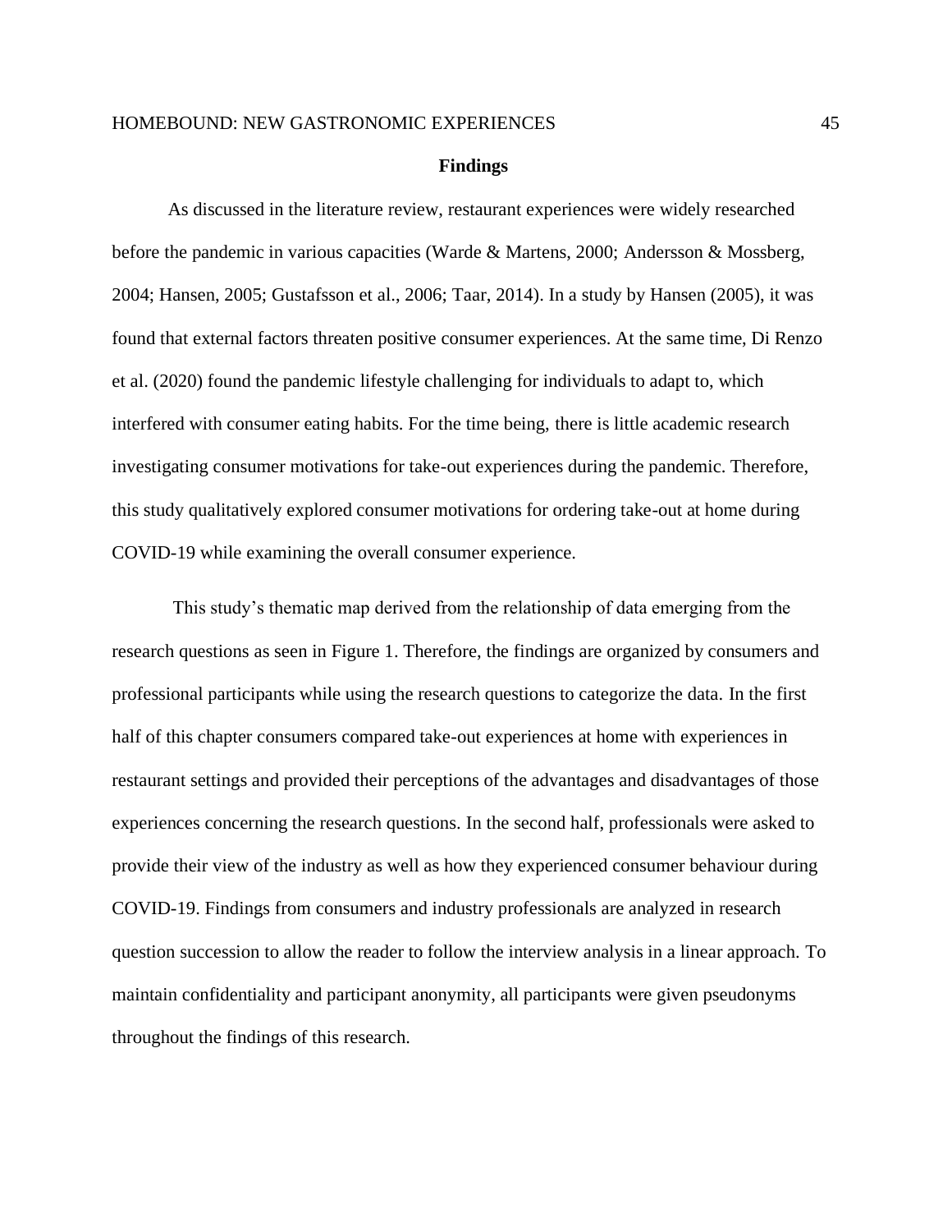# Findings

As discussed in the literature review, restaurant experiences were widely researched before the pandemic in various capacities (Warde & Martens, 2000; Andersson & Mossberg, 2004; Hansen, 2005; Gustafsson et al., 2006; Taar, 2014). In a study by Hansen (2005), it was found that external factors threaten positive consumer experiences. At the same time, Di Renzo et al. (2020) found the pandemic lifestyle challenging for individuals to adapt to, which interfered with consumer eating habits. For the time being, there is little academic research investigating consumer motivations for take-out experiences during the pandemic. Therefore, this study qualitatively explored consumer motivations for ordering take-out at home during COVID-19 while examining the overall consumer experience.

This study's thematic map derived from the relationship of data emerging from the research questions as seen in Figure 1. Therefore, the findings are organized by consumers and professional participants while using the research questions to categorize the data. In the first half of this chapter consumers compared take-out experiences at home with experiences in restaurant settings and provided their perceptions of the advantages and disadvantages of those experiences concerning the research questions. In the second half, professionals were asked to provide their view of the industry as well as how they experienced consumer behaviour during COVID-19. Findings from consumers and industry professionals are analyzed in research question succession to allow the reader to follow the interview analysis in a linear approach. To maintain confidentiality and participant anonymity, all participants were given pseudonyms throughout the findings of this research.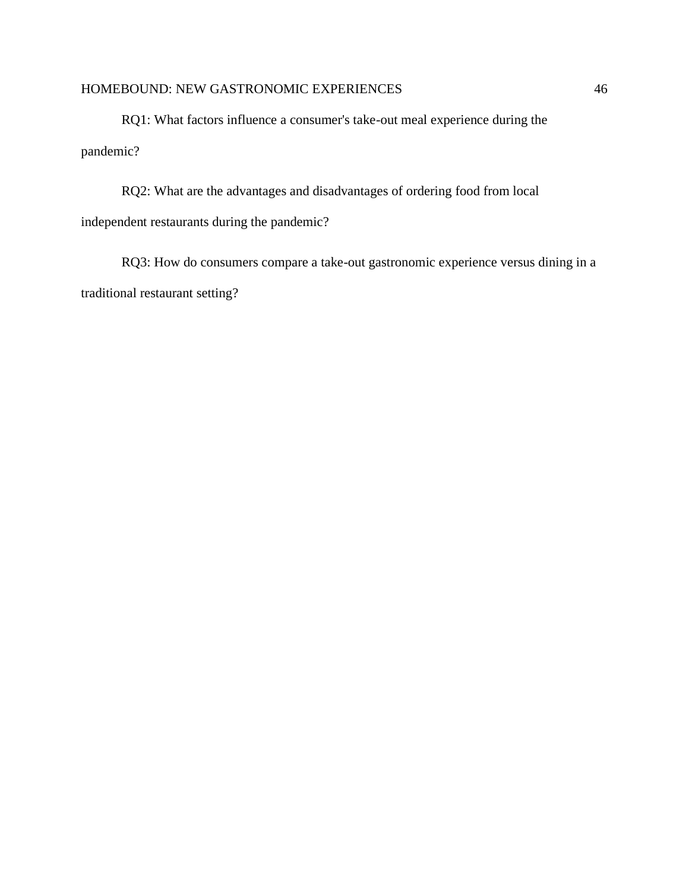RQ1: What factors influence a consumer's take-out meal experience during the pandemic?

RQ2: What are the advantages and disadvantages of ordering food from local independent restaurants during the pandemic?

RQ3: How do consumers compare a take-out gastronomic experience versus dining in a traditional restaurant setting?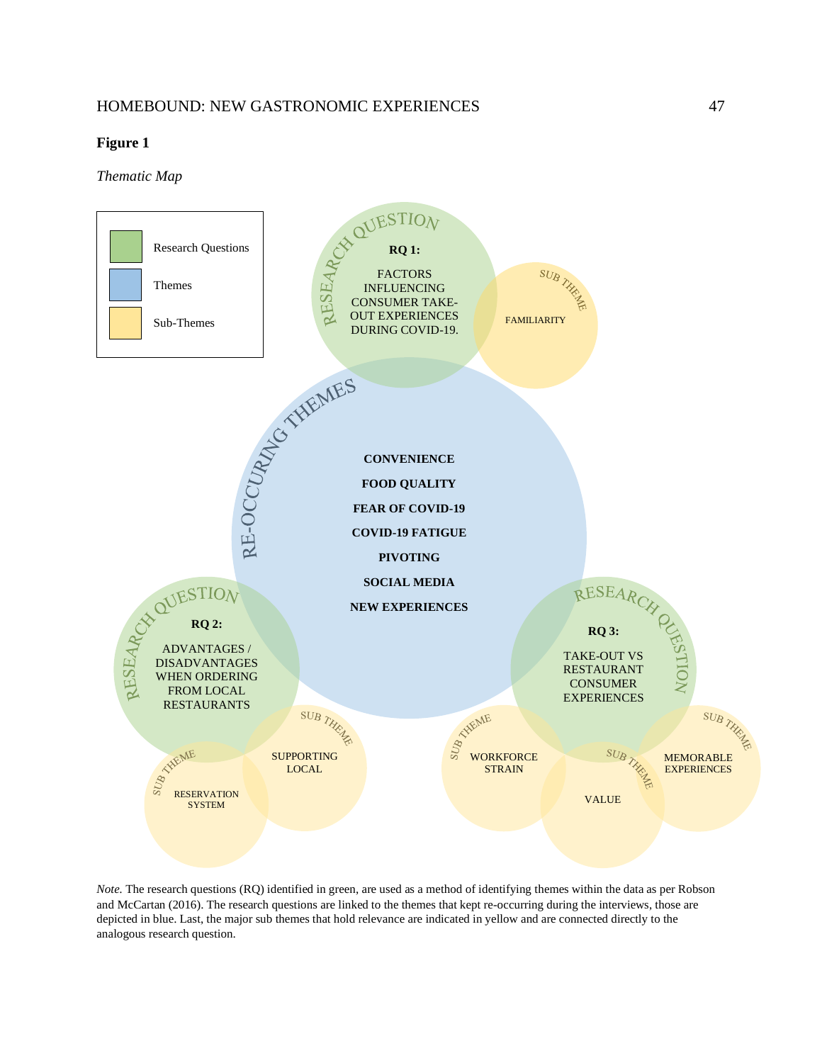**Figure 1**

*Thematic Map*

Research Questions

Themes

Sub-Themes

RESEARCH QUESTION

**RQ 1:**

FACTORS INFLUENCING CONSUMER TAKE-OUT EXPERIENCES DURING COVID-19.

SUB THEME

FAMILIARITY

RE-OCCURING THEMES

**CONVENIENCE**

**FOOD QUALITY**

**FEAR OF COVID-19**

**COVID-19 FATIGUE**

**PIVOTING**

**SOCIAL MEDIA**

**NEW EXPERIENCES**

RESEARCH QUESTION

**RQ 2:**

ADVANTAGES / DISADVANTAGES WHEN ORDERING FROM LOCAL RESTAURANTS

SUB THEME

SUPPORTING LOCAL

SUB THEME

RESERVATION SYSTEM

RESEARCH QUESTION

**RQ 3:**

TAKE-OUT VS RESTAURANT CONSUMER EXPERIENCES

SUB THEME

WORKFORCE STRAIN

SUB THEME

VALUE

SUB THEME

MEMORABLE EXPERIENCES

*Note.* The research questions (RQ) identified in green, are used as a method of identifying themes within the data as per Robson and McCartan (2016). The research questions are linked to the themes that kept re-occurring during the interviews, those are depicted in blue. Last, the major sub themes that hold relevance are indicated in yellow and are connected directly to the analogous research question.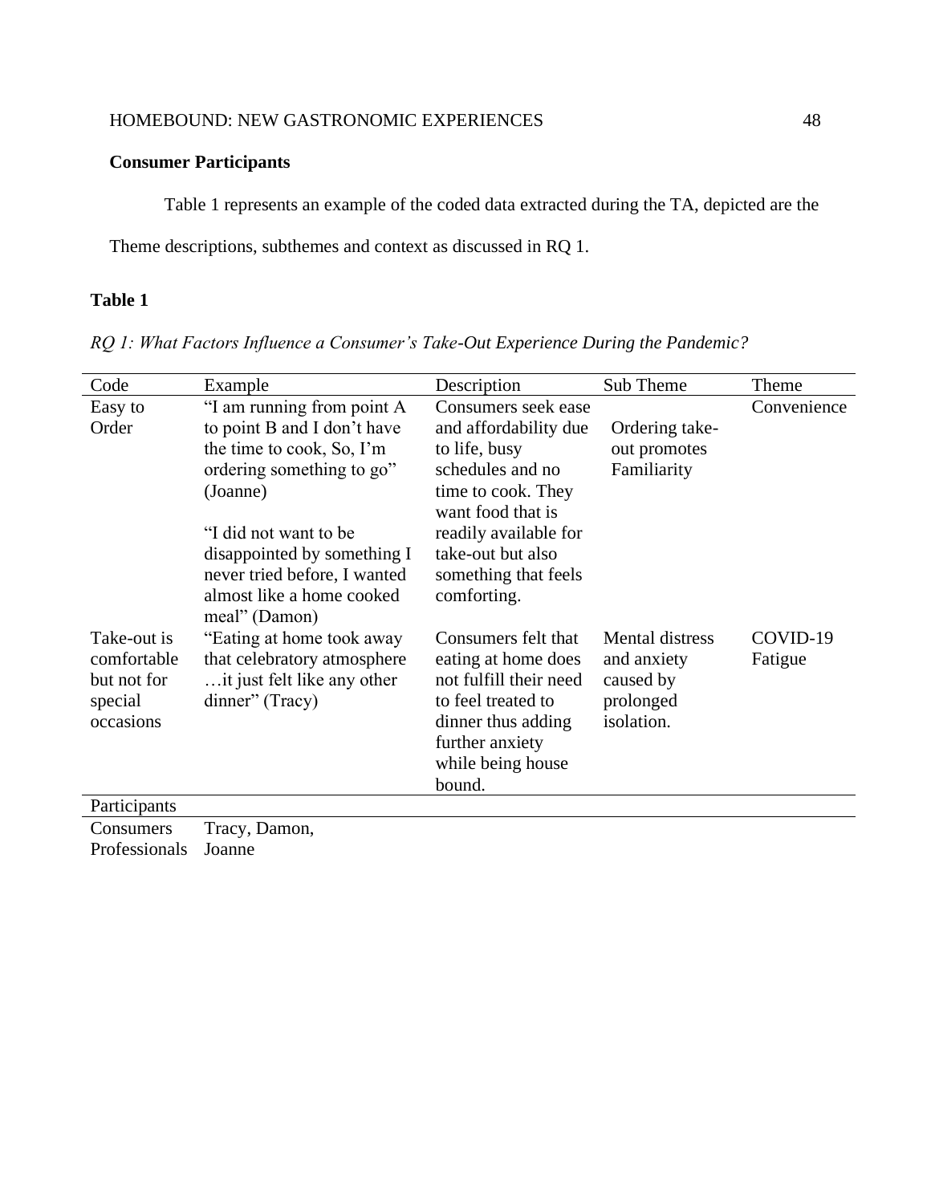## Consumer Participants

Table 1 represents an example of the coded data extracted during the TA, depicted are the Theme descriptions, subthemes and context as discussed in RQ 1.

**Table 1**

*RQ 1: What Factors Influence a Consumer's Take-Out Experience During the Pandemic?*

| Code | Example | Description | Sub Theme | Theme |
|---|---|---|---|---|
| Easy to Order | "I am running from point A to point B and I don't have the time to cook, So, I'm ordering something to go" (Joanne)<br><br>"I did not want to be disappointed by something I never tried before, I wanted almost like a home cooked meal" (Damon) | Consumers seek ease and affordability due to life, busy schedules and no time to cook. They want food that is readily available for take-out but also something that feels comforting. | Ordering take-out promotes Familiarity | Convenience |
| Take-out is comfortable but not for special occasions | "Eating at home took away that celebratory atmosphere …it just felt like any other dinner" (Tracy) | Consumers felt that eating at home does not fulfill their need to feel treated to dinner thus adding further anxiety while being house bound. | Mental distress and anxiety caused by prolonged isolation. | COVID-19 Fatigue |
| Participants | | | | |
| Consumers | Tracy, Damon, | | | |
| Professionals | Joanne | | | |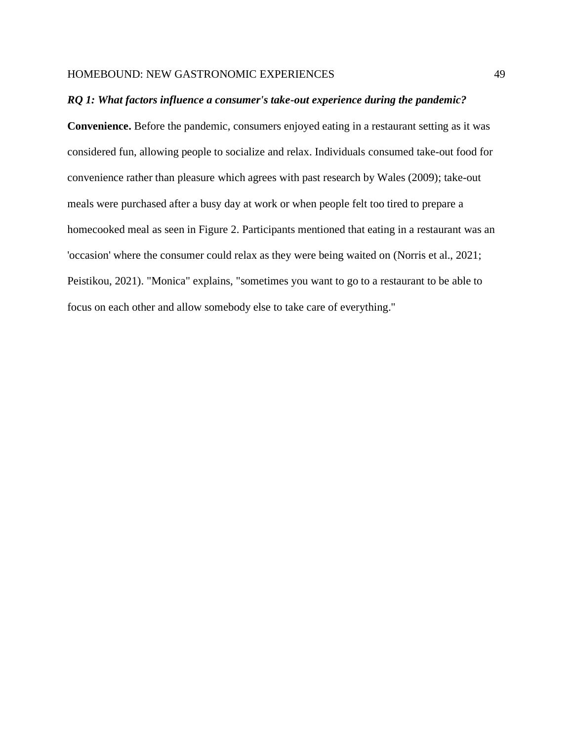***RQ 1: What factors influence a consumer's take-out experience during the pandemic?***

**Convenience.** Before the pandemic, consumers enjoyed eating in a restaurant setting as it was considered fun, allowing people to socialize and relax. Individuals consumed take-out food for convenience rather than pleasure which agrees with past research by Wales (2009); take-out meals were purchased after a busy day at work or when people felt too tired to prepare a homecooked meal as seen in Figure 2. Participants mentioned that eating in a restaurant was an 'occasion' where the consumer could relax as they were being waited on (Norris et al., 2021; Peistikou, 2021). "Monica" explains, "sometimes you want to go to a restaurant to be able to focus on each other and allow somebody else to take care of everything."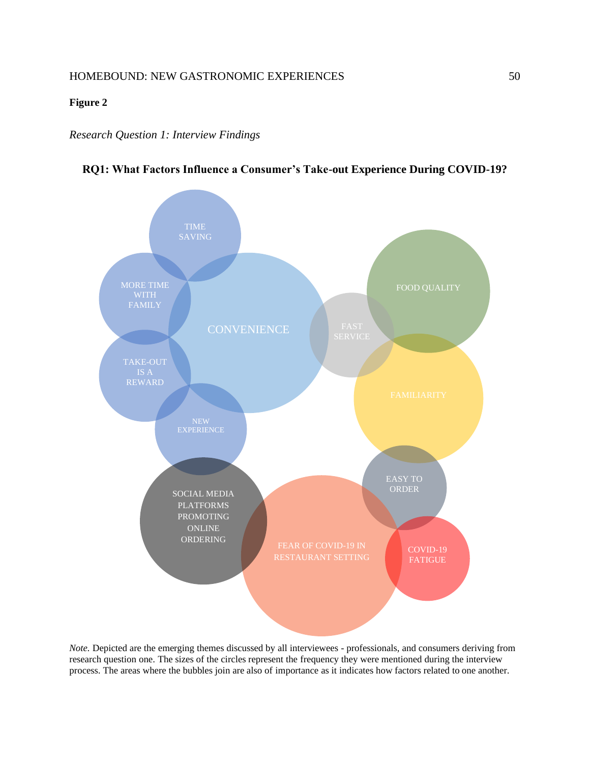**Figure 2**

*Research Question 1: Interview Findings*

**RQ1: What Factors Influence a Consumer's Take-out Experience During COVID-19?**

TIME SAVING

MORE TIME WITH FAMILY

CONVENIENCE

TAKE-OUT IS A REWARD

NEW EXPERIENCE

FAST SERVICE

FOOD QUALITY

FAMILIARITY

EASY TO ORDER

SOCIAL MEDIA PLATFORMS PROMOTING ONLINE ORDERING

FEAR OF COVID-19 IN RESTAURANT SETTING

COVID-19 FATIGUE

*Note.* Depicted are the emerging themes discussed by all interviewees - professionals, and consumers deriving from research question one. The sizes of the circles represent the frequency they were mentioned during the interview process. The areas where the bubbles join are also of importance as it indicates how factors related to one another.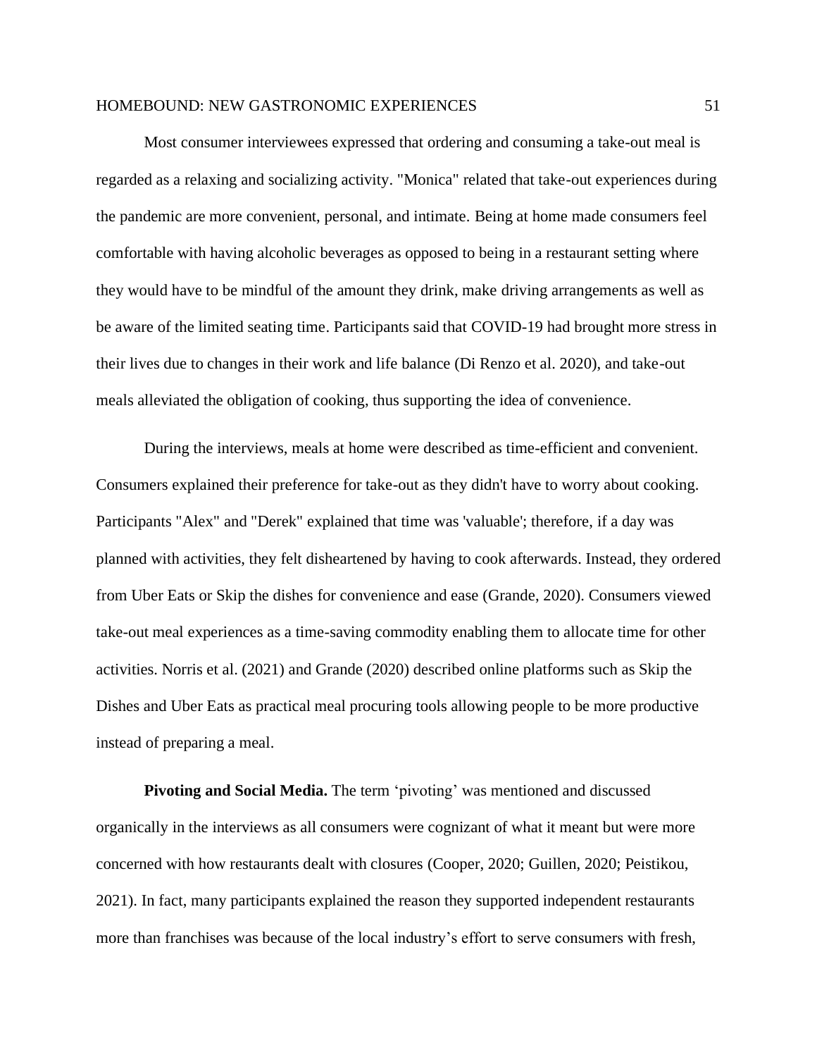Most consumer interviewees expressed that ordering and consuming a take-out meal is regarded as a relaxing and socializing activity. "Monica" related that take-out experiences during the pandemic are more convenient, personal, and intimate. Being at home made consumers feel comfortable with having alcoholic beverages as opposed to being in a restaurant setting where they would have to be mindful of the amount they drink, make driving arrangements as well as be aware of the limited seating time. Participants said that COVID-19 had brought more stress in their lives due to changes in their work and life balance (Di Renzo et al. 2020), and take-out meals alleviated the obligation of cooking, thus supporting the idea of convenience.

During the interviews, meals at home were described as time-efficient and convenient. Consumers explained their preference for take-out as they didn't have to worry about cooking. Participants "Alex" and "Derek" explained that time was 'valuable'; therefore, if a day was planned with activities, they felt disheartened by having to cook afterwards. Instead, they ordered from Uber Eats or Skip the dishes for convenience and ease (Grande, 2020). Consumers viewed take-out meal experiences as a time-saving commodity enabling them to allocate time for other activities. Norris et al. (2021) and Grande (2020) described online platforms such as Skip the Dishes and Uber Eats as practical meal procuring tools allowing people to be more productive instead of preparing a meal.

**Pivoting and Social Media.** The term 'pivoting' was mentioned and discussed organically in the interviews as all consumers were cognizant of what it meant but were more concerned with how restaurants dealt with closures (Cooper, 2020; Guillen, 2020; Peistikou, 2021). In fact, many participants explained the reason they supported independent restaurants more than franchises was because of the local industry's effort to serve consumers with fresh,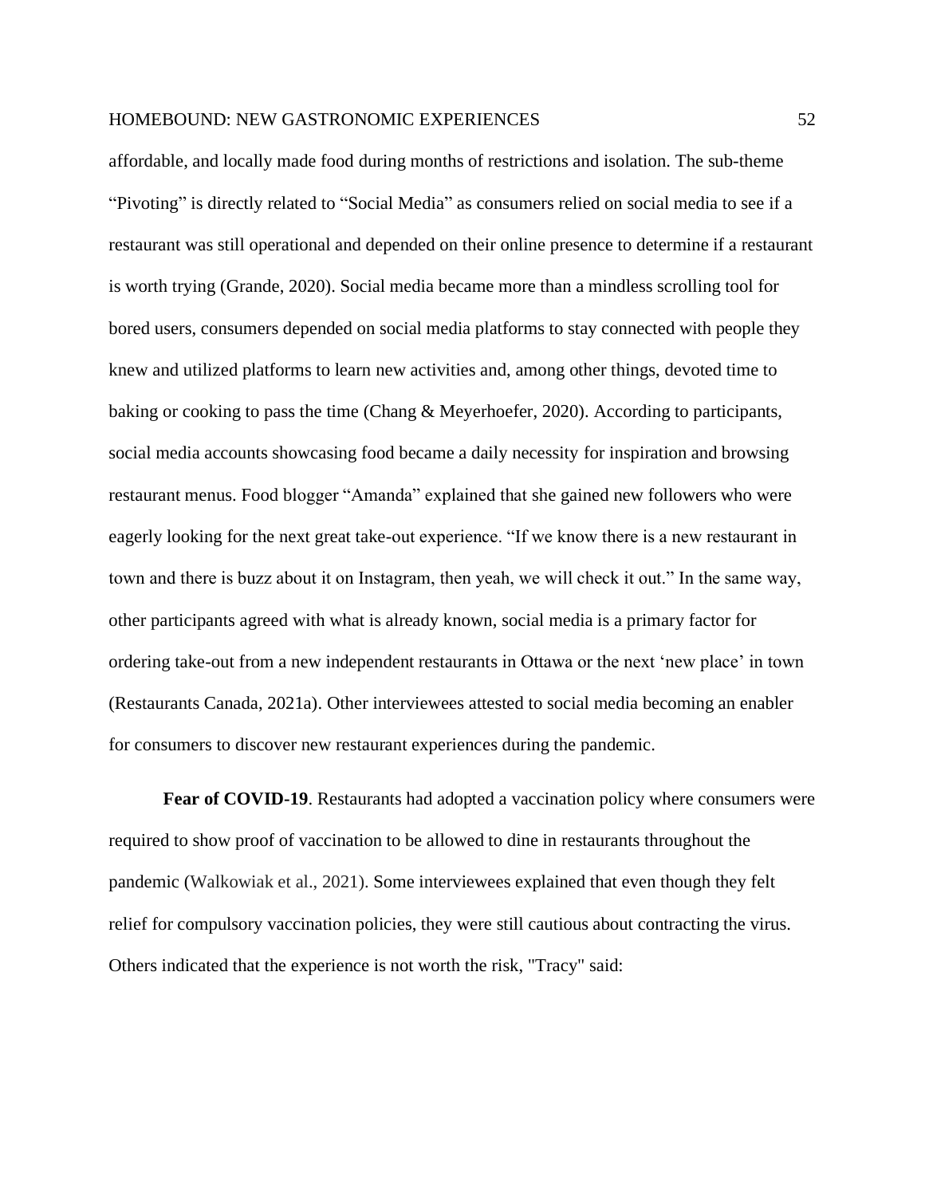affordable, and locally made food during months of restrictions and isolation. The sub-theme "Pivoting" is directly related to "Social Media" as consumers relied on social media to see if a restaurant was still operational and depended on their online presence to determine if a restaurant is worth trying (Grande, 2020). Social media became more than a mindless scrolling tool for bored users, consumers depended on social media platforms to stay connected with people they knew and utilized platforms to learn new activities and, among other things, devoted time to baking or cooking to pass the time (Chang & Meyerhoefer, 2020). According to participants, social media accounts showcasing food became a daily necessity for inspiration and browsing restaurant menus. Food blogger "Amanda" explained that she gained new followers who were eagerly looking for the next great take-out experience. "If we know there is a new restaurant in town and there is buzz about it on Instagram, then yeah, we will check it out." In the same way, other participants agreed with what is already known, social media is a primary factor for ordering take-out from a new independent restaurants in Ottawa or the next 'new place' in town (Restaurants Canada, 2021a). Other interviewees attested to social media becoming an enabler for consumers to discover new restaurant experiences during the pandemic.

**Fear of COVID-19**. Restaurants had adopted a vaccination policy where consumers were required to show proof of vaccination to be allowed to dine in restaurants throughout the pandemic (Walkowiak et al., 2021). Some interviewees explained that even though they felt relief for compulsory vaccination policies, they were still cautious about contracting the virus. Others indicated that the experience is not worth the risk, "Tracy" said: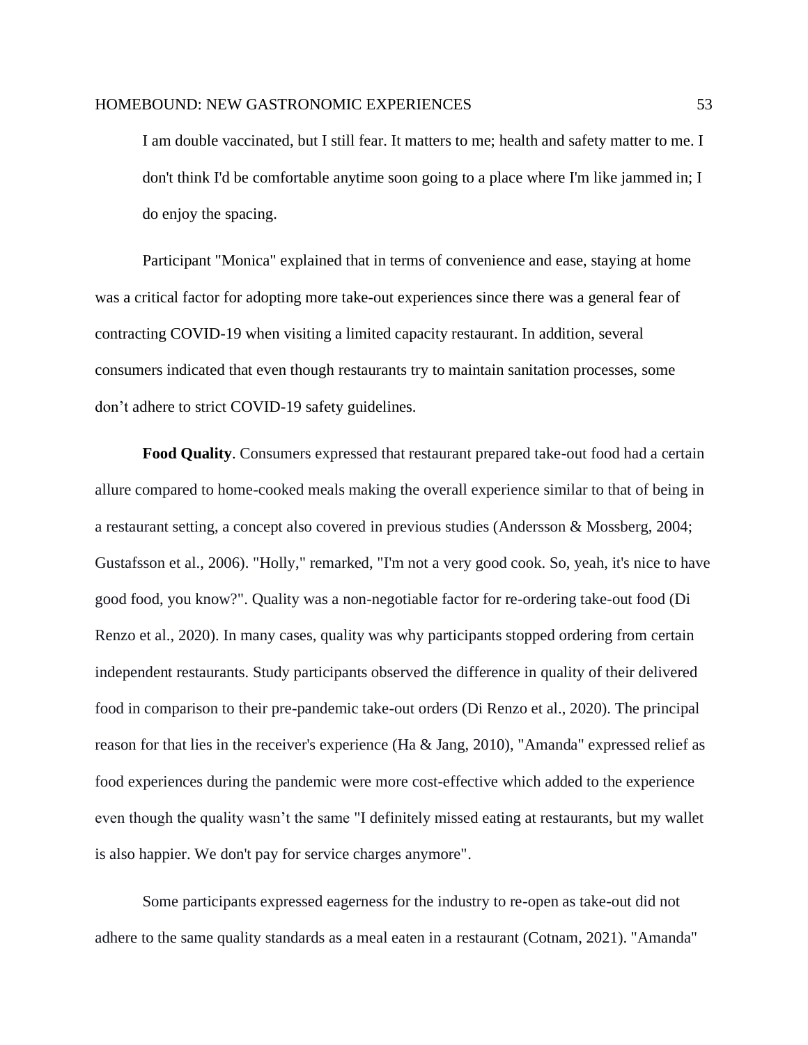> I am double vaccinated, but I still fear. It matters to me; health and safety matter to me. I don't think I'd be comfortable anytime soon going to a place where I'm like jammed in; I do enjoy the spacing.

Participant "Monica" explained that in terms of convenience and ease, staying at home was a critical factor for adopting more take-out experiences since there was a general fear of contracting COVID-19 when visiting a limited capacity restaurant. In addition, several consumers indicated that even though restaurants try to maintain sanitation processes, some don't adhere to strict COVID-19 safety guidelines.

**Food Quality**. Consumers expressed that restaurant prepared take-out food had a certain allure compared to home-cooked meals making the overall experience similar to that of being in a restaurant setting, a concept also covered in previous studies (Andersson & Mossberg, 2004; Gustafsson et al., 2006). "Holly," remarked, "I'm not a very good cook. So, yeah, it's nice to have good food, you know?". Quality was a non-negotiable factor for re-ordering take-out food (Di Renzo et al., 2020). In many cases, quality was why participants stopped ordering from certain independent restaurants. Study participants observed the difference in quality of their delivered food in comparison to their pre-pandemic take-out orders (Di Renzo et al., 2020). The principal reason for that lies in the receiver's experience (Ha & Jang, 2010), "Amanda" expressed relief as food experiences during the pandemic were more cost-effective which added to the experience even though the quality wasn't the same "I definitely missed eating at restaurants, but my wallet is also happier. We don't pay for service charges anymore".

Some participants expressed eagerness for the industry to re-open as take-out did not adhere to the same quality standards as a meal eaten in a restaurant (Cotnam, 2021). "Amanda"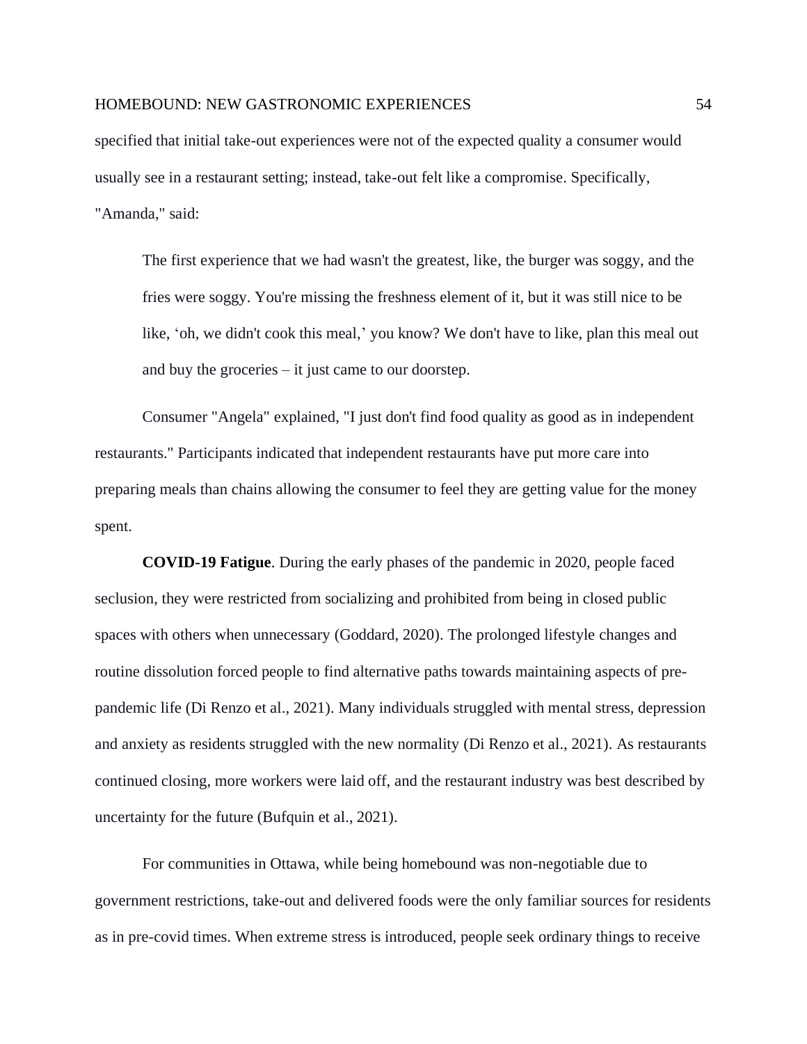specified that initial take-out experiences were not of the expected quality a consumer would usually see in a restaurant setting; instead, take-out felt like a compromise. Specifically, "Amanda," said:

> The first experience that we had wasn't the greatest, like, the burger was soggy, and the fries were soggy. You're missing the freshness element of it, but it was still nice to be like, 'oh, we didn't cook this meal,' you know? We don't have to like, plan this meal out and buy the groceries – it just came to our doorstep.

Consumer "Angela" explained, "I just don't find food quality as good as in independent restaurants." Participants indicated that independent restaurants have put more care into preparing meals than chains allowing the consumer to feel they are getting value for the money spent.

**COVID-19 Fatigue**. During the early phases of the pandemic in 2020, people faced seclusion, they were restricted from socializing and prohibited from being in closed public spaces with others when unnecessary (Goddard, 2020). The prolonged lifestyle changes and routine dissolution forced people to find alternative paths towards maintaining aspects of pre-pandemic life (Di Renzo et al., 2021). Many individuals struggled with mental stress, depression and anxiety as residents struggled with the new normality (Di Renzo et al., 2021). As restaurants continued closing, more workers were laid off, and the restaurant industry was best described by uncertainty for the future (Bufquin et al., 2021).

For communities in Ottawa, while being homebound was non-negotiable due to government restrictions, take-out and delivered foods were the only familiar sources for residents as in pre-covid times. When extreme stress is introduced, people seek ordinary things to receive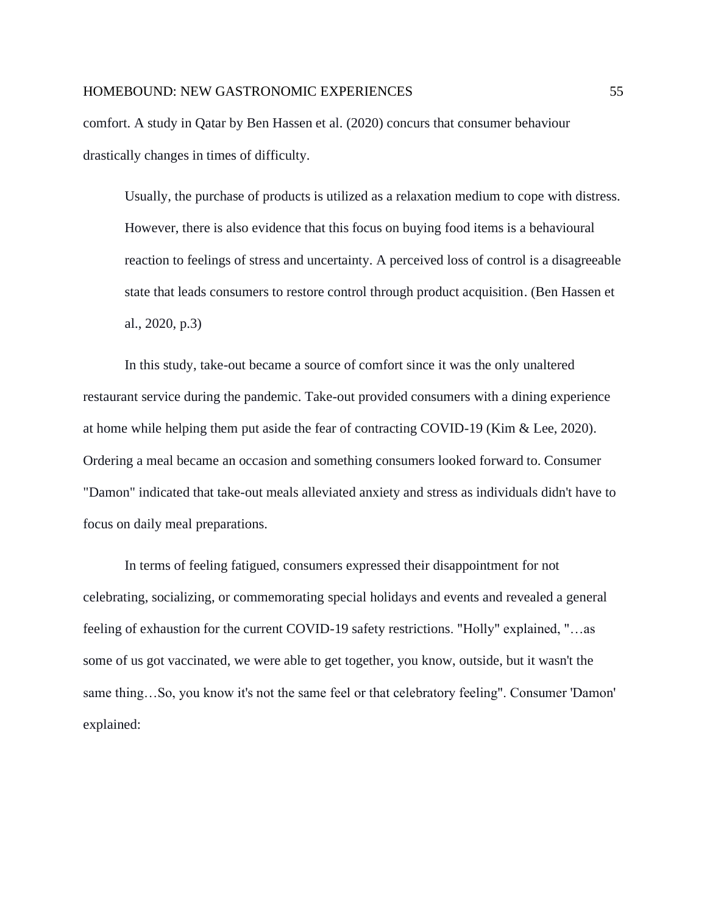comfort. A study in Qatar by Ben Hassen et al. (2020) concurs that consumer behaviour drastically changes in times of difficulty.

> Usually, the purchase of products is utilized as a relaxation medium to cope with distress. However, there is also evidence that this focus on buying food items is a behavioural reaction to feelings of stress and uncertainty. A perceived loss of control is a disagreeable state that leads consumers to restore control through product acquisition. (Ben Hassen et al., 2020, p.3)

In this study, take-out became a source of comfort since it was the only unaltered restaurant service during the pandemic. Take-out provided consumers with a dining experience at home while helping them put aside the fear of contracting COVID-19 (Kim & Lee, 2020). Ordering a meal became an occasion and something consumers looked forward to. Consumer "Damon" indicated that take-out meals alleviated anxiety and stress as individuals didn't have to focus on daily meal preparations.

In terms of feeling fatigued, consumers expressed their disappointment for not celebrating, socializing, or commemorating special holidays and events and revealed a general feeling of exhaustion for the current COVID-19 safety restrictions. "Holly" explained, "…as some of us got vaccinated, we were able to get together, you know, outside, but it wasn't the same thing…So, you know it's not the same feel or that celebratory feeling". Consumer 'Damon' explained: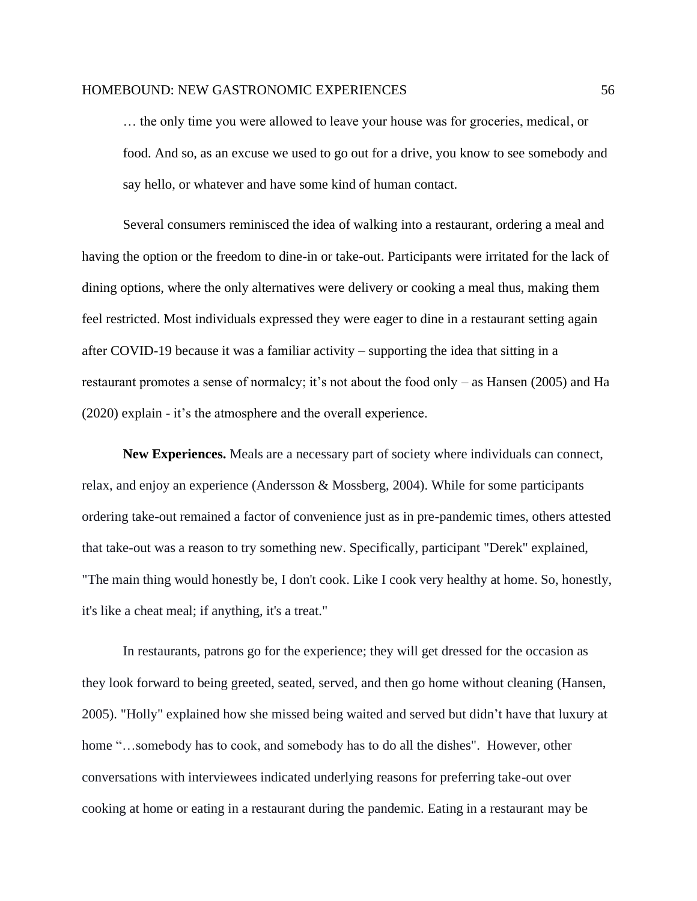> … the only time you were allowed to leave your house was for groceries, medical, or food. And so, as an excuse we used to go out for a drive, you know to see somebody and say hello, or whatever and have some kind of human contact.

Several consumers reminisced the idea of walking into a restaurant, ordering a meal and having the option or the freedom to dine-in or take-out. Participants were irritated for the lack of dining options, where the only alternatives were delivery or cooking a meal thus, making them feel restricted. Most individuals expressed they were eager to dine in a restaurant setting again after COVID-19 because it was a familiar activity – supporting the idea that sitting in a restaurant promotes a sense of normalcy; it's not about the food only – as Hansen (2005) and Ha (2020) explain - it's the atmosphere and the overall experience.

**New Experiences.** Meals are a necessary part of society where individuals can connect, relax, and enjoy an experience (Andersson & Mossberg, 2004). While for some participants ordering take-out remained a factor of convenience just as in pre-pandemic times, others attested that take-out was a reason to try something new. Specifically, participant "Derek" explained, "The main thing would honestly be, I don't cook. Like I cook very healthy at home. So, honestly, it's like a cheat meal; if anything, it's a treat."

In restaurants, patrons go for the experience; they will get dressed for the occasion as they look forward to being greeted, seated, served, and then go home without cleaning (Hansen, 2005). "Holly" explained how she missed being waited and served but didn't have that luxury at home "…somebody has to cook, and somebody has to do all the dishes". However, other conversations with interviewees indicated underlying reasons for preferring take-out over cooking at home or eating in a restaurant during the pandemic. Eating in a restaurant may be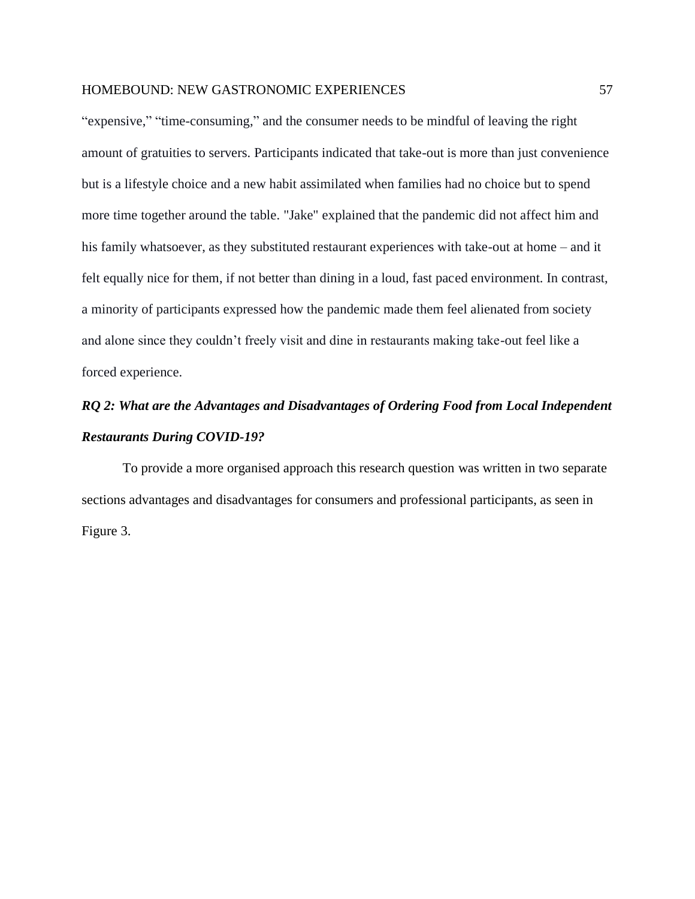"expensive," "time-consuming," and the consumer needs to be mindful of leaving the right amount of gratuities to servers. Participants indicated that take-out is more than just convenience but is a lifestyle choice and a new habit assimilated when families had no choice but to spend more time together around the table. "Jake" explained that the pandemic did not affect him and his family whatsoever, as they substituted restaurant experiences with take-out at home – and it felt equally nice for them, if not better than dining in a loud, fast paced environment. In contrast, a minority of participants expressed how the pandemic made them feel alienated from society and alone since they couldn't freely visit and dine in restaurants making take-out feel like a forced experience.

### *RQ 2: What are the Advantages and Disadvantages of Ordering Food from Local Independent Restaurants During COVID-19?*

To provide a more organised approach this research question was written in two separate sections advantages and disadvantages for consumers and professional participants, as seen in Figure 3.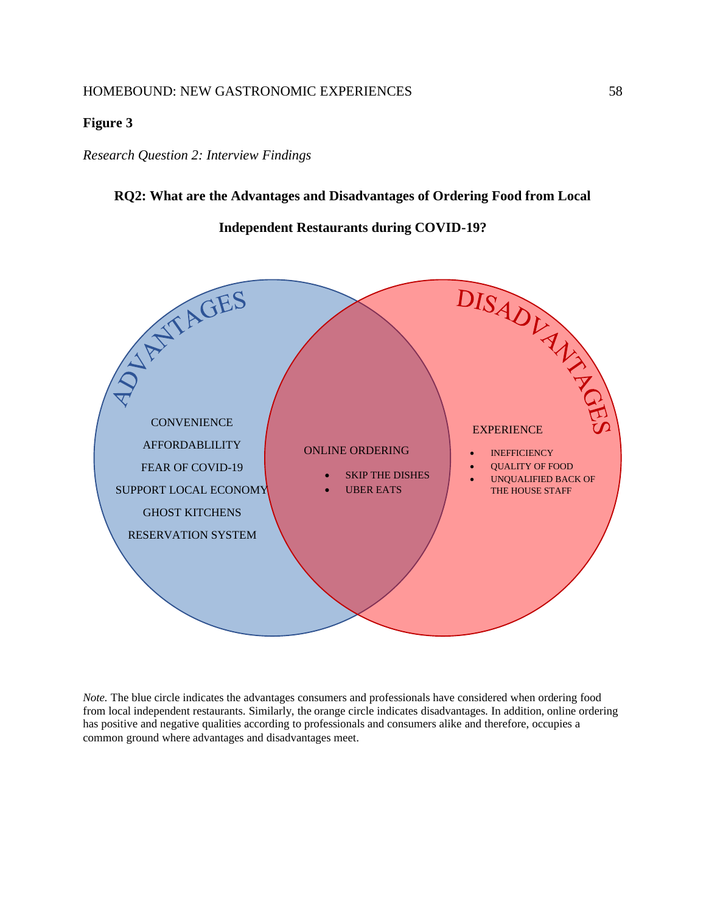**Figure 3**

*Research Question 2: Interview Findings*

**RQ2: What are the Advantages and Disadvantages of Ordering Food from Local Independent Restaurants during COVID-19?**

ADVANTAGES

CONVENIENCE

AFFORDABLILITY

FEAR OF COVID-19

SUPPORT LOCAL ECONOMY

GHOST KITCHENS

RESERVATION SYSTEM

ONLINE ORDERING

- SKIP THE DISHES
- UBER EATS

DISADVANTAGES

EXPERIENCE

- INEFFICIENCY
- QUALITY OF FOOD
- UNQUALIFIED BACK OF THE HOUSE STAFF

*Note.* The blue circle indicates the advantages consumers and professionals have considered when ordering food from local independent restaurants. Similarly, the orange circle indicates disadvantages. In addition, online ordering has positive and negative qualities according to professionals and consumers alike and therefore, occupies a common ground where advantages and disadvantages meet.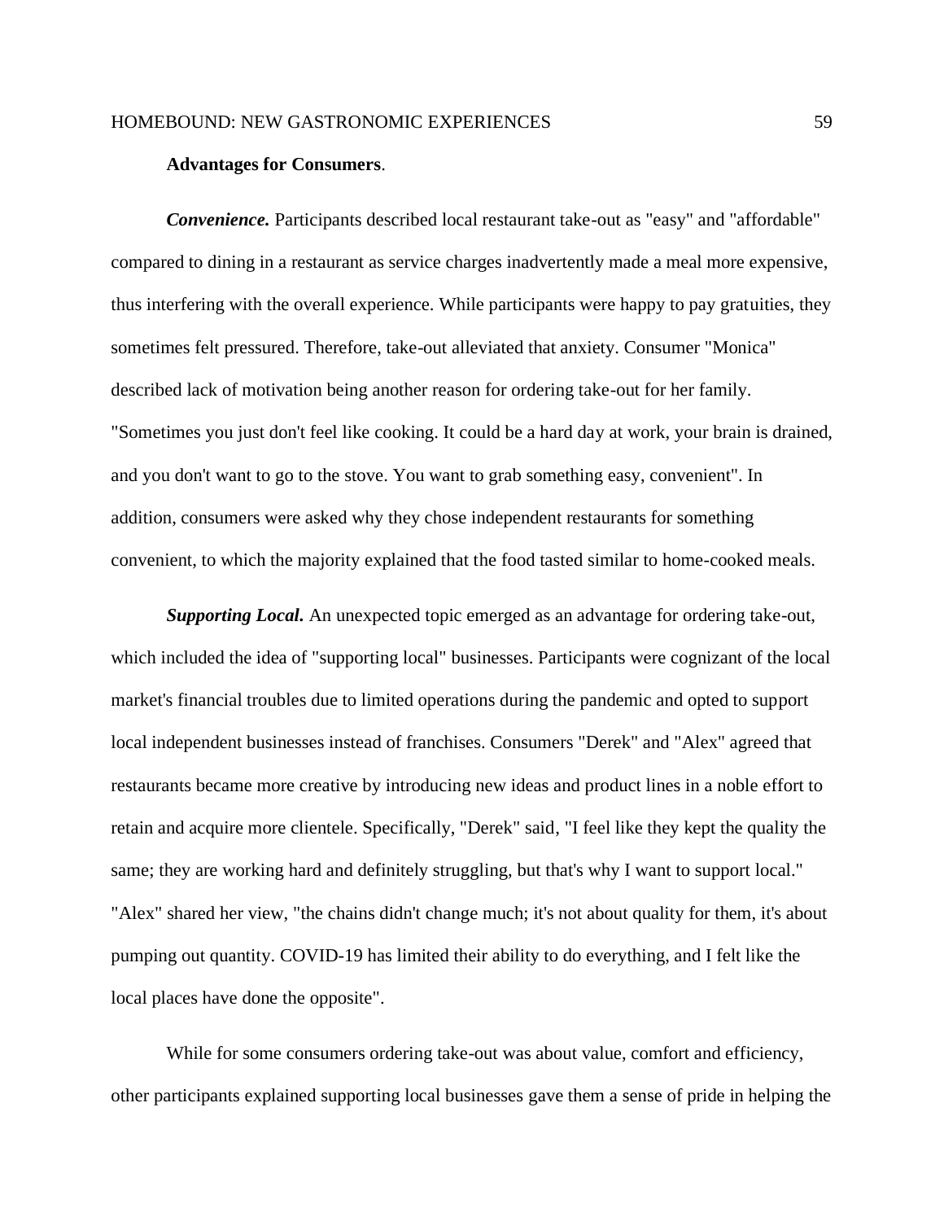**Advantages for Consumers**.

***Convenience.*** Participants described local restaurant take-out as "easy" and "affordable" compared to dining in a restaurant as service charges inadvertently made a meal more expensive, thus interfering with the overall experience. While participants were happy to pay gratuities, they sometimes felt pressured. Therefore, take-out alleviated that anxiety. Consumer "Monica" described lack of motivation being another reason for ordering take-out for her family. "Sometimes you just don't feel like cooking. It could be a hard day at work, your brain is drained, and you don't want to go to the stove. You want to grab something easy, convenient". In addition, consumers were asked why they chose independent restaurants for something convenient, to which the majority explained that the food tasted similar to home-cooked meals.

***Supporting Local.*** An unexpected topic emerged as an advantage for ordering take-out, which included the idea of "supporting local" businesses. Participants were cognizant of the local market's financial troubles due to limited operations during the pandemic and opted to support local independent businesses instead of franchises. Consumers "Derek" and "Alex" agreed that restaurants became more creative by introducing new ideas and product lines in a noble effort to retain and acquire more clientele. Specifically, "Derek" said, "I feel like they kept the quality the same; they are working hard and definitely struggling, but that's why I want to support local." "Alex" shared her view, "the chains didn't change much; it's not about quality for them, it's about pumping out quantity. COVID-19 has limited their ability to do everything, and I felt like the local places have done the opposite".

While for some consumers ordering take-out was about value, comfort and efficiency, other participants explained supporting local businesses gave them a sense of pride in helping the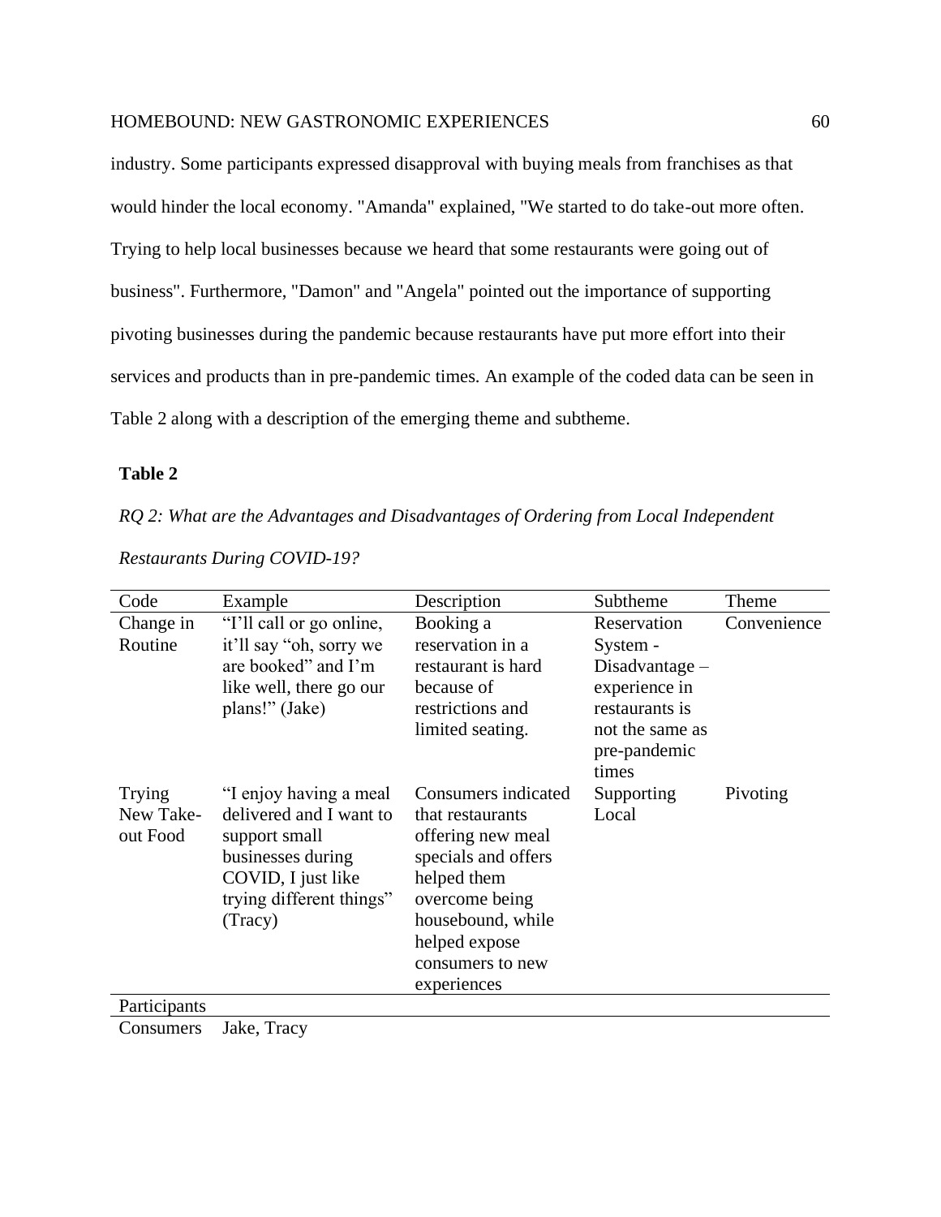industry. Some participants expressed disapproval with buying meals from franchises as that would hinder the local economy. "Amanda" explained, "We started to do take-out more often. Trying to help local businesses because we heard that some restaurants were going out of business". Furthermore, "Damon" and "Angela" pointed out the importance of supporting pivoting businesses during the pandemic because restaurants have put more effort into their services and products than in pre-pandemic times. An example of the coded data can be seen in Table 2 along with a description of the emerging theme and subtheme.

**Table 2**

*RQ 2: What are the Advantages and Disadvantages of Ordering from Local Independent Restaurants During COVID-19?*

| Code | Example | Description | Subtheme | Theme |
|---|---|---|---|---|
| Change in Routine | "I'll call or go online, it'll say "oh, sorry we are booked" and I'm like well, there go our plans!" (Jake) | Booking a reservation in a restaurant is hard because of restrictions and limited seating. | Reservation System - Disadvantage – experience in restaurants is not the same as pre-pandemic times | Convenience |
| Trying New Take-out Food | "I enjoy having a meal delivered and I want to support small businesses during COVID, I just like trying different things" (Tracy) | Consumers indicated that restaurants offering new meal specials and offers helped them overcome being housebound, while helped expose consumers to new experiences | Supporting Local | Pivoting |
| Participants | | | | |
| Consumers | Jake, Tracy | | | |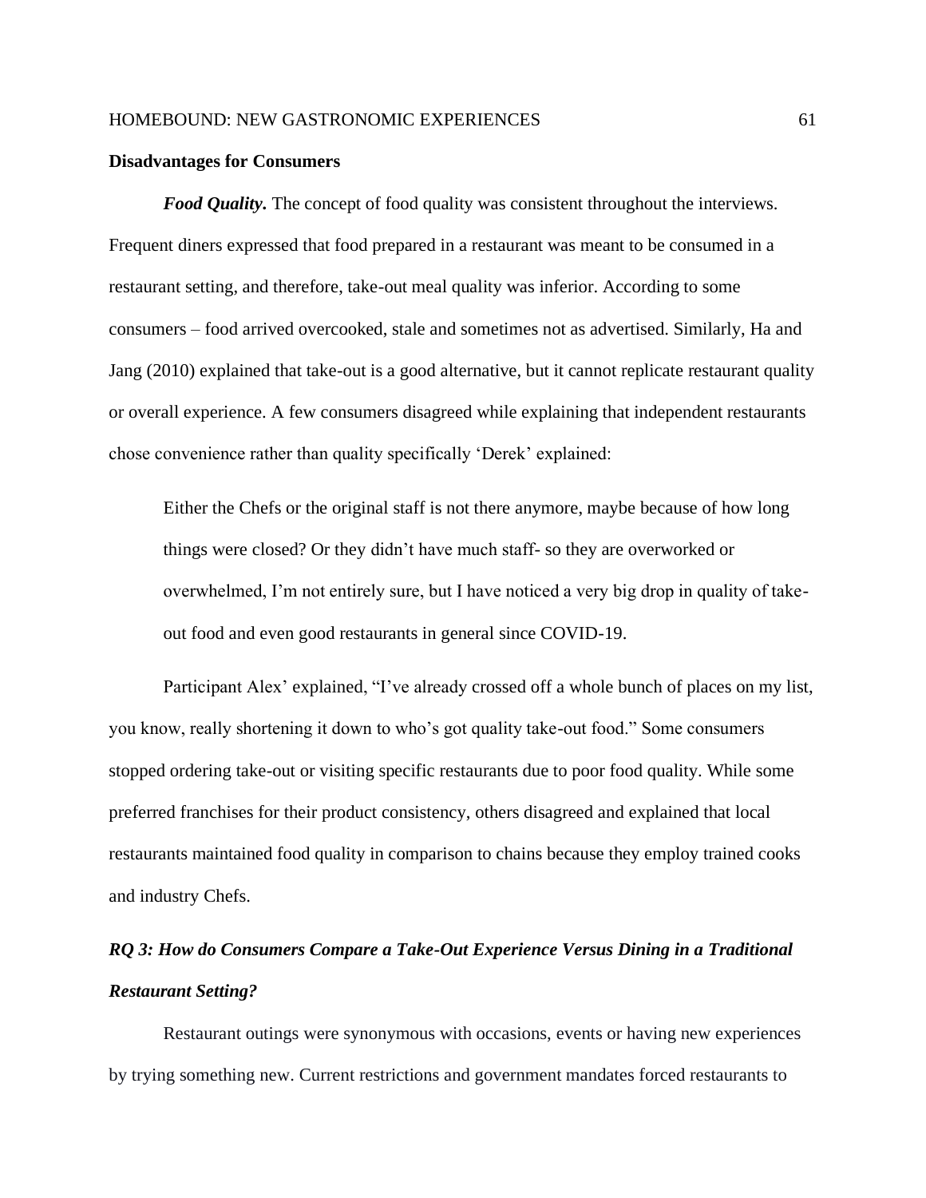**Disadvantages for Consumers**

***Food Quality.*** The concept of food quality was consistent throughout the interviews. Frequent diners expressed that food prepared in a restaurant was meant to be consumed in a restaurant setting, and therefore, take-out meal quality was inferior. According to some consumers – food arrived overcooked, stale and sometimes not as advertised. Similarly, Ha and Jang (2010) explained that take-out is a good alternative, but it cannot replicate restaurant quality or overall experience. A few consumers disagreed while explaining that independent restaurants chose convenience rather than quality specifically 'Derek' explained:

> Either the Chefs or the original staff is not there anymore, maybe because of how long things were closed? Or they didn't have much staff- so they are overworked or overwhelmed, I'm not entirely sure, but I have noticed a very big drop in quality of take-out food and even good restaurants in general since COVID-19.

Participant Alex' explained, "I've already crossed off a whole bunch of places on my list, you know, really shortening it down to who's got quality take-out food." Some consumers stopped ordering take-out or visiting specific restaurants due to poor food quality. While some preferred franchises for their product consistency, others disagreed and explained that local restaurants maintained food quality in comparison to chains because they employ trained cooks and industry Chefs.

***RQ 3: How do Consumers Compare a Take-Out Experience Versus Dining in a Traditional Restaurant Setting?***

Restaurant outings were synonymous with occasions, events or having new experiences by trying something new. Current restrictions and government mandates forced restaurants to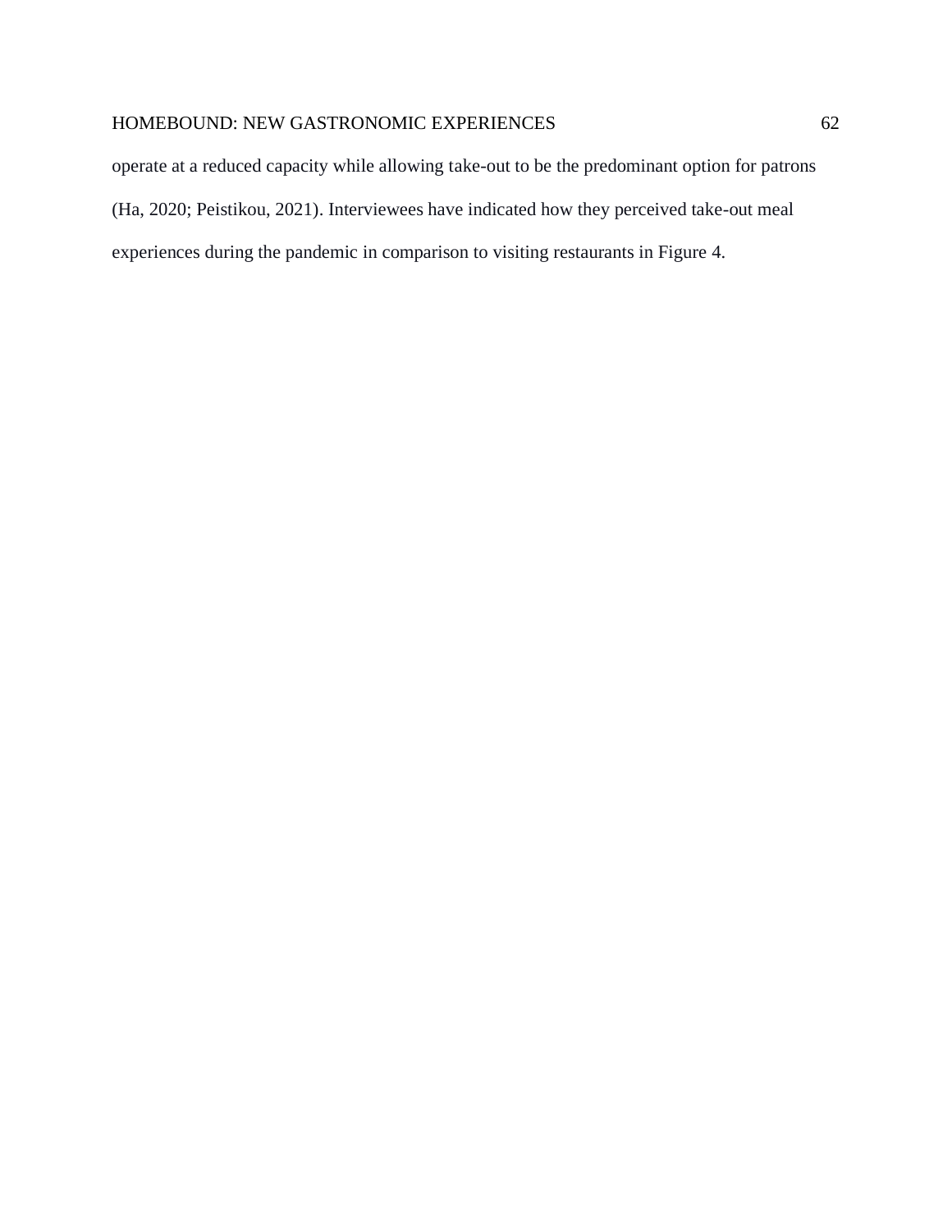operate at a reduced capacity while allowing take-out to be the predominant option for patrons (Ha, 2020; Peistikou, 2021). Interviewees have indicated how they perceived take-out meal experiences during the pandemic in comparison to visiting restaurants in Figure 4.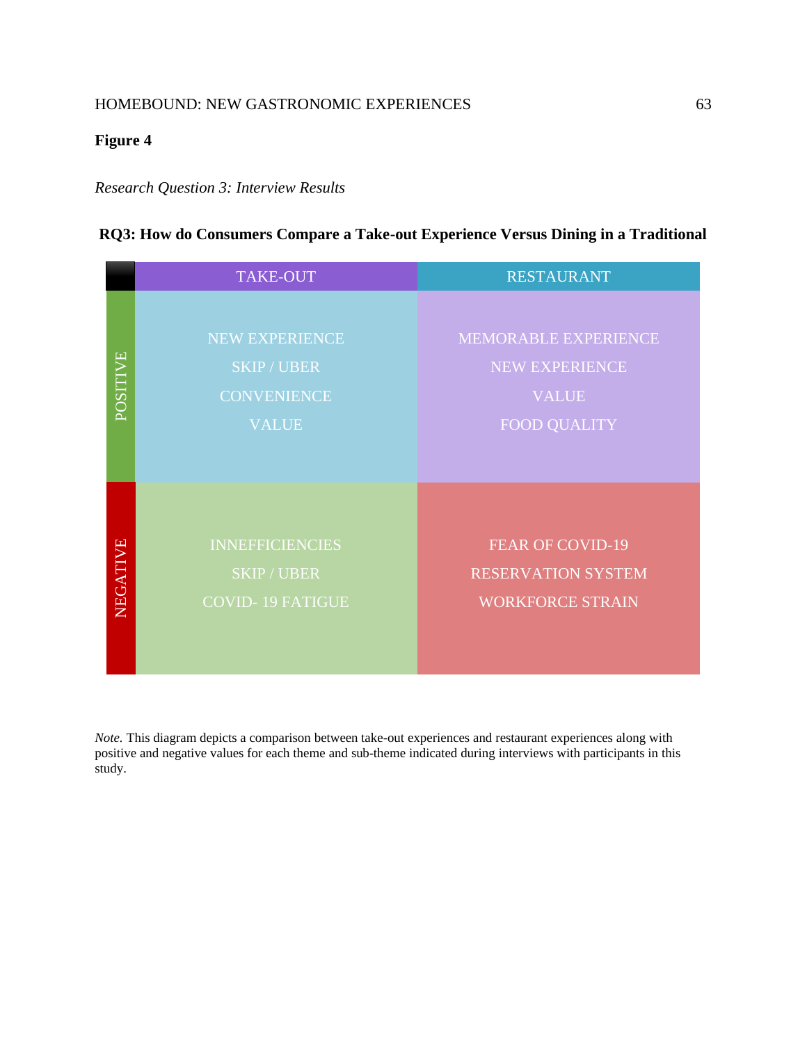**Figure 4**

*Research Question 3: Interview Results*

**RQ3: How do Consumers Compare a Take-out Experience Versus Dining in a Traditional**

| | TAKE-OUT | RESTAURANT |
|---|---|---|
| POSITIVE | NEW EXPERIENCE<br>SKIP / UBER<br>CONVENIENCE<br>VALUE | MEMORABLE EXPERIENCE<br>NEW EXPERIENCE<br>VALUE<br>FOOD QUALITY |
| NEGATIVE | INNEFFICIENCIES<br>SKIP / UBER<br>COVID- 19 FATIGUE | FEAR OF COVID-19<br>RESERVATION SYSTEM<br>WORKFORCE STRAIN |

*Note.* This diagram depicts a comparison between take-out experiences and restaurant experiences along with positive and negative values for each theme and sub-theme indicated during interviews with participants in this study.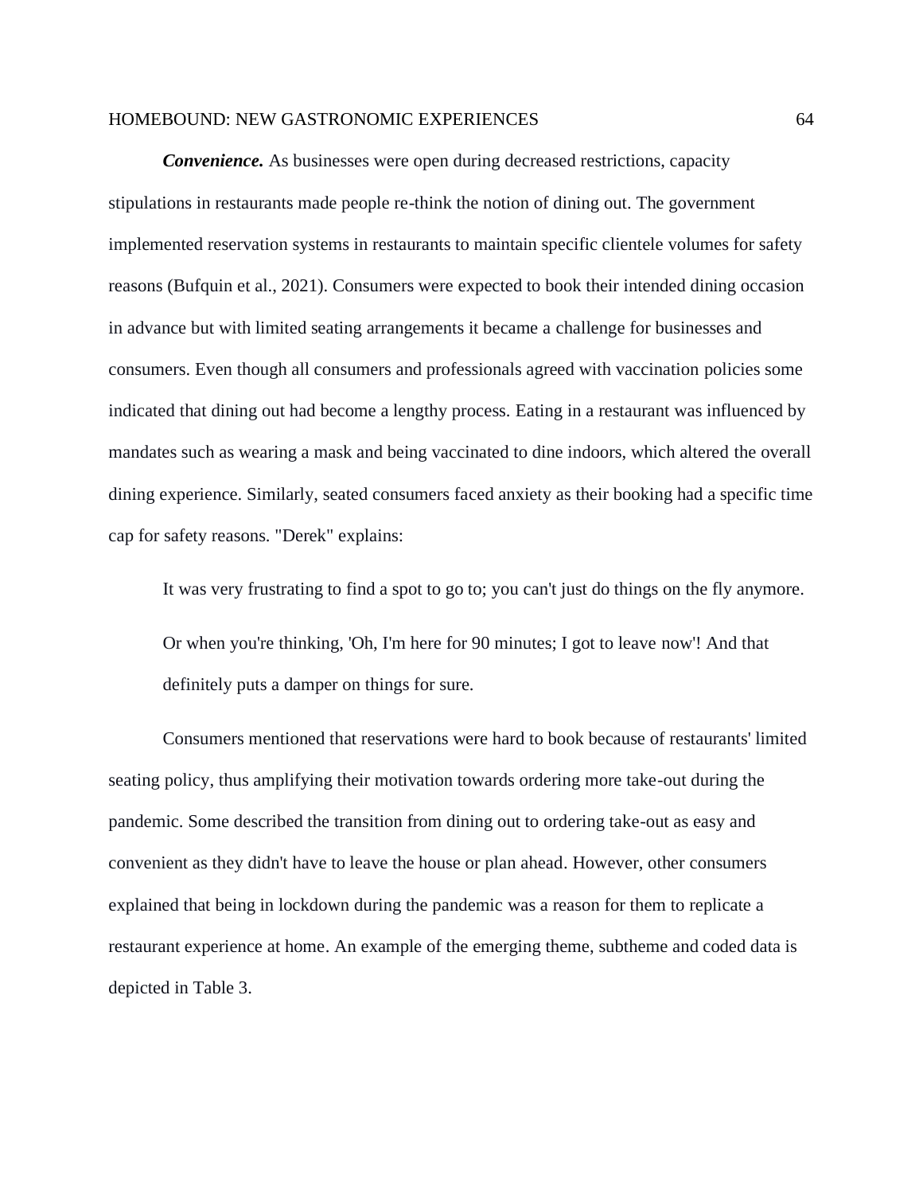***Convenience.*** As businesses were open during decreased restrictions, capacity stipulations in restaurants made people re-think the notion of dining out. The government implemented reservation systems in restaurants to maintain specific clientele volumes for safety reasons (Bufquin et al., 2021). Consumers were expected to book their intended dining occasion in advance but with limited seating arrangements it became a challenge for businesses and consumers. Even though all consumers and professionals agreed with vaccination policies some indicated that dining out had become a lengthy process. Eating in a restaurant was influenced by mandates such as wearing a mask and being vaccinated to dine indoors, which altered the overall dining experience. Similarly, seated consumers faced anxiety as their booking had a specific time cap for safety reasons. "Derek" explains:

> It was very frustrating to find a spot to go to; you can't just do things on the fly anymore. Or when you're thinking, 'Oh, I'm here for 90 minutes; I got to leave now'! And that definitely puts a damper on things for sure.

Consumers mentioned that reservations were hard to book because of restaurants' limited seating policy, thus amplifying their motivation towards ordering more take-out during the pandemic. Some described the transition from dining out to ordering take-out as easy and convenient as they didn't have to leave the house or plan ahead. However, other consumers explained that being in lockdown during the pandemic was a reason for them to replicate a restaurant experience at home. An example of the emerging theme, subtheme and coded data is depicted in Table 3.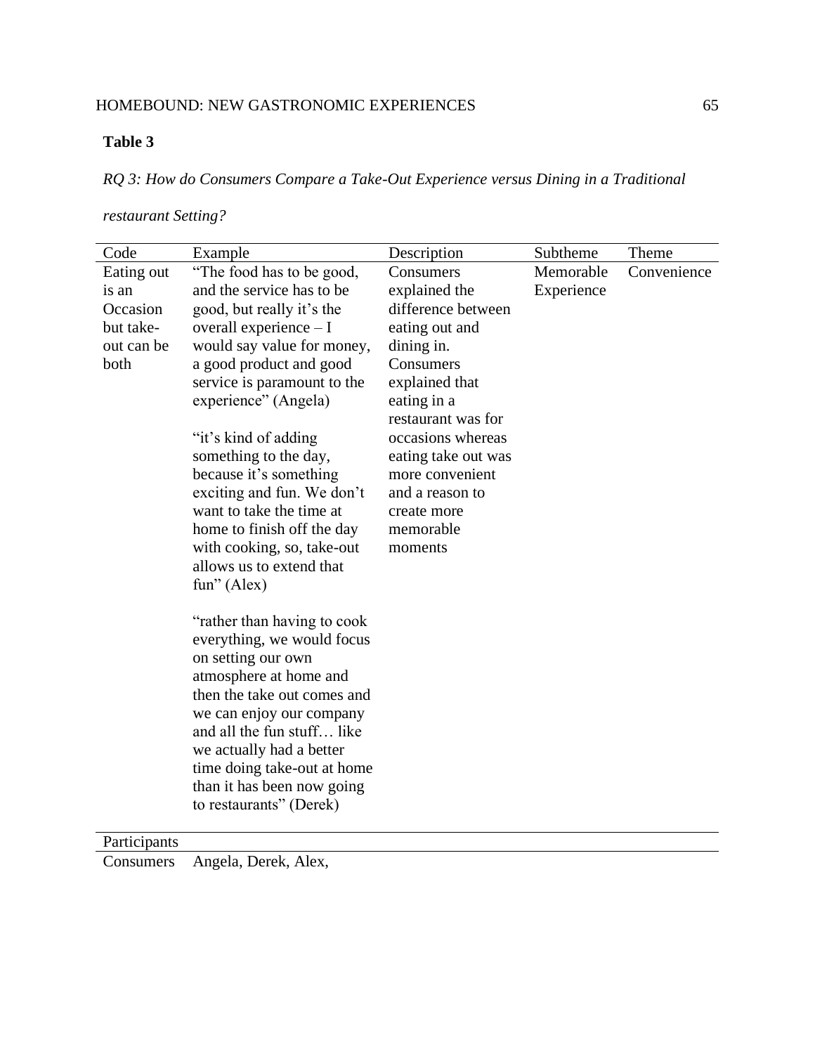**Table 3**

*RQ 3: How do Consumers Compare a Take-Out Experience versus Dining in a Traditional restaurant Setting?*

| Code | Example | Description | Subtheme | Theme |
|---|---|---|---|---|
| Eating out is an Occasion but take-out can be both | "The food has to be good, and the service has to be good, but really it's the overall experience – I would say value for money, a good product and good service is paramount to the experience" (Angela)<br><br>"it's kind of adding something to the day, because it's something exciting and fun. We don't want to take the time at home to finish off the day with cooking, so, take-out allows us to extend that fun" (Alex)<br><br>"rather than having to cook everything, we would focus on setting our own atmosphere at home and then the take out comes and we can enjoy our company and all the fun stuff… like we actually had a better time doing take-out at home than it has been now going to restaurants" (Derek) | Consumers explained the difference between eating out and dining in. Consumers explained that eating in a restaurant was for occasions whereas eating take out was more convenient and a reason to create more memorable moments | Memorable Experience | Convenience |
| Participants | | | | |
| Consumers | Angela, Derek, Alex, | | | |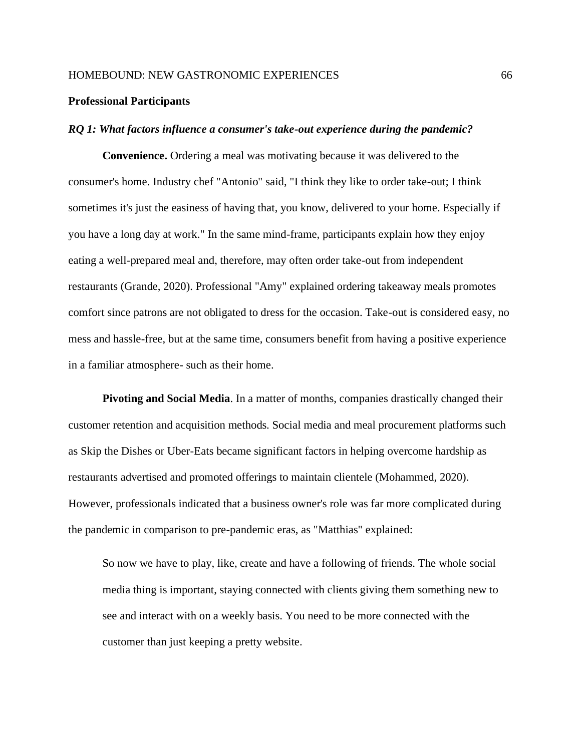## Professional Participants

### *RQ 1: What factors influence a consumer's take-out experience during the pandemic?*

**Convenience.** Ordering a meal was motivating because it was delivered to the consumer's home. Industry chef "Antonio" said, "I think they like to order take-out; I think sometimes it's just the easiness of having that, you know, delivered to your home. Especially if you have a long day at work." In the same mind-frame, participants explain how they enjoy eating a well-prepared meal and, therefore, may often order take-out from independent restaurants (Grande, 2020). Professional "Amy" explained ordering takeaway meals promotes comfort since patrons are not obligated to dress for the occasion. Take-out is considered easy, no mess and hassle-free, but at the same time, consumers benefit from having a positive experience in a familiar atmosphere- such as their home.

**Pivoting and Social Media**. In a matter of months, companies drastically changed their customer retention and acquisition methods. Social media and meal procurement platforms such as Skip the Dishes or Uber-Eats became significant factors in helping overcome hardship as restaurants advertised and promoted offerings to maintain clientele (Mohammed, 2020). However, professionals indicated that a business owner's role was far more complicated during the pandemic in comparison to pre-pandemic eras, as "Matthias" explained:

> So now we have to play, like, create and have a following of friends. The whole social media thing is important, staying connected with clients giving them something new to see and interact with on a weekly basis. You need to be more connected with the customer than just keeping a pretty website.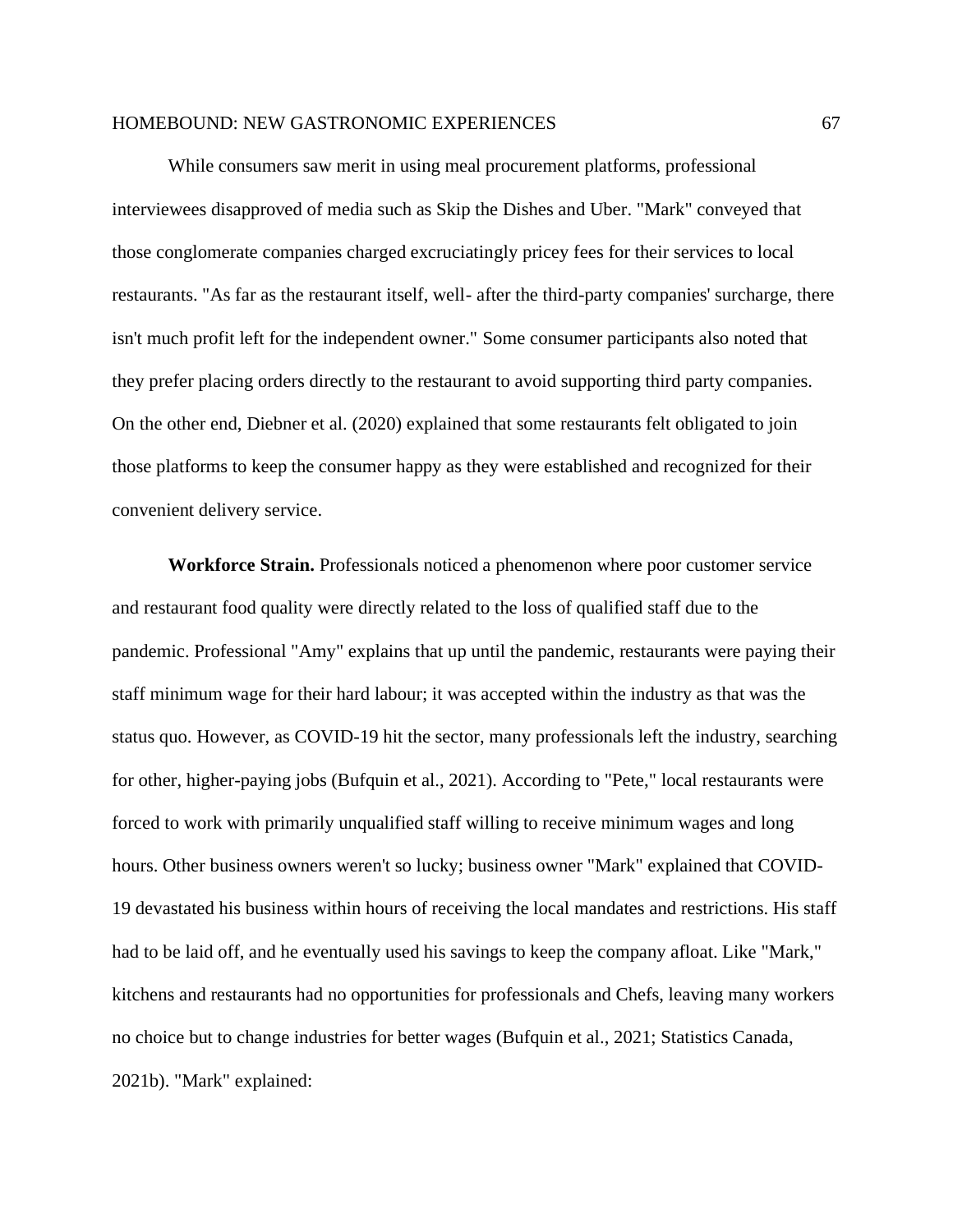While consumers saw merit in using meal procurement platforms, professional interviewees disapproved of media such as Skip the Dishes and Uber. "Mark" conveyed that those conglomerate companies charged excruciatingly pricey fees for their services to local restaurants. "As far as the restaurant itself, well- after the third-party companies' surcharge, there isn't much profit left for the independent owner." Some consumer participants also noted that they prefer placing orders directly to the restaurant to avoid supporting third party companies. On the other end, Diebner et al. (2020) explained that some restaurants felt obligated to join those platforms to keep the consumer happy as they were established and recognized for their convenient delivery service.

**Workforce Strain.** Professionals noticed a phenomenon where poor customer service and restaurant food quality were directly related to the loss of qualified staff due to the pandemic. Professional "Amy" explains that up until the pandemic, restaurants were paying their staff minimum wage for their hard labour; it was accepted within the industry as that was the status quo. However, as COVID-19 hit the sector, many professionals left the industry, searching for other, higher-paying jobs (Bufquin et al., 2021). According to "Pete," local restaurants were forced to work with primarily unqualified staff willing to receive minimum wages and long hours. Other business owners weren't so lucky; business owner "Mark" explained that COVID-19 devastated his business within hours of receiving the local mandates and restrictions. His staff had to be laid off, and he eventually used his savings to keep the company afloat. Like "Mark," kitchens and restaurants had no opportunities for professionals and Chefs, leaving many workers no choice but to change industries for better wages (Bufquin et al., 2021; Statistics Canada, 2021b). "Mark" explained: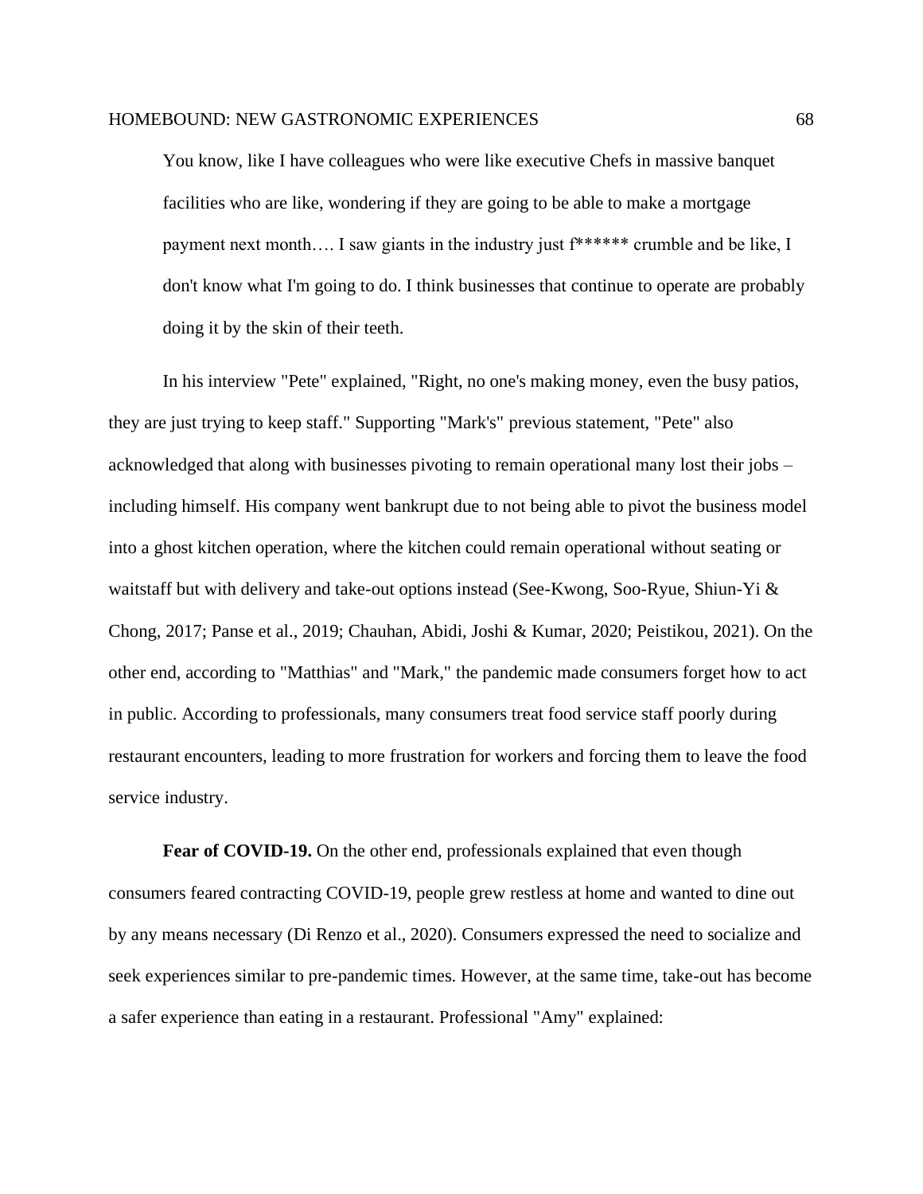> You know, like I have colleagues who were like executive Chefs in massive banquet facilities who are like, wondering if they are going to be able to make a mortgage payment next month…. I saw giants in the industry just f****** crumble and be like, I don't know what I'm going to do. I think businesses that continue to operate are probably doing it by the skin of their teeth.

In his interview "Pete" explained, "Right, no one's making money, even the busy patios, they are just trying to keep staff." Supporting "Mark's" previous statement, "Pete" also acknowledged that along with businesses pivoting to remain operational many lost their jobs – including himself. His company went bankrupt due to not being able to pivot the business model into a ghost kitchen operation, where the kitchen could remain operational without seating or waitstaff but with delivery and take-out options instead (See-Kwong, Soo-Ryue, Shiun-Yi & Chong, 2017; Panse et al., 2019; Chauhan, Abidi, Joshi & Kumar, 2020; Peistikou, 2021). On the other end, according to "Matthias" and "Mark," the pandemic made consumers forget how to act in public. According to professionals, many consumers treat food service staff poorly during restaurant encounters, leading to more frustration for workers and forcing them to leave the food service industry.

**Fear of COVID-19.** On the other end, professionals explained that even though consumers feared contracting COVID-19, people grew restless at home and wanted to dine out by any means necessary (Di Renzo et al., 2020). Consumers expressed the need to socialize and seek experiences similar to pre-pandemic times. However, at the same time, take-out has become a safer experience than eating in a restaurant. Professional "Amy" explained: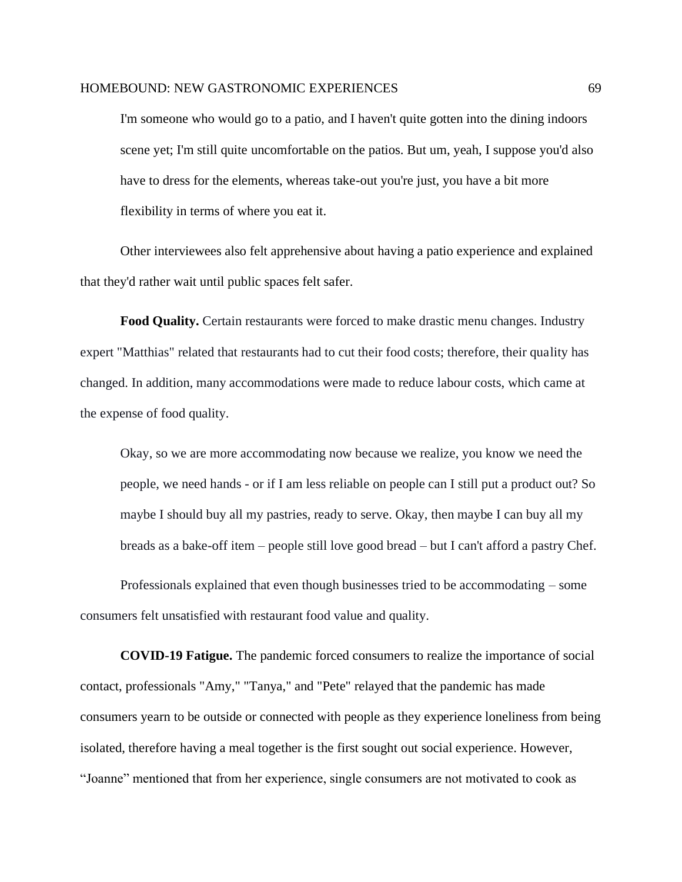> I'm someone who would go to a patio, and I haven't quite gotten into the dining indoors scene yet; I'm still quite uncomfortable on the patios. But um, yeah, I suppose you'd also have to dress for the elements, whereas take-out you're just, you have a bit more flexibility in terms of where you eat it.

Other interviewees also felt apprehensive about having a patio experience and explained that they'd rather wait until public spaces felt safer.

**Food Quality.** Certain restaurants were forced to make drastic menu changes. Industry expert "Matthias" related that restaurants had to cut their food costs; therefore, their quality has changed. In addition, many accommodations were made to reduce labour costs, which came at the expense of food quality.

> Okay, so we are more accommodating now because we realize, you know we need the people, we need hands - or if I am less reliable on people can I still put a product out? So maybe I should buy all my pastries, ready to serve. Okay, then maybe I can buy all my breads as a bake-off item – people still love good bread – but I can't afford a pastry Chef.

Professionals explained that even though businesses tried to be accommodating – some consumers felt unsatisfied with restaurant food value and quality.

**COVID-19 Fatigue.** The pandemic forced consumers to realize the importance of social contact, professionals "Amy," "Tanya," and "Pete" relayed that the pandemic has made consumers yearn to be outside or connected with people as they experience loneliness from being isolated, therefore having a meal together is the first sought out social experience. However, "Joanne" mentioned that from her experience, single consumers are not motivated to cook as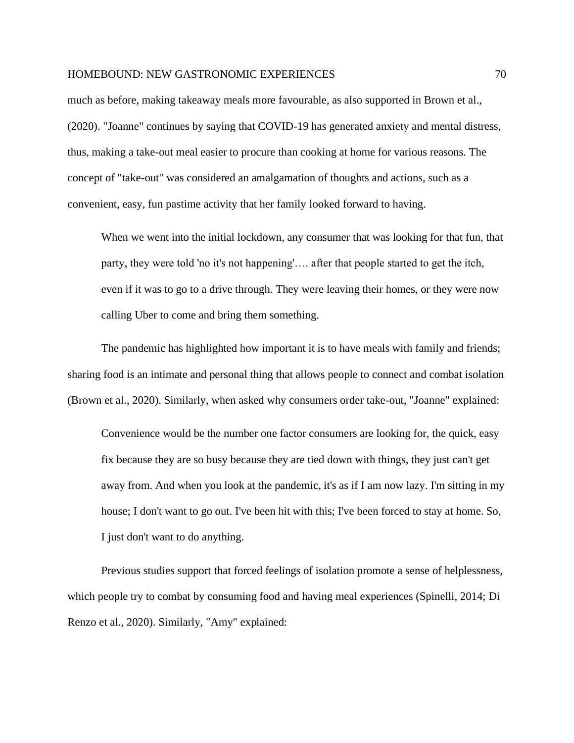much as before, making takeaway meals more favourable, as also supported in Brown et al., (2020). "Joanne" continues by saying that COVID-19 has generated anxiety and mental distress, thus, making a take-out meal easier to procure than cooking at home for various reasons. The concept of "take-out" was considered an amalgamation of thoughts and actions, such as a convenient, easy, fun pastime activity that her family looked forward to having.

> When we went into the initial lockdown, any consumer that was looking for that fun, that party, they were told 'no it's not happening'…. after that people started to get the itch, even if it was to go to a drive through. They were leaving their homes, or they were now calling Uber to come and bring them something.

The pandemic has highlighted how important it is to have meals with family and friends; sharing food is an intimate and personal thing that allows people to connect and combat isolation (Brown et al., 2020). Similarly, when asked why consumers order take-out, "Joanne" explained:

> Convenience would be the number one factor consumers are looking for, the quick, easy fix because they are so busy because they are tied down with things, they just can't get away from. And when you look at the pandemic, it's as if I am now lazy. I'm sitting in my house; I don't want to go out. I've been hit with this; I've been forced to stay at home. So, I just don't want to do anything.

Previous studies support that forced feelings of isolation promote a sense of helplessness, which people try to combat by consuming food and having meal experiences (Spinelli, 2014; Di Renzo et al., 2020). Similarly, "Amy" explained: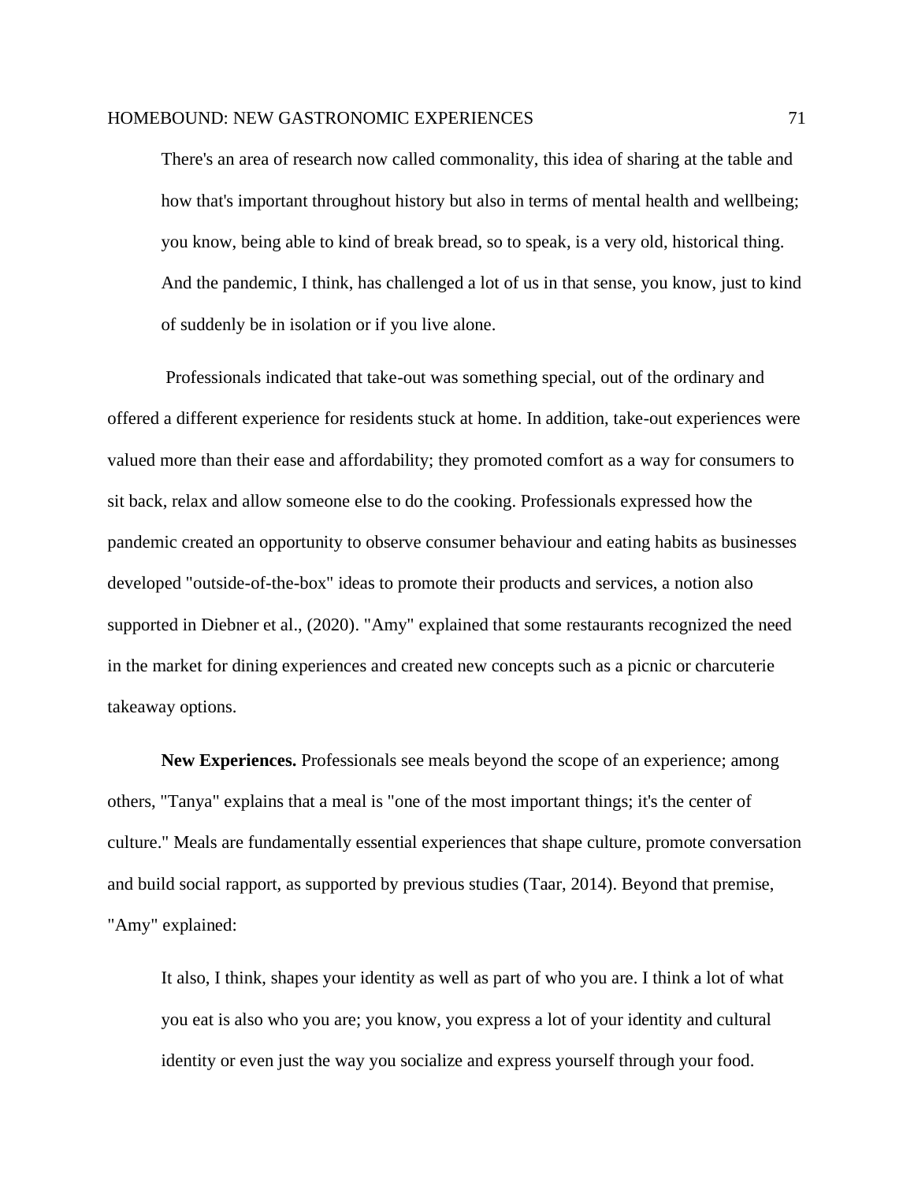> There's an area of research now called commonality, this idea of sharing at the table and how that's important throughout history but also in terms of mental health and wellbeing; you know, being able to kind of break bread, so to speak, is a very old, historical thing. And the pandemic, I think, has challenged a lot of us in that sense, you know, just to kind of suddenly be in isolation or if you live alone.

Professionals indicated that take-out was something special, out of the ordinary and offered a different experience for residents stuck at home. In addition, take-out experiences were valued more than their ease and affordability; they promoted comfort as a way for consumers to sit back, relax and allow someone else to do the cooking. Professionals expressed how the pandemic created an opportunity to observe consumer behaviour and eating habits as businesses developed "outside-of-the-box" ideas to promote their products and services, a notion also supported in Diebner et al., (2020). "Amy" explained that some restaurants recognized the need in the market for dining experiences and created new concepts such as a picnic or charcuterie takeaway options.

**New Experiences.** Professionals see meals beyond the scope of an experience; among others, "Tanya" explains that a meal is "one of the most important things; it's the center of culture." Meals are fundamentally essential experiences that shape culture, promote conversation and build social rapport, as supported by previous studies (Taar, 2014). Beyond that premise, "Amy" explained:

> It also, I think, shapes your identity as well as part of who you are. I think a lot of what you eat is also who you are; you know, you express a lot of your identity and cultural identity or even just the way you socialize and express yourself through your food.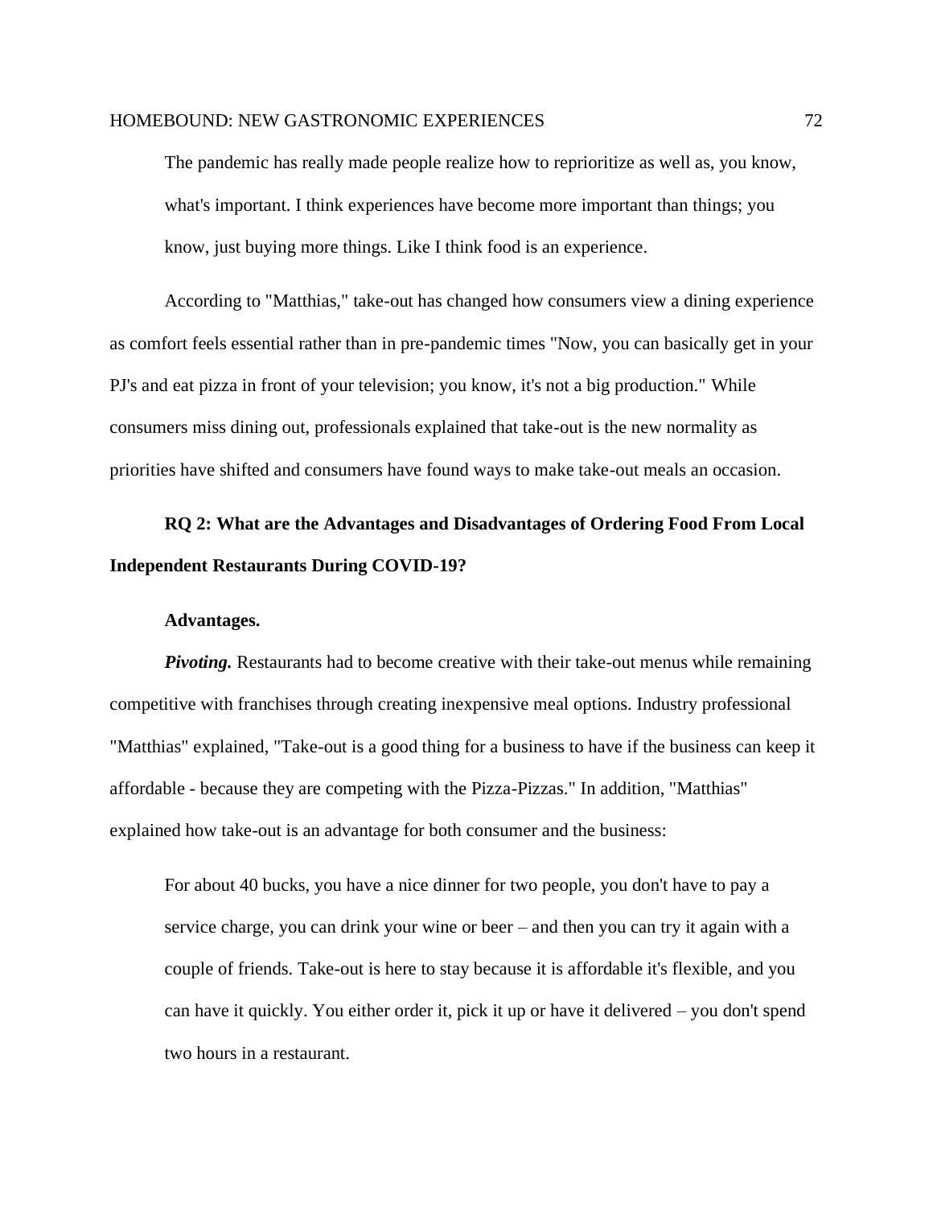> The pandemic has really made people realize how to reprioritize as well as, you know, what's important. I think experiences have become more important than things; you know, just buying more things. Like I think food is an experience.

According to "Matthias," take-out has changed how consumers view a dining experience as comfort feels essential rather than in pre-pandemic times "Now, you can basically get in your PJ's and eat pizza in front of your television; you know, it's not a big production." While consumers miss dining out, professionals explained that take-out is the new normality as priorities have shifted and consumers have found ways to make take-out meals an occasion.

## RQ 2: What are the Advantages and Disadvantages of Ordering Food From Local Independent Restaurants During COVID-19?

### Advantages.

***Pivoting.*** Restaurants had to become creative with their take-out menus while remaining competitive with franchises through creating inexpensive meal options. Industry professional "Matthias" explained, "Take-out is a good thing for a business to have if the business can keep it affordable - because they are competing with the Pizza-Pizzas." In addition, "Matthias" explained how take-out is an advantage for both consumer and the business:

> For about 40 bucks, you have a nice dinner for two people, you don't have to pay a service charge, you can drink your wine or beer – and then you can try it again with a couple of friends. Take-out is here to stay because it is affordable it's flexible, and you can have it quickly. You either order it, pick it up or have it delivered – you don't spend two hours in a restaurant.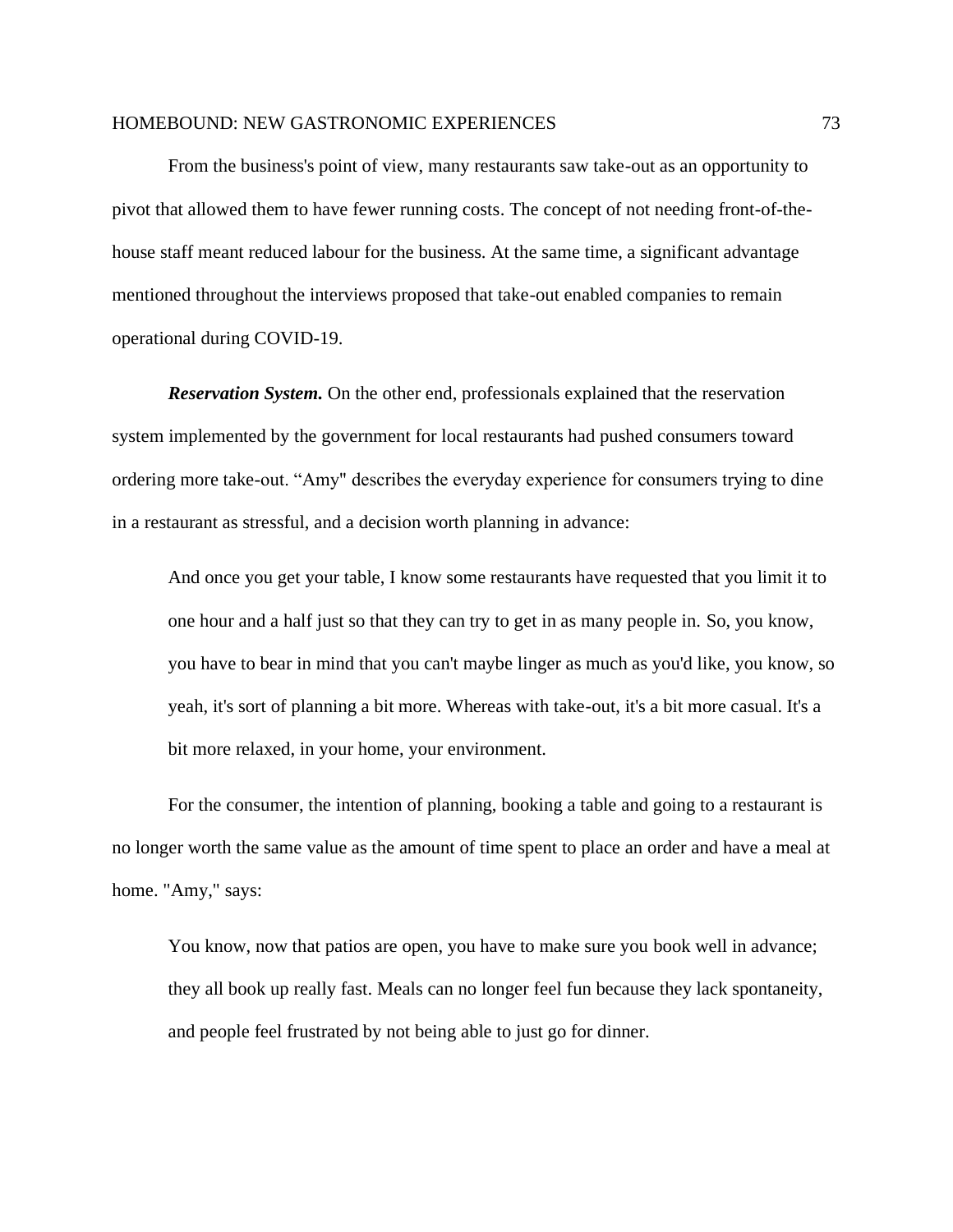From the business's point of view, many restaurants saw take-out as an opportunity to pivot that allowed them to have fewer running costs. The concept of not needing front-of-the-house staff meant reduced labour for the business. At the same time, a significant advantage mentioned throughout the interviews proposed that take-out enabled companies to remain operational during COVID-19.

***Reservation System.*** On the other end, professionals explained that the reservation system implemented by the government for local restaurants had pushed consumers toward ordering more take-out. “Amy" describes the everyday experience for consumers trying to dine in a restaurant as stressful, and a decision worth planning in advance:

> And once you get your table, I know some restaurants have requested that you limit it to one hour and a half just so that they can try to get in as many people in. So, you know, you have to bear in mind that you can't maybe linger as much as you'd like, you know, so yeah, it's sort of planning a bit more. Whereas with take-out, it's a bit more casual. It's a bit more relaxed, in your home, your environment.

For the consumer, the intention of planning, booking a table and going to a restaurant is no longer worth the same value as the amount of time spent to place an order and have a meal at home. "Amy," says:

> You know, now that patios are open, you have to make sure you book well in advance; they all book up really fast. Meals can no longer feel fun because they lack spontaneity, and people feel frustrated by not being able to just go for dinner.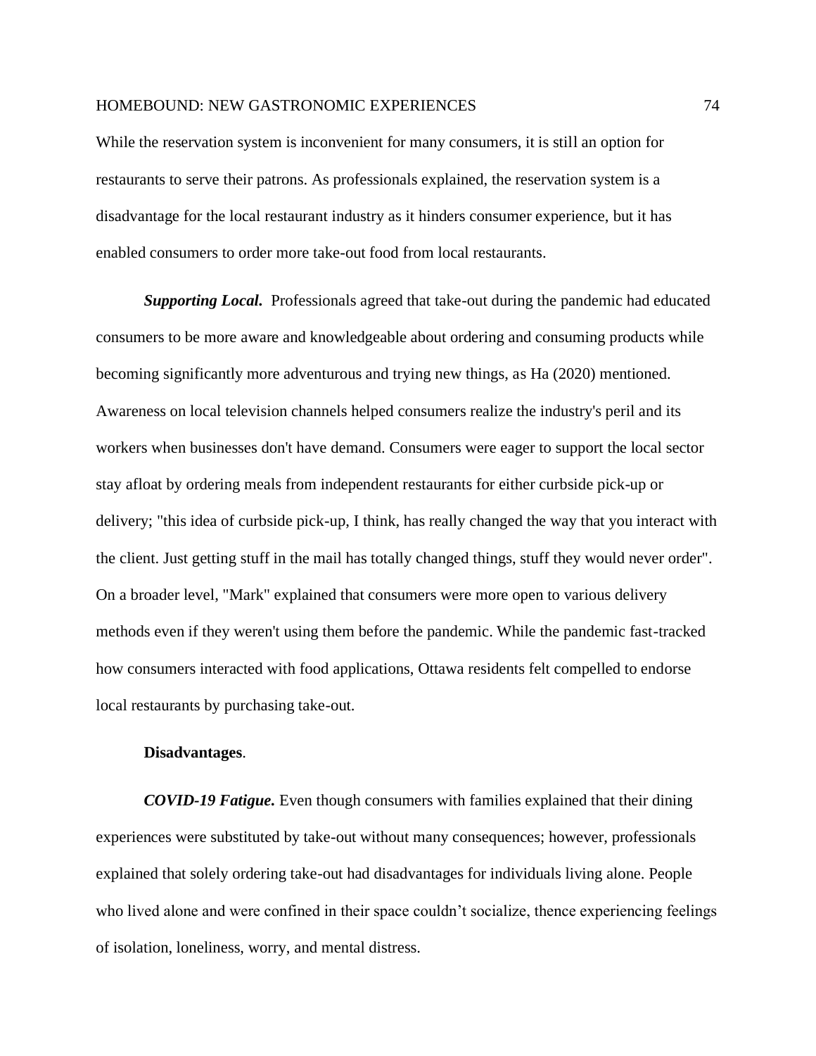While the reservation system is inconvenient for many consumers, it is still an option for restaurants to serve their patrons. As professionals explained, the reservation system is a disadvantage for the local restaurant industry as it hinders consumer experience, but it has enabled consumers to order more take-out food from local restaurants.

***Supporting Local.*** Professionals agreed that take-out during the pandemic had educated consumers to be more aware and knowledgeable about ordering and consuming products while becoming significantly more adventurous and trying new things, as Ha (2020) mentioned. Awareness on local television channels helped consumers realize the industry's peril and its workers when businesses don't have demand. Consumers were eager to support the local sector stay afloat by ordering meals from independent restaurants for either curbside pick-up or delivery; "this idea of curbside pick-up, I think, has really changed the way that you interact with the client. Just getting stuff in the mail has totally changed things, stuff they would never order". On a broader level, "Mark" explained that consumers were more open to various delivery methods even if they weren't using them before the pandemic. While the pandemic fast-tracked how consumers interacted with food applications, Ottawa residents felt compelled to endorse local restaurants by purchasing take-out.

**Disadvantages**.

***COVID-19 Fatigue.*** Even though consumers with families explained that their dining experiences were substituted by take-out without many consequences; however, professionals explained that solely ordering take-out had disadvantages for individuals living alone. People who lived alone and were confined in their space couldn't socialize, thence experiencing feelings of isolation, loneliness, worry, and mental distress.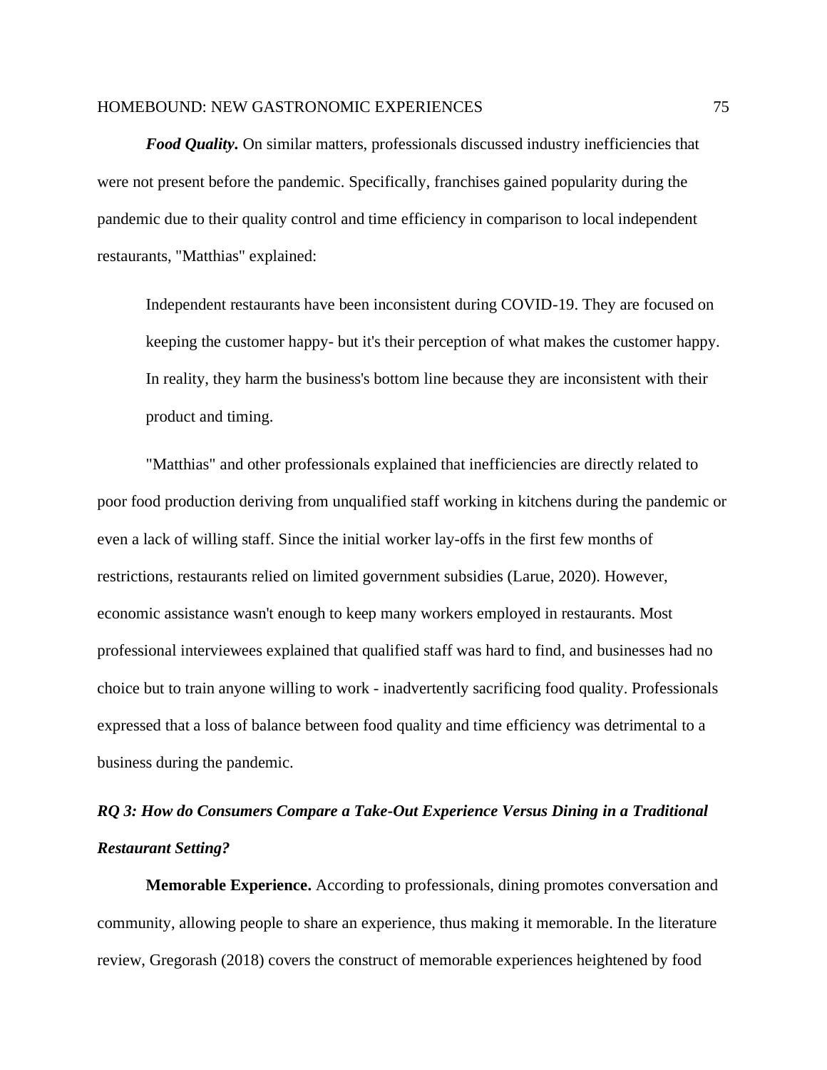***Food Quality.*** On similar matters, professionals discussed industry inefficiencies that were not present before the pandemic. Specifically, franchises gained popularity during the pandemic due to their quality control and time efficiency in comparison to local independent restaurants, "Matthias" explained:

> Independent restaurants have been inconsistent during COVID-19. They are focused on keeping the customer happy- but it's their perception of what makes the customer happy. In reality, they harm the business's bottom line because they are inconsistent with their product and timing.

"Matthias" and other professionals explained that inefficiencies are directly related to poor food production deriving from unqualified staff working in kitchens during the pandemic or even a lack of willing staff. Since the initial worker lay-offs in the first few months of restrictions, restaurants relied on limited government subsidies (Larue, 2020). However, economic assistance wasn't enough to keep many workers employed in restaurants. Most professional interviewees explained that qualified staff was hard to find, and businesses had no choice but to train anyone willing to work - inadvertently sacrificing food quality. Professionals expressed that a loss of balance between food quality and time efficiency was detrimental to a business during the pandemic.

### *RQ 3: How do Consumers Compare a Take-Out Experience Versus Dining in a Traditional Restaurant Setting?*

**Memorable Experience.** According to professionals, dining promotes conversation and community, allowing people to share an experience, thus making it memorable. In the literature review, Gregorash (2018) covers the construct of memorable experiences heightened by food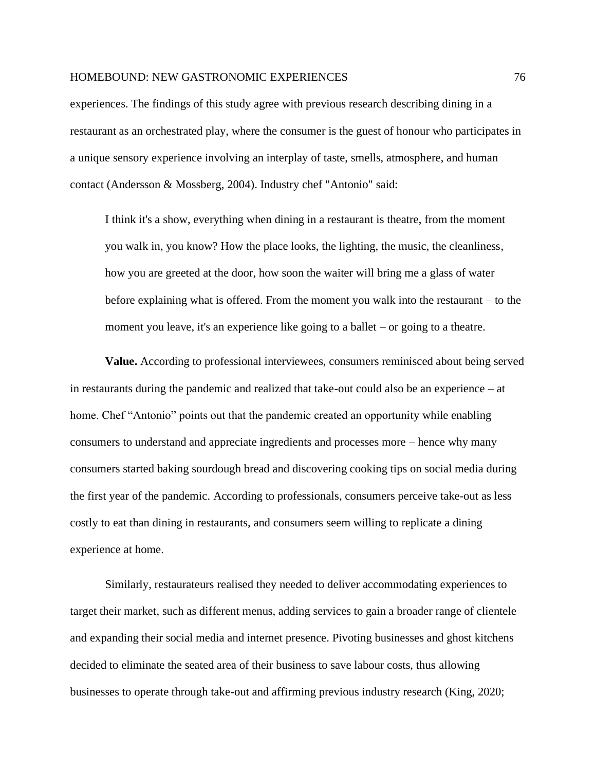experiences. The findings of this study agree with previous research describing dining in a restaurant as an orchestrated play, where the consumer is the guest of honour who participates in a unique sensory experience involving an interplay of taste, smells, atmosphere, and human contact (Andersson & Mossberg, 2004). Industry chef "Antonio" said:

> I think it's a show, everything when dining in a restaurant is theatre, from the moment you walk in, you know? How the place looks, the lighting, the music, the cleanliness, how you are greeted at the door, how soon the waiter will bring me a glass of water before explaining what is offered. From the moment you walk into the restaurant – to the moment you leave, it's an experience like going to a ballet – or going to a theatre.

**Value.** According to professional interviewees, consumers reminisced about being served in restaurants during the pandemic and realized that take-out could also be an experience – at home. Chef "Antonio" points out that the pandemic created an opportunity while enabling consumers to understand and appreciate ingredients and processes more – hence why many consumers started baking sourdough bread and discovering cooking tips on social media during the first year of the pandemic. According to professionals, consumers perceive take-out as less costly to eat than dining in restaurants, and consumers seem willing to replicate a dining experience at home.

Similarly, restaurateurs realised they needed to deliver accommodating experiences to target their market, such as different menus, adding services to gain a broader range of clientele and expanding their social media and internet presence. Pivoting businesses and ghost kitchens decided to eliminate the seated area of their business to save labour costs, thus allowing businesses to operate through take-out and affirming previous industry research (King, 2020;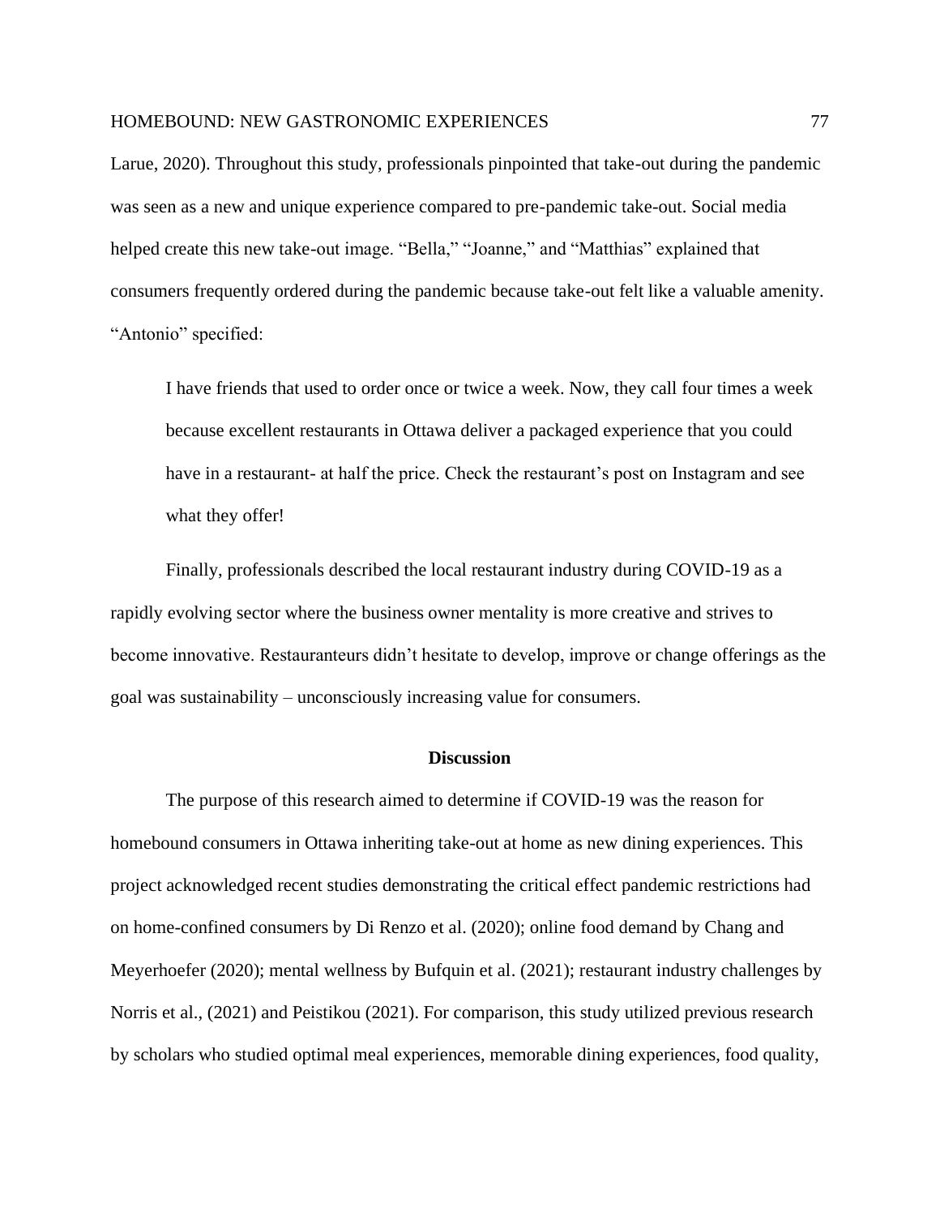Larue, 2020). Throughout this study, professionals pinpointed that take-out during the pandemic was seen as a new and unique experience compared to pre-pandemic take-out. Social media helped create this new take-out image. "Bella," "Joanne," and "Matthias" explained that consumers frequently ordered during the pandemic because take-out felt like a valuable amenity. "Antonio" specified:

> I have friends that used to order once or twice a week. Now, they call four times a week because excellent restaurants in Ottawa deliver a packaged experience that you could have in a restaurant- at half the price. Check the restaurant's post on Instagram and see what they offer!

Finally, professionals described the local restaurant industry during COVID-19 as a rapidly evolving sector where the business owner mentality is more creative and strives to become innovative. Restauranteurs didn't hesitate to develop, improve or change offerings as the goal was sustainability – unconsciously increasing value for consumers.

## Discussion

The purpose of this research aimed to determine if COVID-19 was the reason for homebound consumers in Ottawa inheriting take-out at home as new dining experiences. This project acknowledged recent studies demonstrating the critical effect pandemic restrictions had on home-confined consumers by Di Renzo et al. (2020); online food demand by Chang and Meyerhoefer (2020); mental wellness by Bufquin et al. (2021); restaurant industry challenges by Norris et al., (2021) and Peistikou (2021). For comparison, this study utilized previous research by scholars who studied optimal meal experiences, memorable dining experiences, food quality,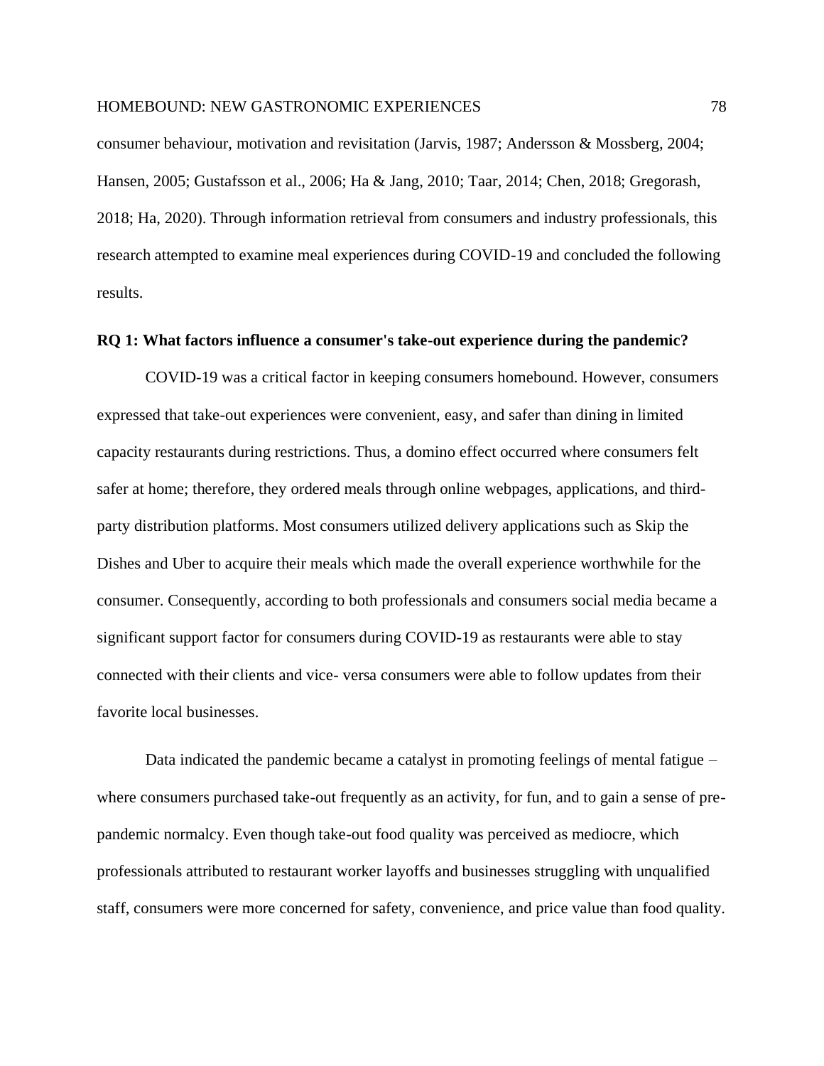consumer behaviour, motivation and revisitation (Jarvis, 1987; Andersson & Mossberg, 2004; Hansen, 2005; Gustafsson et al., 2006; Ha & Jang, 2010; Taar, 2014; Chen, 2018; Gregorash, 2018; Ha, 2020). Through information retrieval from consumers and industry professionals, this research attempted to examine meal experiences during COVID-19 and concluded the following results.

**RQ 1: What factors influence a consumer's take-out experience during the pandemic?**

COVID-19 was a critical factor in keeping consumers homebound. However, consumers expressed that take-out experiences were convenient, easy, and safer than dining in limited capacity restaurants during restrictions. Thus, a domino effect occurred where consumers felt safer at home; therefore, they ordered meals through online webpages, applications, and third-party distribution platforms. Most consumers utilized delivery applications such as Skip the Dishes and Uber to acquire their meals which made the overall experience worthwhile for the consumer. Consequently, according to both professionals and consumers social media became a significant support factor for consumers during COVID-19 as restaurants were able to stay connected with their clients and vice- versa consumers were able to follow updates from their favorite local businesses.

Data indicated the pandemic became a catalyst in promoting feelings of mental fatigue – where consumers purchased take-out frequently as an activity, for fun, and to gain a sense of pre-pandemic normalcy. Even though take-out food quality was perceived as mediocre, which professionals attributed to restaurant worker layoffs and businesses struggling with unqualified staff, consumers were more concerned for safety, convenience, and price value than food quality.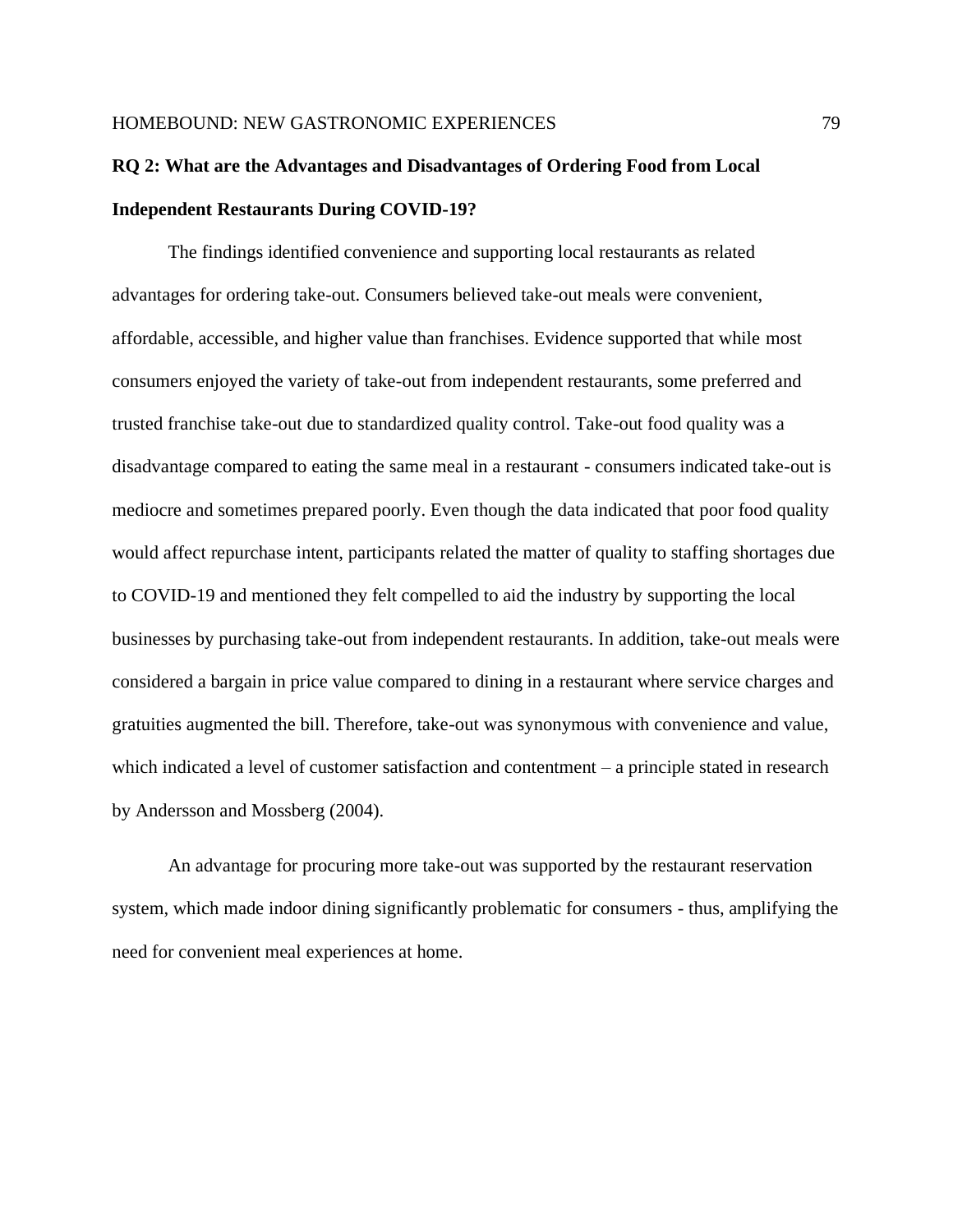**RQ 2: What are the Advantages and Disadvantages of Ordering Food from Local Independent Restaurants During COVID-19?**

The findings identified convenience and supporting local restaurants as related advantages for ordering take-out. Consumers believed take-out meals were convenient, affordable, accessible, and higher value than franchises. Evidence supported that while most consumers enjoyed the variety of take-out from independent restaurants, some preferred and trusted franchise take-out due to standardized quality control. Take-out food quality was a disadvantage compared to eating the same meal in a restaurant - consumers indicated take-out is mediocre and sometimes prepared poorly. Even though the data indicated that poor food quality would affect repurchase intent, participants related the matter of quality to staffing shortages due to COVID-19 and mentioned they felt compelled to aid the industry by supporting the local businesses by purchasing take-out from independent restaurants. In addition, take-out meals were considered a bargain in price value compared to dining in a restaurant where service charges and gratuities augmented the bill. Therefore, take-out was synonymous with convenience and value, which indicated a level of customer satisfaction and contentment – a principle stated in research by Andersson and Mossberg (2004).

An advantage for procuring more take-out was supported by the restaurant reservation system, which made indoor dining significantly problematic for consumers - thus, amplifying the need for convenient meal experiences at home.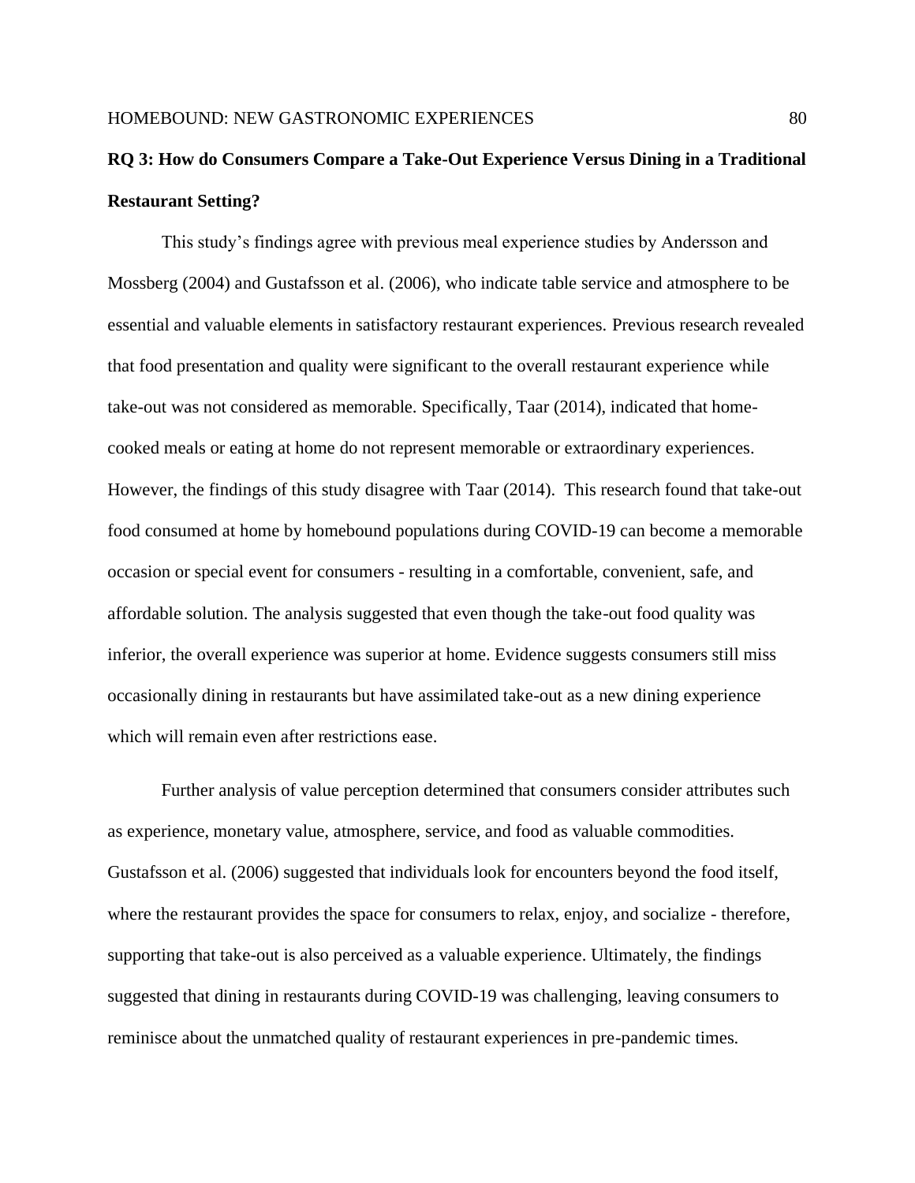**RQ 3: How do Consumers Compare a Take-Out Experience Versus Dining in a Traditional Restaurant Setting?**

This study's findings agree with previous meal experience studies by Andersson and Mossberg (2004) and Gustafsson et al. (2006), who indicate table service and atmosphere to be essential and valuable elements in satisfactory restaurant experiences. Previous research revealed that food presentation and quality were significant to the overall restaurant experience while take-out was not considered as memorable. Specifically, Taar (2014), indicated that home-cooked meals or eating at home do not represent memorable or extraordinary experiences. However, the findings of this study disagree with Taar (2014). This research found that take-out food consumed at home by homebound populations during COVID-19 can become a memorable occasion or special event for consumers - resulting in a comfortable, convenient, safe, and affordable solution. The analysis suggested that even though the take-out food quality was inferior, the overall experience was superior at home. Evidence suggests consumers still miss occasionally dining in restaurants but have assimilated take-out as a new dining experience which will remain even after restrictions ease.

Further analysis of value perception determined that consumers consider attributes such as experience, monetary value, atmosphere, service, and food as valuable commodities. Gustafsson et al. (2006) suggested that individuals look for encounters beyond the food itself, where the restaurant provides the space for consumers to relax, enjoy, and socialize - therefore, supporting that take-out is also perceived as a valuable experience. Ultimately, the findings suggested that dining in restaurants during COVID-19 was challenging, leaving consumers to reminisce about the unmatched quality of restaurant experiences in pre-pandemic times.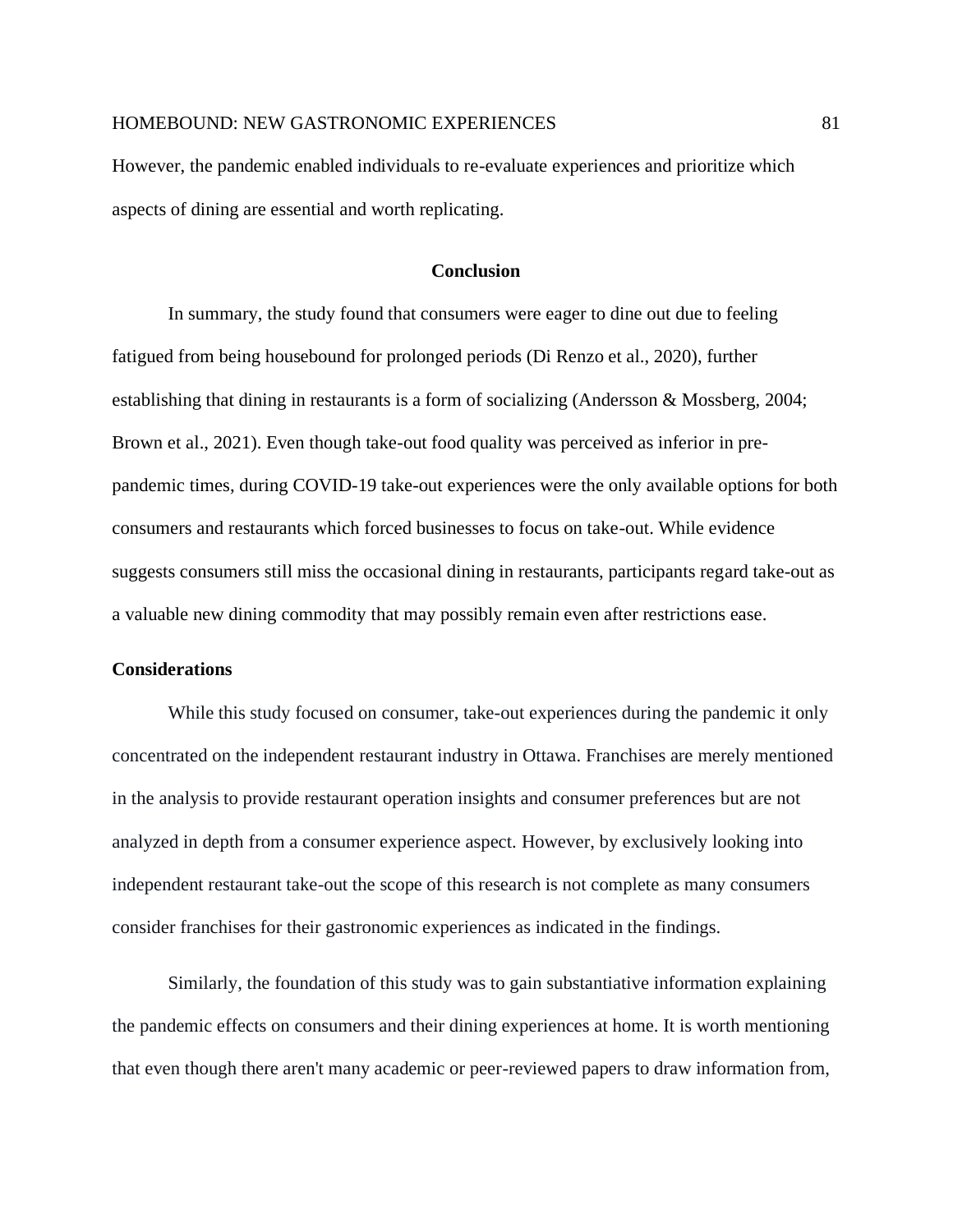However, the pandemic enabled individuals to re-evaluate experiences and prioritize which aspects of dining are essential and worth replicating.

## Conclusion

In summary, the study found that consumers were eager to dine out due to feeling fatigued from being housebound for prolonged periods (Di Renzo et al., 2020), further establishing that dining in restaurants is a form of socializing (Andersson & Mossberg, 2004; Brown et al., 2021). Even though take-out food quality was perceived as inferior in pre-pandemic times, during COVID-19 take-out experiences were the only available options for both consumers and restaurants which forced businesses to focus on take-out. While evidence suggests consumers still miss the occasional dining in restaurants, participants regard take-out as a valuable new dining commodity that may possibly remain even after restrictions ease.

### Considerations

While this study focused on consumer, take-out experiences during the pandemic it only concentrated on the independent restaurant industry in Ottawa. Franchises are merely mentioned in the analysis to provide restaurant operation insights and consumer preferences but are not analyzed in depth from a consumer experience aspect. However, by exclusively looking into independent restaurant take-out the scope of this research is not complete as many consumers consider franchises for their gastronomic experiences as indicated in the findings.

Similarly, the foundation of this study was to gain substantiative information explaining the pandemic effects on consumers and their dining experiences at home. It is worth mentioning that even though there aren't many academic or peer-reviewed papers to draw information from,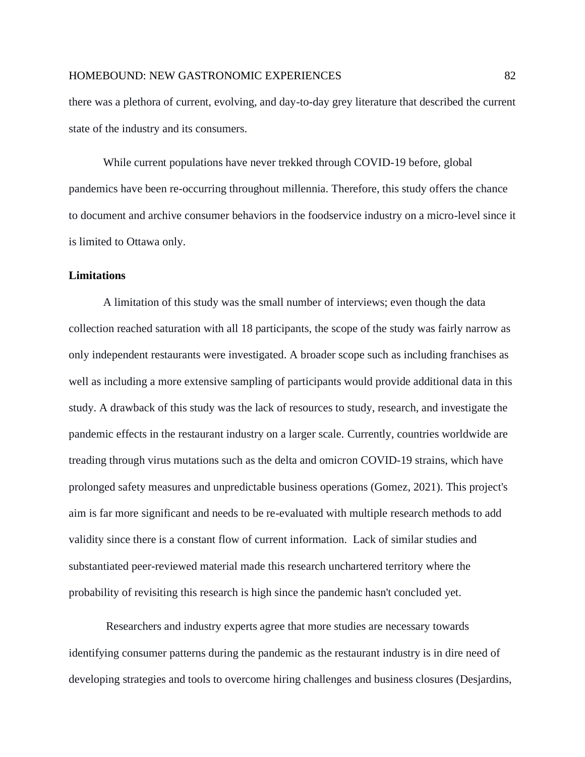there was a plethora of current, evolving, and day-to-day grey literature that described the current state of the industry and its consumers.

While current populations have never trekked through COVID-19 before, global pandemics have been re-occurring throughout millennia. Therefore, this study offers the chance to document and archive consumer behaviors in the foodservice industry on a micro-level since it is limited to Ottawa only.

### Limitations

A limitation of this study was the small number of interviews; even though the data collection reached saturation with all 18 participants, the scope of the study was fairly narrow as only independent restaurants were investigated. A broader scope such as including franchises as well as including a more extensive sampling of participants would provide additional data in this study. A drawback of this study was the lack of resources to study, research, and investigate the pandemic effects in the restaurant industry on a larger scale. Currently, countries worldwide are treading through virus mutations such as the delta and omicron COVID-19 strains, which have prolonged safety measures and unpredictable business operations (Gomez, 2021). This project's aim is far more significant and needs to be re-evaluated with multiple research methods to add validity since there is a constant flow of current information. Lack of similar studies and substantiated peer-reviewed material made this research unchartered territory where the probability of revisiting this research is high since the pandemic hasn't concluded yet.

Researchers and industry experts agree that more studies are necessary towards identifying consumer patterns during the pandemic as the restaurant industry is in dire need of developing strategies and tools to overcome hiring challenges and business closures (Desjardins,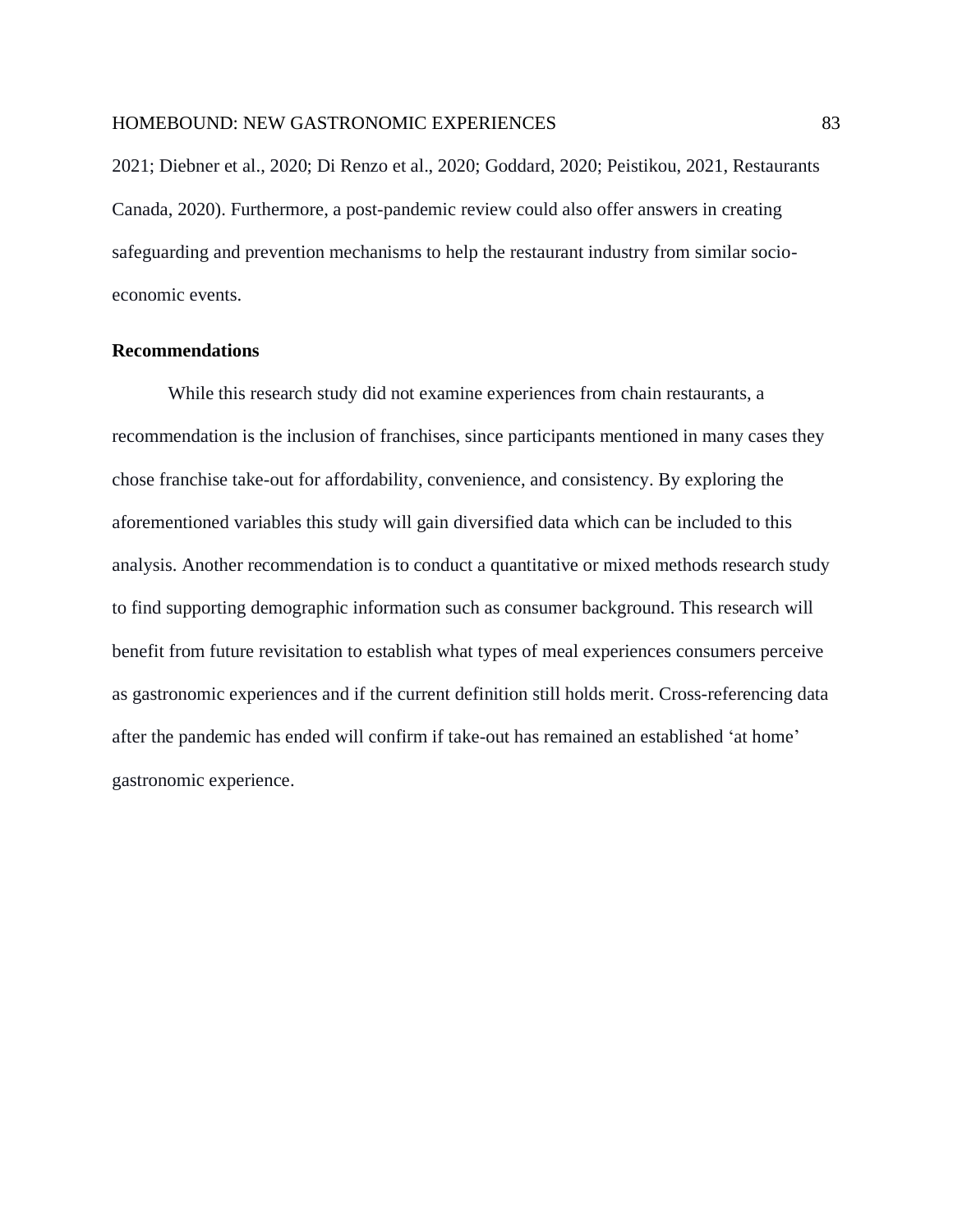2021; Diebner et al., 2020; Di Renzo et al., 2020; Goddard, 2020; Peistikou, 2021, Restaurants Canada, 2020). Furthermore, a post-pandemic review could also offer answers in creating safeguarding and prevention mechanisms to help the restaurant industry from similar socio-economic events.

## Recommendations

While this research study did not examine experiences from chain restaurants, a recommendation is the inclusion of franchises, since participants mentioned in many cases they chose franchise take-out for affordability, convenience, and consistency. By exploring the aforementioned variables this study will gain diversified data which can be included to this analysis. Another recommendation is to conduct a quantitative or mixed methods research study to find supporting demographic information such as consumer background. This research will benefit from future revisitation to establish what types of meal experiences consumers perceive as gastronomic experiences and if the current definition still holds merit. Cross-referencing data after the pandemic has ended will confirm if take-out has remained an established 'at home' gastronomic experience.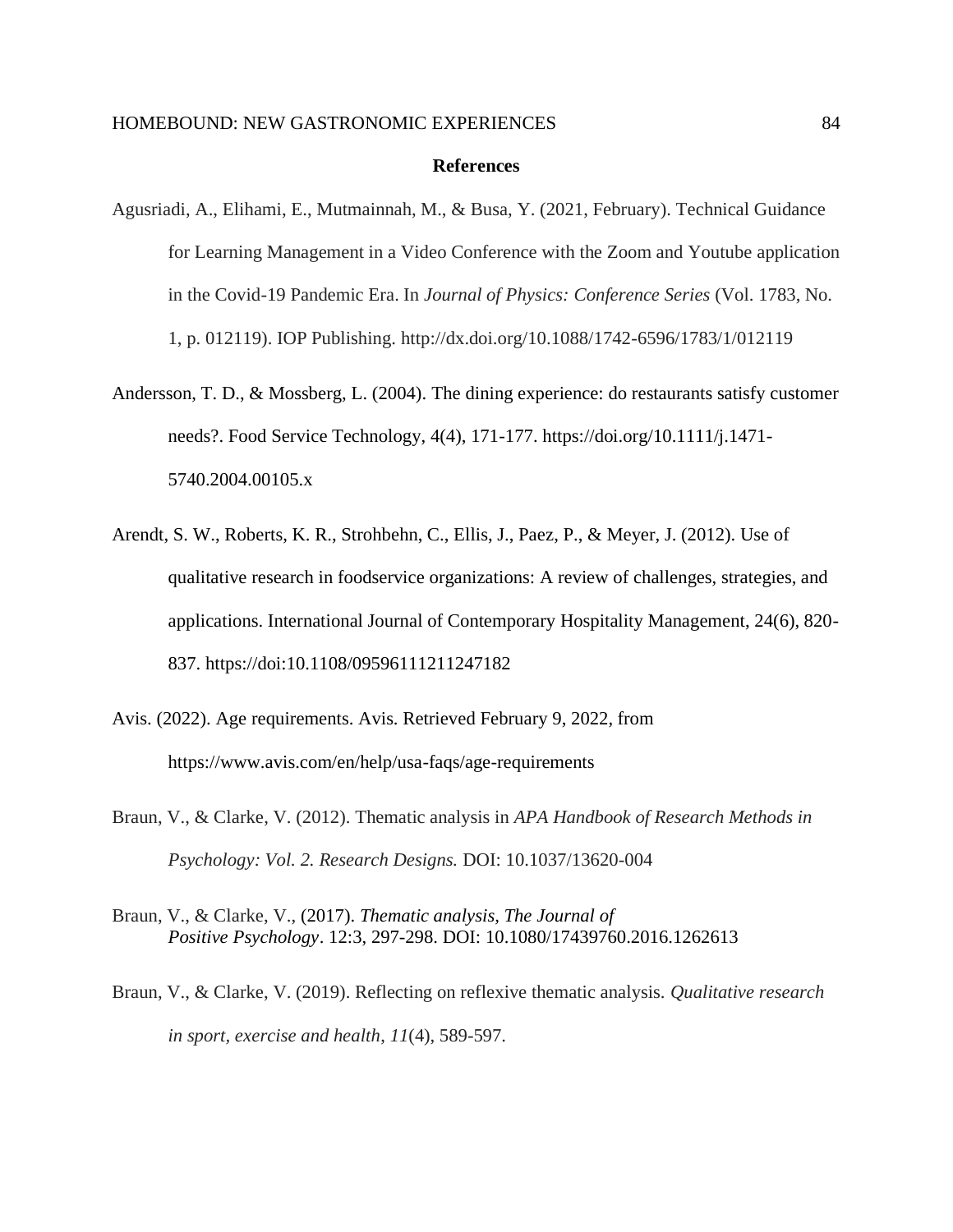# References

Agusriadi, A., Elihami, E., Mutmainnah, M., & Busa, Y. (2021, February). Technical Guidance for Learning Management in a Video Conference with the Zoom and Youtube application in the Covid-19 Pandemic Era. In *Journal of Physics: Conference Series* (Vol. 1783, No. 1, p. 012119). IOP Publishing. http://dx.doi.org/10.1088/1742-6596/1783/1/012119

Andersson, T. D., & Mossberg, L. (2004). The dining experience: do restaurants satisfy customer needs?. Food Service Technology, 4(4), 171-177. https://doi.org/10.1111/j.1471-5740.2004.00105.x

Arendt, S. W., Roberts, K. R., Strohbehn, C., Ellis, J., Paez, P., & Meyer, J. (2012). Use of qualitative research in foodservice organizations: A review of challenges, strategies, and applications. International Journal of Contemporary Hospitality Management, 24(6), 820-837. https://doi:10.1108/09596111211247182

Avis. (2022). Age requirements. Avis. Retrieved February 9, 2022, from https://www.avis.com/en/help/usa-faqs/age-requirements

Braun, V., & Clarke, V. (2012). Thematic analysis in *APA Handbook of Research Methods in Psychology: Vol. 2. Research Designs.* DOI: 10.1037/13620-004

Braun, V., & Clarke, V., (2017). *Thematic analysis, The Journal of Positive Psychology*. 12:3, 297-298. DOI: 10.1080/17439760.2016.1262613

Braun, V., & Clarke, V. (2019). Reflecting on reflexive thematic analysis. *Qualitative research in sport, exercise and health*, *11*(4), 589-597.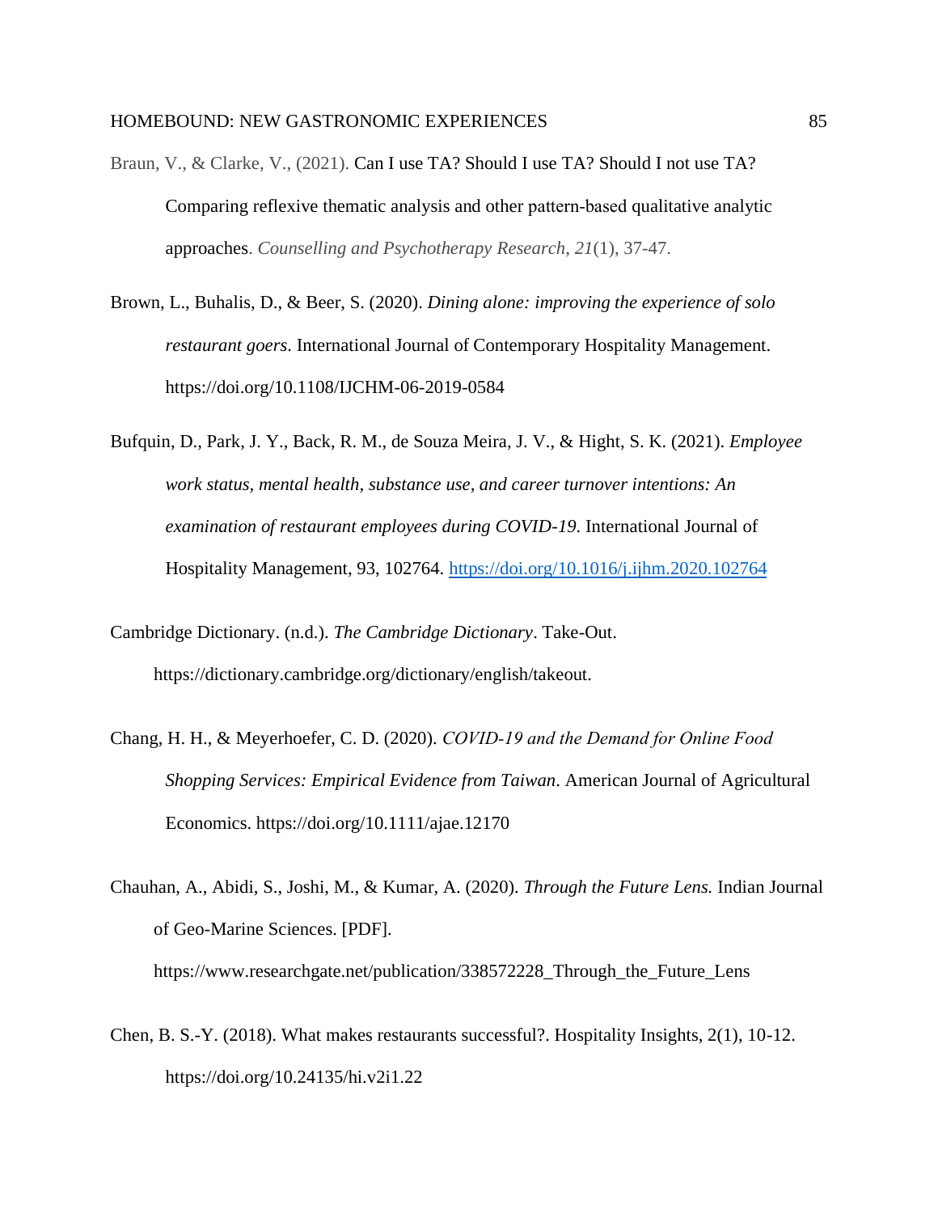Braun, V., & Clarke, V., (2021). Can I use TA? Should I use TA? Should I not use TA? Comparing reflexive thematic analysis and other pattern-based qualitative analytic approaches. *Counselling and Psychotherapy Research*, *21*(1), 37-47.

Brown, L., Buhalis, D., & Beer, S. (2020). *Dining alone: improving the experience of solo restaurant goers*. International Journal of Contemporary Hospitality Management. https://doi.org/10.1108/IJCHM-06-2019-0584

Bufquin, D., Park, J. Y., Back, R. M., de Souza Meira, J. V., & Hight, S. K. (2021). *Employee work status, mental health, substance use, and career turnover intentions: An examination of restaurant employees during COVID-19*. International Journal of Hospitality Management, 93, 102764. https://doi.org/10.1016/j.ijhm.2020.102764

Cambridge Dictionary. (n.d.). *The Cambridge Dictionary*. Take-Out. https://dictionary.cambridge.org/dictionary/english/takeout.

Chang, H. H., & Meyerhoefer, C. D. (2020). *COVID-19 and the Demand for Online Food Shopping Services: Empirical Evidence from Taiwan*. American Journal of Agricultural Economics. https://doi.org/10.1111/ajae.12170

Chauhan, A., Abidi, S., Joshi, M., & Kumar, A. (2020). *Through the Future Lens.* Indian Journal of Geo-Marine Sciences. [PDF]. https://www.researchgate.net/publication/338572228_Through_the_Future_Lens

Chen, B. S.-Y. (2018). What makes restaurants successful?. Hospitality Insights, 2(1), 10-12. https://doi.org/10.24135/hi.v2i1.22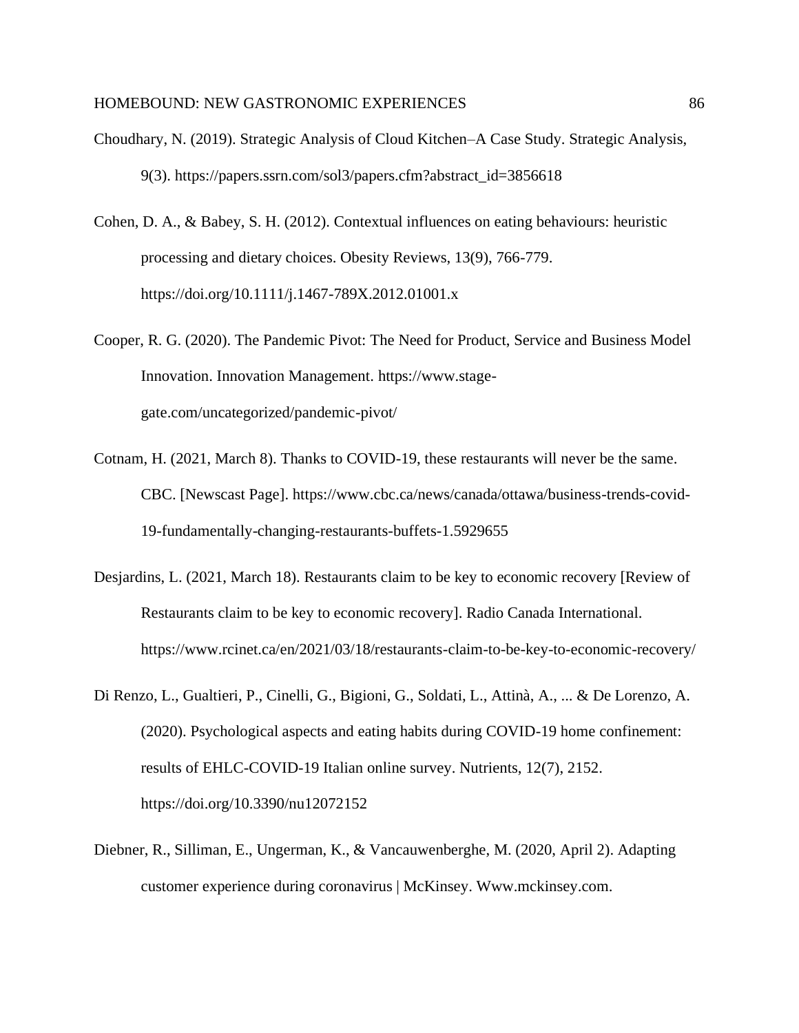Choudhary, N. (2019). Strategic Analysis of Cloud Kitchen–A Case Study. Strategic Analysis, 9(3). https://papers.ssrn.com/sol3/papers.cfm?abstract_id=3856618

Cohen, D. A., & Babey, S. H. (2012). Contextual influences on eating behaviours: heuristic processing and dietary choices. Obesity Reviews, 13(9), 766-779. https://doi.org/10.1111/j.1467-789X.2012.01001.x

Cooper, R. G. (2020). The Pandemic Pivot: The Need for Product, Service and Business Model Innovation. Innovation Management. https://www.stage-gate.com/uncategorized/pandemic-pivot/

Cotnam, H. (2021, March 8). Thanks to COVID-19, these restaurants will never be the same. CBC. [Newscast Page]. https://www.cbc.ca/news/canada/ottawa/business-trends-covid-19-fundamentally-changing-restaurants-buffets-1.5929655

Desjardins, L. (2021, March 18). Restaurants claim to be key to economic recovery [Review of Restaurants claim to be key to economic recovery]. Radio Canada International. https://www.rcinet.ca/en/2021/03/18/restaurants-claim-to-be-key-to-economic-recovery/

Di Renzo, L., Gualtieri, P., Cinelli, G., Bigioni, G., Soldati, L., Attinà, A., ... & De Lorenzo, A. (2020). Psychological aspects and eating habits during COVID-19 home confinement: results of EHLC-COVID-19 Italian online survey. Nutrients, 12(7), 2152. https://doi.org/10.3390/nu12072152

Diebner, R., Silliman, E., Ungerman, K., & Vancauwenberghe, M. (2020, April 2). Adapting customer experience during coronavirus | McKinsey. Www.mckinsey.com.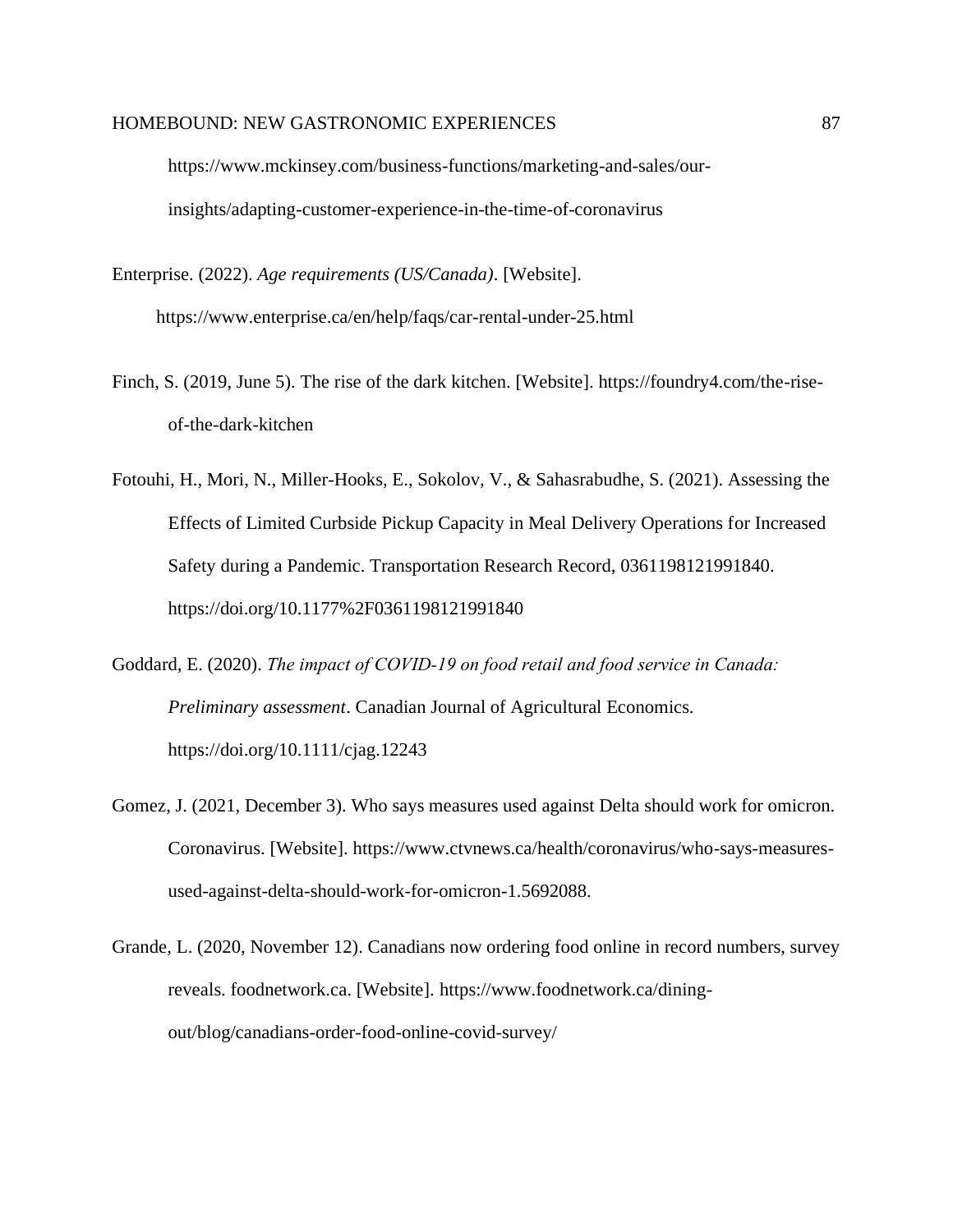https://www.mckinsey.com/business-functions/marketing-and-sales/our-insights/adapting-customer-experience-in-the-time-of-coronavirus

Enterprise. (2022). *Age requirements (US/Canada)*. [Website]. https://www.enterprise.ca/en/help/faqs/car-rental-under-25.html

Finch, S. (2019, June 5). The rise of the dark kitchen. [Website]. https://foundry4.com/the-rise-of-the-dark-kitchen

Fotouhi, H., Mori, N., Miller-Hooks, E., Sokolov, V., & Sahasrabudhe, S. (2021). Assessing the Effects of Limited Curbside Pickup Capacity in Meal Delivery Operations for Increased Safety during a Pandemic. Transportation Research Record, 0361198121991840. https://doi.org/10.1177%2F0361198121991840

Goddard, E. (2020). *The impact of COVID-19 on food retail and food service in Canada: Preliminary assessment*. Canadian Journal of Agricultural Economics. https://doi.org/10.1111/cjag.12243

Gomez, J. (2021, December 3). Who says measures used against Delta should work for omicron. Coronavirus. [Website]. https://www.ctvnews.ca/health/coronavirus/who-says-measures-used-against-delta-should-work-for-omicron-1.5692088.

Grande, L. (2020, November 12). Canadians now ordering food online in record numbers, survey reveals. foodnetwork.ca. [Website]. https://www.foodnetwork.ca/dining-out/blog/canadians-order-food-online-covid-survey/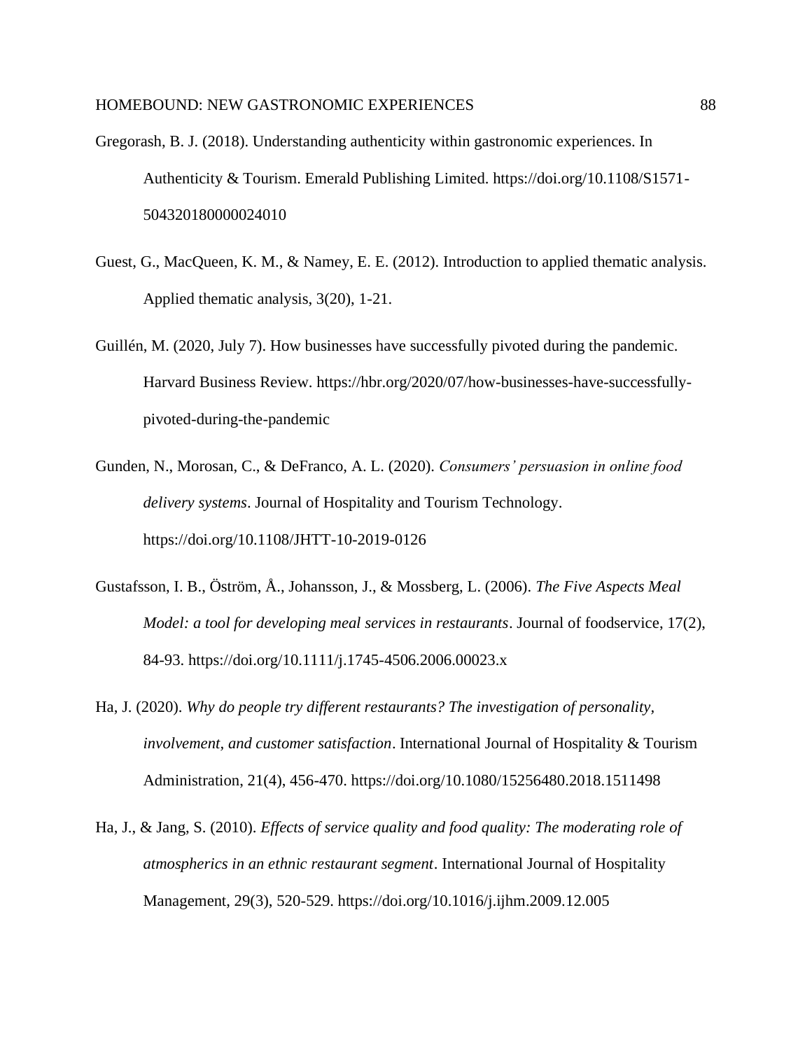Gregorash, B. J. (2018). Understanding authenticity within gastronomic experiences. In Authenticity & Tourism. Emerald Publishing Limited. https://doi.org/10.1108/S1571-504320180000024010

Guest, G., MacQueen, K. M., & Namey, E. E. (2012). Introduction to applied thematic analysis. Applied thematic analysis, 3(20), 1-21.

Guillén, M. (2020, July 7). How businesses have successfully pivoted during the pandemic. Harvard Business Review. https://hbr.org/2020/07/how-businesses-have-successfully-pivoted-during-the-pandemic

Gunden, N., Morosan, C., & DeFranco, A. L. (2020). *Consumers' persuasion in online food delivery systems*. Journal of Hospitality and Tourism Technology. https://doi.org/10.1108/JHTT-10-2019-0126

Gustafsson, I. B., Öström, Å., Johansson, J., & Mossberg, L. (2006). *The Five Aspects Meal Model: a tool for developing meal services in restaurants*. Journal of foodservice, 17(2), 84-93. https://doi.org/10.1111/j.1745-4506.2006.00023.x

Ha, J. (2020). *Why do people try different restaurants? The investigation of personality, involvement, and customer satisfaction*. International Journal of Hospitality & Tourism Administration, 21(4), 456-470. https://doi.org/10.1080/15256480.2018.1511498

Ha, J., & Jang, S. (2010). *Effects of service quality and food quality: The moderating role of atmospherics in an ethnic restaurant segment*. International Journal of Hospitality Management, 29(3), 520-529. https://doi.org/10.1016/j.ijhm.2009.12.005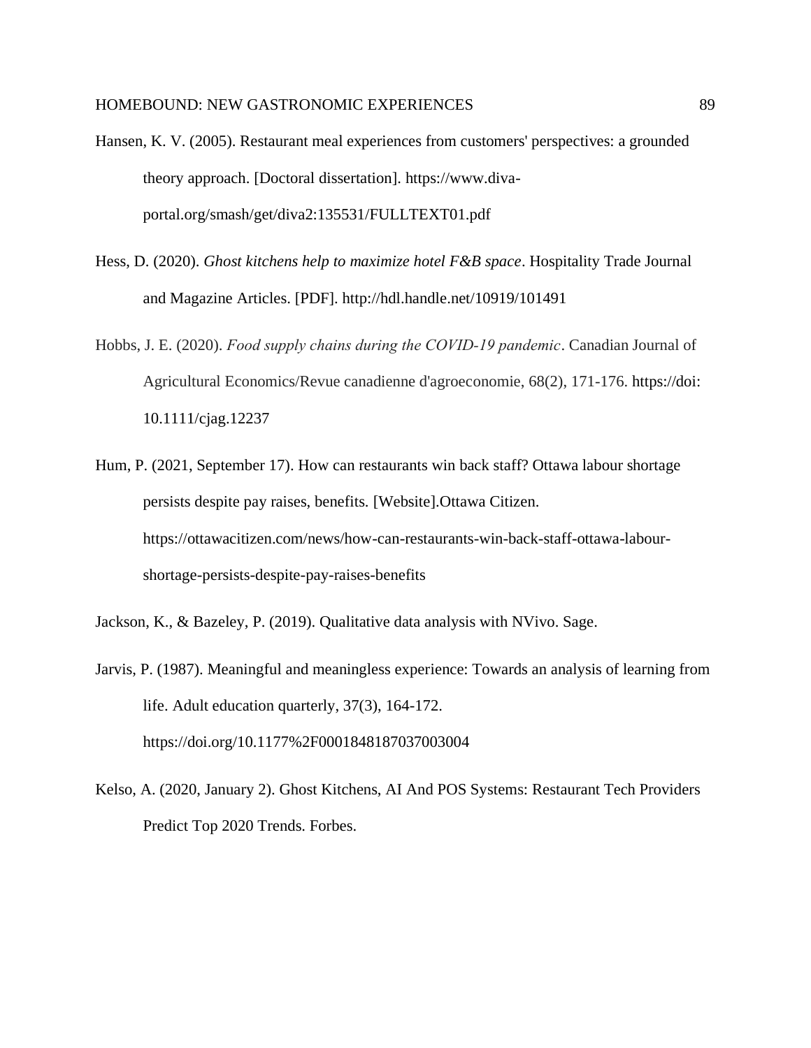Hansen, K. V. (2005). Restaurant meal experiences from customers' perspectives: a grounded theory approach. [Doctoral dissertation]. https://www.diva-portal.org/smash/get/diva2:135531/FULLTEXT01.pdf

Hess, D. (2020). *Ghost kitchens help to maximize hotel F&B space*. Hospitality Trade Journal and Magazine Articles. [PDF]. http://hdl.handle.net/10919/101491

Hobbs, J. E. (2020). *Food supply chains during the COVID-19 pandemic*. Canadian Journal of Agricultural Economics/Revue canadienne d'agroeconomie, 68(2), 171-176. https://doi: 10.1111/cjag.12237

Hum, P. (2021, September 17). How can restaurants win back staff? Ottawa labour shortage persists despite pay raises, benefits. [Website].Ottawa Citizen. https://ottawacitizen.com/news/how-can-restaurants-win-back-staff-ottawa-labour-shortage-persists-despite-pay-raises-benefits

Jackson, K., & Bazeley, P. (2019). Qualitative data analysis with NVivo. Sage.

Jarvis, P. (1987). Meaningful and meaningless experience: Towards an analysis of learning from life. Adult education quarterly, 37(3), 164-172. https://doi.org/10.1177%2F0001848187037003004

Kelso, A. (2020, January 2). Ghost Kitchens, AI And POS Systems: Restaurant Tech Providers Predict Top 2020 Trends. Forbes.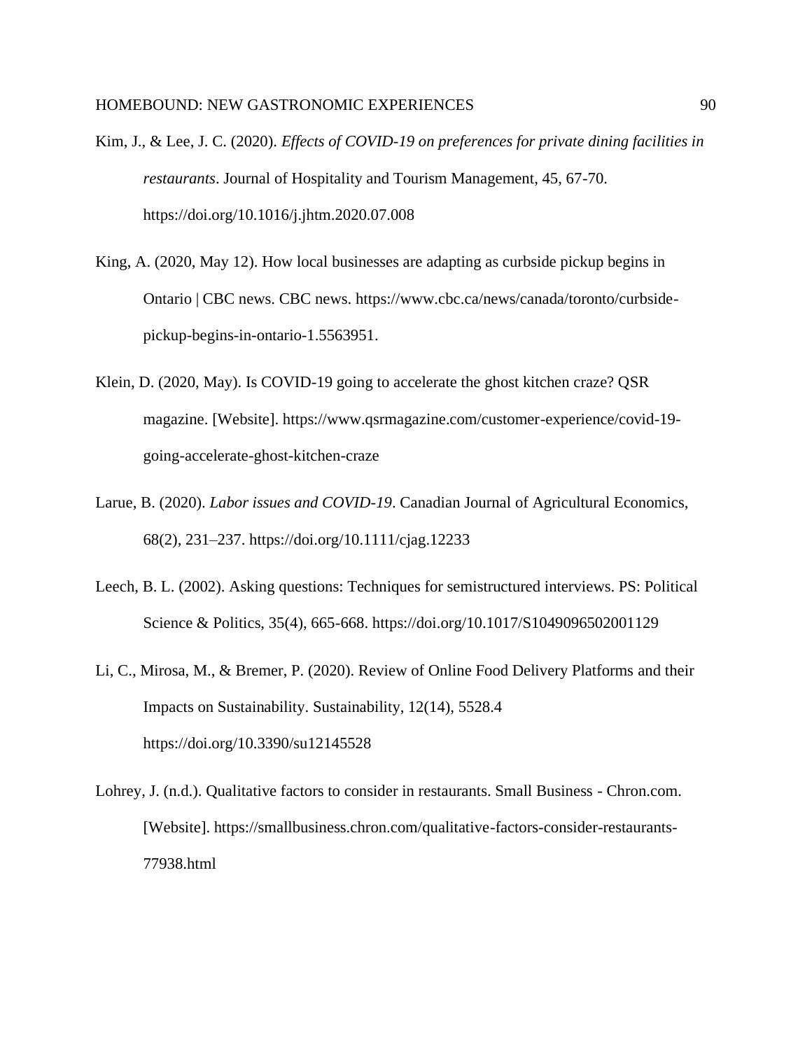Kim, J., & Lee, J. C. (2020). *Effects of COVID-19 on preferences for private dining facilities in restaurants*. Journal of Hospitality and Tourism Management, 45, 67-70. https://doi.org/10.1016/j.jhtm.2020.07.008

King, A. (2020, May 12). How local businesses are adapting as curbside pickup begins in Ontario | CBC news. CBC news. https://www.cbc.ca/news/canada/toronto/curbside-pickup-begins-in-ontario-1.5563951.

Klein, D. (2020, May). Is COVID-19 going to accelerate the ghost kitchen craze? QSR magazine. [Website]. https://www.qsrmagazine.com/customer-experience/covid-19-going-accelerate-ghost-kitchen-craze

Larue, B. (2020). *Labor issues and COVID-19*. Canadian Journal of Agricultural Economics, 68(2), 231–237. https://doi.org/10.1111/cjag.12233

Leech, B. L. (2002). Asking questions: Techniques for semistructured interviews. PS: Political Science & Politics, 35(4), 665-668. https://doi.org/10.1017/S1049096502001129

Li, C., Mirosa, M., & Bremer, P. (2020). Review of Online Food Delivery Platforms and their Impacts on Sustainability. Sustainability, 12(14), 5528.4 https://doi.org/10.3390/su12145528

Lohrey, J. (n.d.). Qualitative factors to consider in restaurants. Small Business - Chron.com. [Website]. https://smallbusiness.chron.com/qualitative-factors-consider-restaurants-77938.html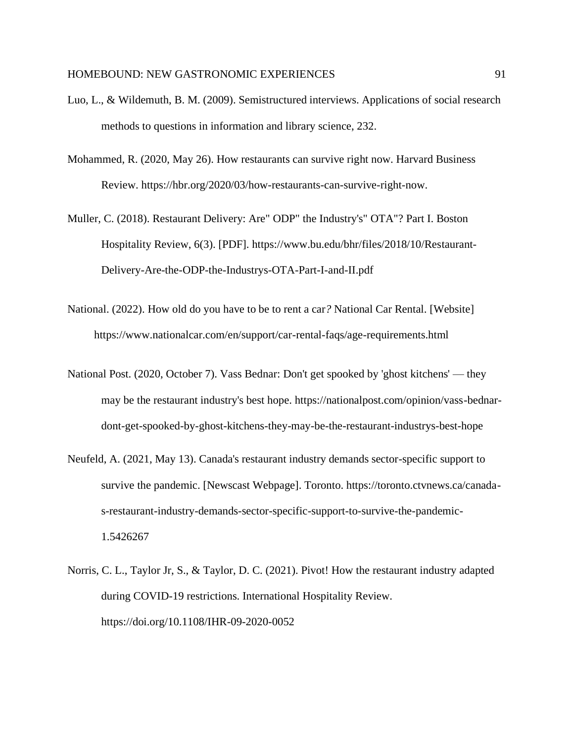Luo, L., & Wildemuth, B. M. (2009). Semistructured interviews. Applications of social research methods to questions in information and library science, 232.

Mohammed, R. (2020, May 26). How restaurants can survive right now. Harvard Business Review. https://hbr.org/2020/03/how-restaurants-can-survive-right-now.

Muller, C. (2018). Restaurant Delivery: Are" ODP" the Industry's" OTA"? Part I. Boston Hospitality Review, 6(3). [PDF]. https://www.bu.edu/bhr/files/2018/10/Restaurant-Delivery-Are-the-ODP-the-Industrys-OTA-Part-I-and-II.pdf

National. (2022). How old do you have to be to rent a car? National Car Rental. [Website] https://www.nationalcar.com/en/support/car-rental-faqs/age-requirements.html

National Post. (2020, October 7). Vass Bednar: Don't get spooked by 'ghost kitchens' — they may be the restaurant industry's best hope. https://nationalpost.com/opinion/vass-bednar-dont-get-spooked-by-ghost-kitchens-they-may-be-the-restaurant-industrys-best-hope

Neufeld, A. (2021, May 13). Canada's restaurant industry demands sector-specific support to survive the pandemic. [Newscast Webpage]. Toronto. https://toronto.ctvnews.ca/canada-s-restaurant-industry-demands-sector-specific-support-to-survive-the-pandemic-1.5426267

Norris, C. L., Taylor Jr, S., & Taylor, D. C. (2021). Pivot! How the restaurant industry adapted during COVID-19 restrictions. International Hospitality Review. https://doi.org/10.1108/IHR-09-2020-0052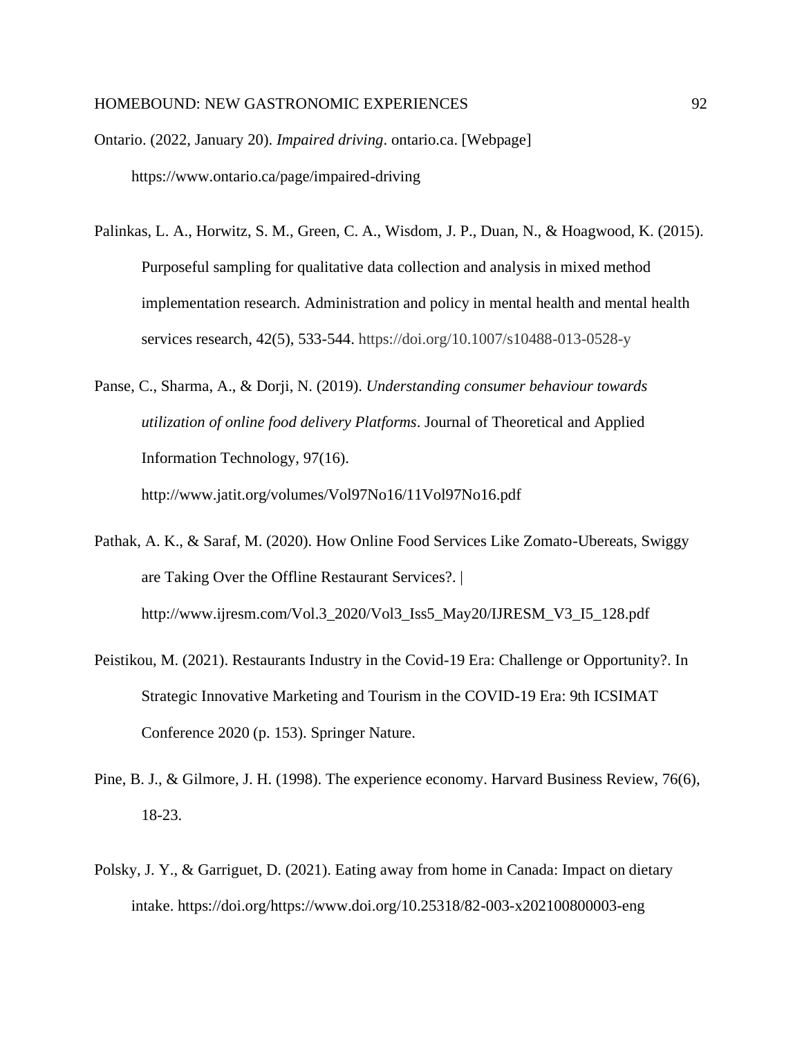Ontario. (2022, January 20). *Impaired driving*. ontario.ca. [Webpage] https://www.ontario.ca/page/impaired-driving

Palinkas, L. A., Horwitz, S. M., Green, C. A., Wisdom, J. P., Duan, N., & Hoagwood, K. (2015). Purposeful sampling for qualitative data collection and analysis in mixed method implementation research. Administration and policy in mental health and mental health services research, 42(5), 533-544. https://doi.org/10.1007/s10488-013-0528-y

Panse, C., Sharma, A., & Dorji, N. (2019). *Understanding consumer behaviour towards utilization of online food delivery Platforms*. Journal of Theoretical and Applied Information Technology, 97(16). http://www.jatit.org/volumes/Vol97No16/11Vol97No16.pdf

Pathak, A. K., & Saraf, M. (2020). How Online Food Services Like Zomato-Ubereats, Swiggy are Taking Over the Offline Restaurant Services?. | http://www.ijresm.com/Vol.3_2020/Vol3_Iss5_May20/IJRESM_V3_I5_128.pdf

Peistikou, M. (2021). Restaurants Industry in the Covid-19 Era: Challenge or Opportunity?. In Strategic Innovative Marketing and Tourism in the COVID-19 Era: 9th ICSIMAT Conference 2020 (p. 153). Springer Nature.

Pine, B. J., & Gilmore, J. H. (1998). The experience economy. Harvard Business Review, 76(6), 18-23.

Polsky, J. Y., & Garriguet, D. (2021). Eating away from home in Canada: Impact on dietary intake. https://doi.org/https://www.doi.org/10.25318/82-003-x202100800003-eng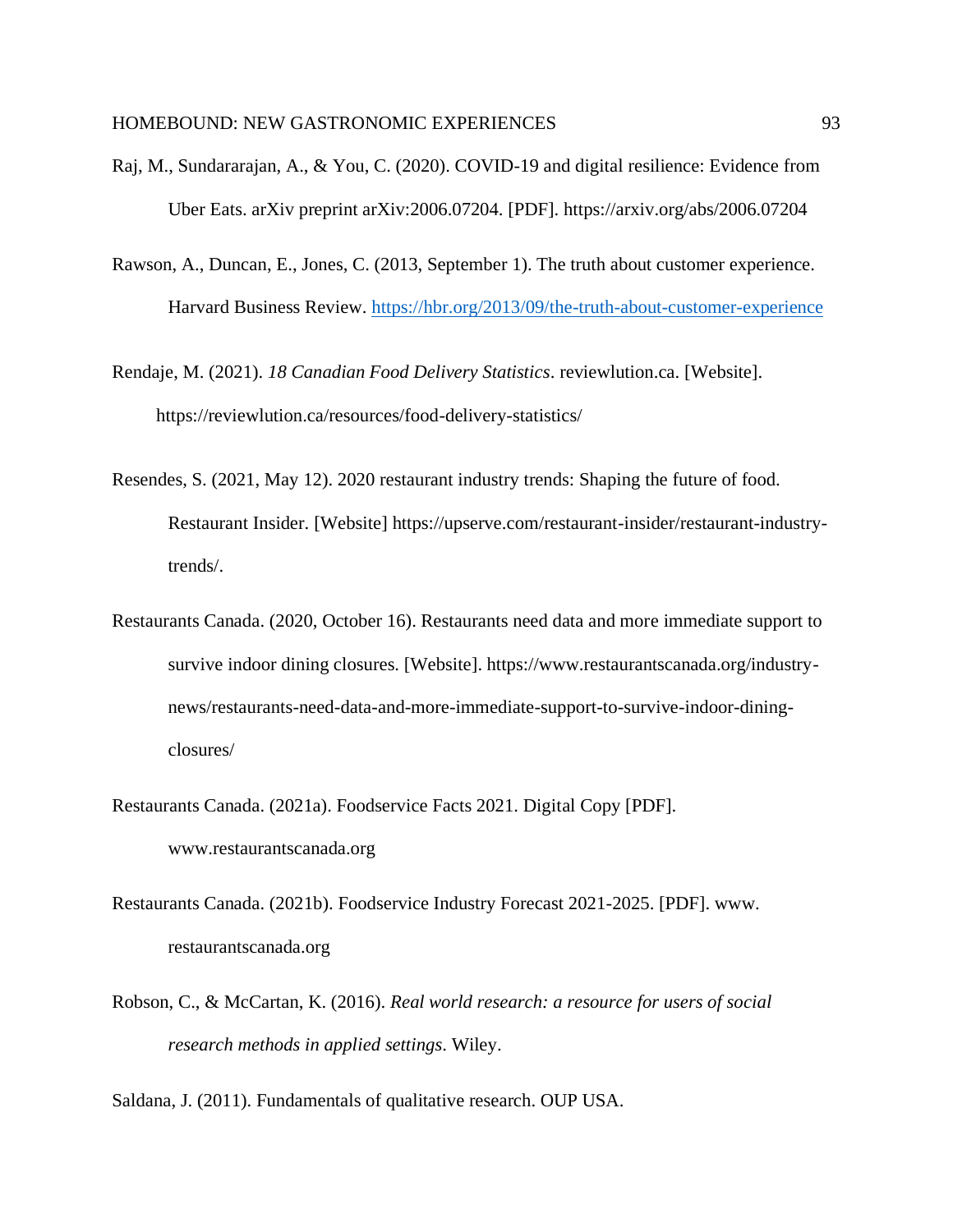Raj, M., Sundararajan, A., & You, C. (2020). COVID-19 and digital resilience: Evidence from Uber Eats. arXiv preprint arXiv:2006.07204. [PDF]. https://arxiv.org/abs/2006.07204

Rawson, A., Duncan, E., Jones, C. (2013, September 1). The truth about customer experience. Harvard Business Review. https://hbr.org/2013/09/the-truth-about-customer-experience

Rendaje, M. (2021). *18 Canadian Food Delivery Statistics*. reviewlution.ca. [Website]. https://reviewlution.ca/resources/food-delivery-statistics/

Resendes, S. (2021, May 12). 2020 restaurant industry trends: Shaping the future of food. Restaurant Insider. [Website] https://upserve.com/restaurant-insider/restaurant-industry-trends/.

Restaurants Canada. (2020, October 16). Restaurants need data and more immediate support to survive indoor dining closures. [Website]. https://www.restaurantscanada.org/industry-news/restaurants-need-data-and-more-immediate-support-to-survive-indoor-dining-closures/

Restaurants Canada. (2021a). Foodservice Facts 2021. Digital Copy [PDF]. www.restaurantscanada.org

Restaurants Canada. (2021b). Foodservice Industry Forecast 2021-2025. [PDF]. www. restaurantscanada.org

Robson, C., & McCartan, K. (2016). *Real world research: a resource for users of social research methods in applied settings*. Wiley.

Saldana, J. (2011). Fundamentals of qualitative research. OUP USA.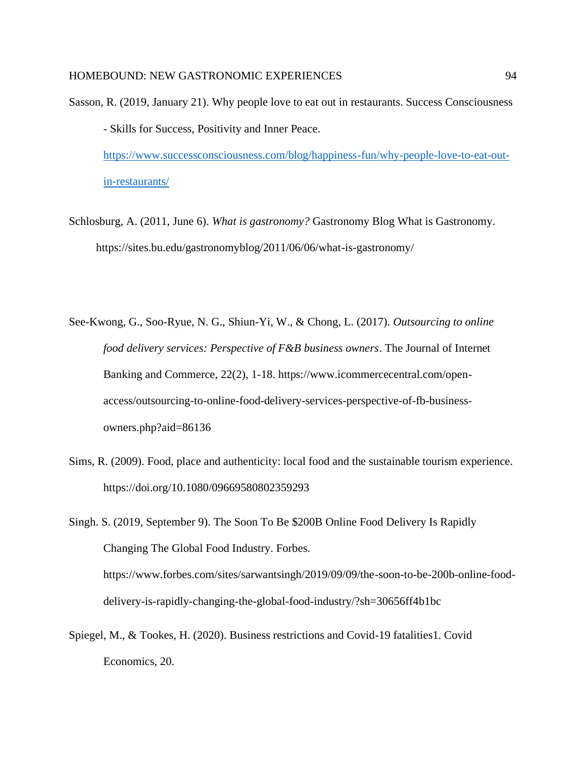Sasson, R. (2019, January 21). Why people love to eat out in restaurants. Success Consciousness - Skills for Success, Positivity and Inner Peace. https://www.successconsciousness.com/blog/happiness-fun/why-people-love-to-eat-out-in-restaurants/

Schlosburg, A. (2011, June 6). *What is gastronomy?* Gastronomy Blog What is Gastronomy. https://sites.bu.edu/gastronomyblog/2011/06/06/what-is-gastronomy/

See-Kwong, G., Soo-Ryue, N. G., Shiun-Yi, W., & Chong, L. (2017). *Outsourcing to online food delivery services: Perspective of F&B business owners*. The Journal of Internet Banking and Commerce, 22(2), 1-18. https://www.icommercecentral.com/open-access/outsourcing-to-online-food-delivery-services-perspective-of-fb-business-owners.php?aid=86136

Sims, R. (2009). Food, place and authenticity: local food and the sustainable tourism experience. https://doi.org/10.1080/09669580802359293

Singh. S. (2019, September 9). The Soon To Be $200B Online Food Delivery Is Rapidly Changing The Global Food Industry. Forbes. https://www.forbes.com/sites/sarwantsingh/2019/09/09/the-soon-to-be-200b-online-food-delivery-is-rapidly-changing-the-global-food-industry/?sh=30656ff4b1bc

Spiegel, M., & Tookes, H. (2020). Business restrictions and Covid-19 fatalities1. Covid Economics, 20.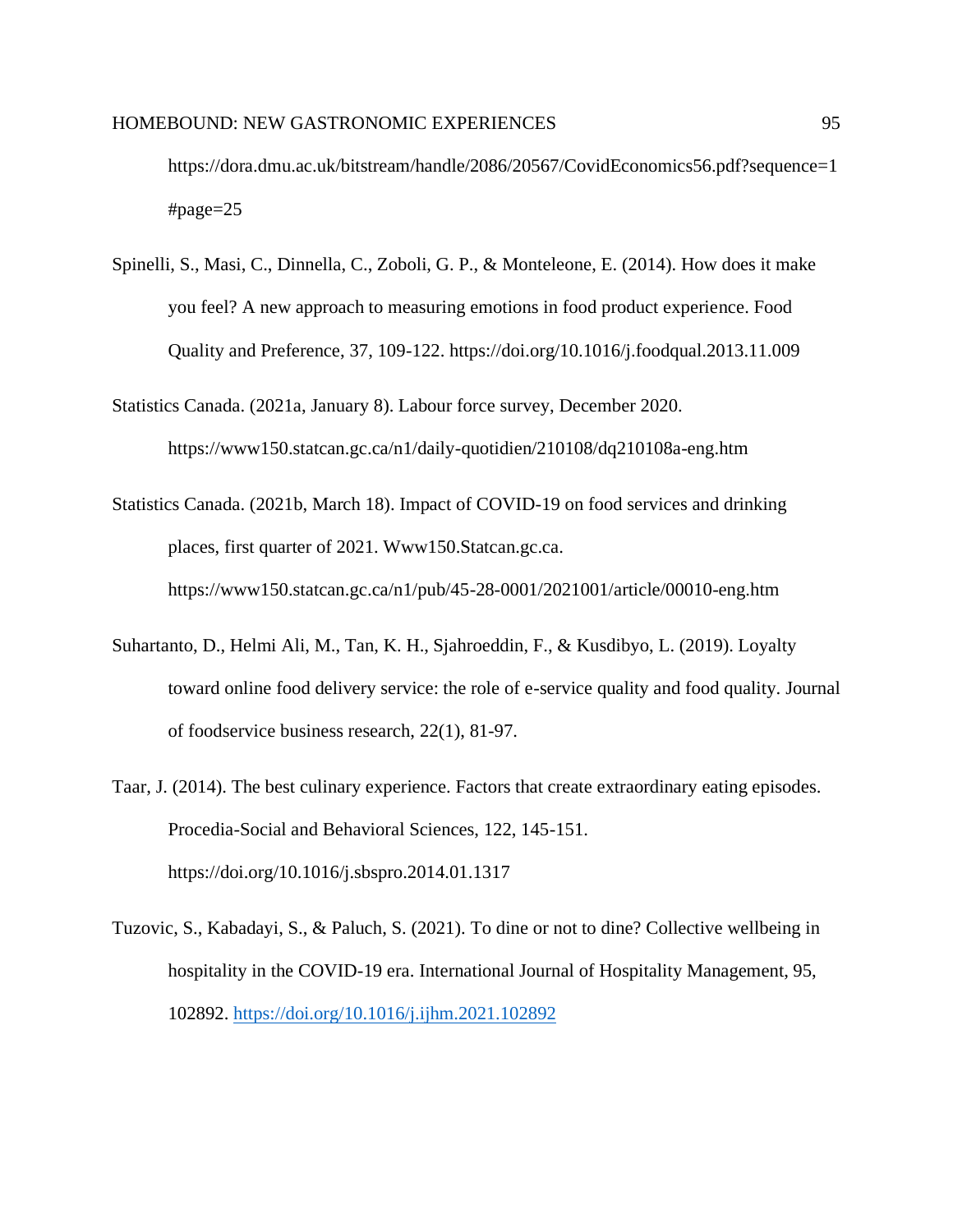https://dora.dmu.ac.uk/bitstream/handle/2086/20567/CovidEconomics56.pdf?sequence=1#page=25

Spinelli, S., Masi, C., Dinnella, C., Zoboli, G. P., & Monteleone, E. (2014). How does it make you feel? A new approach to measuring emotions in food product experience. Food Quality and Preference, 37, 109-122. https://doi.org/10.1016/j.foodqual.2013.11.009

Statistics Canada. (2021a, January 8). Labour force survey, December 2020. https://www150.statcan.gc.ca/n1/daily-quotidien/210108/dq210108a-eng.htm

Statistics Canada. (2021b, March 18). Impact of COVID-19 on food services and drinking places, first quarter of 2021. Www150.Statcan.gc.ca. https://www150.statcan.gc.ca/n1/pub/45-28-0001/2021001/article/00010-eng.htm

Suhartanto, D., Helmi Ali, M., Tan, K. H., Sjahroeddin, F., & Kusdibyo, L. (2019). Loyalty toward online food delivery service: the role of e-service quality and food quality. Journal of foodservice business research, 22(1), 81-97.

Taar, J. (2014). The best culinary experience. Factors that create extraordinary eating episodes. Procedia-Social and Behavioral Sciences, 122, 145-151. https://doi.org/10.1016/j.sbspro.2014.01.1317

Tuzovic, S., Kabadayi, S., & Paluch, S. (2021). To dine or not to dine? Collective wellbeing in hospitality in the COVID-19 era. International Journal of Hospitality Management, 95, 102892. https://doi.org/10.1016/j.ijhm.2021.102892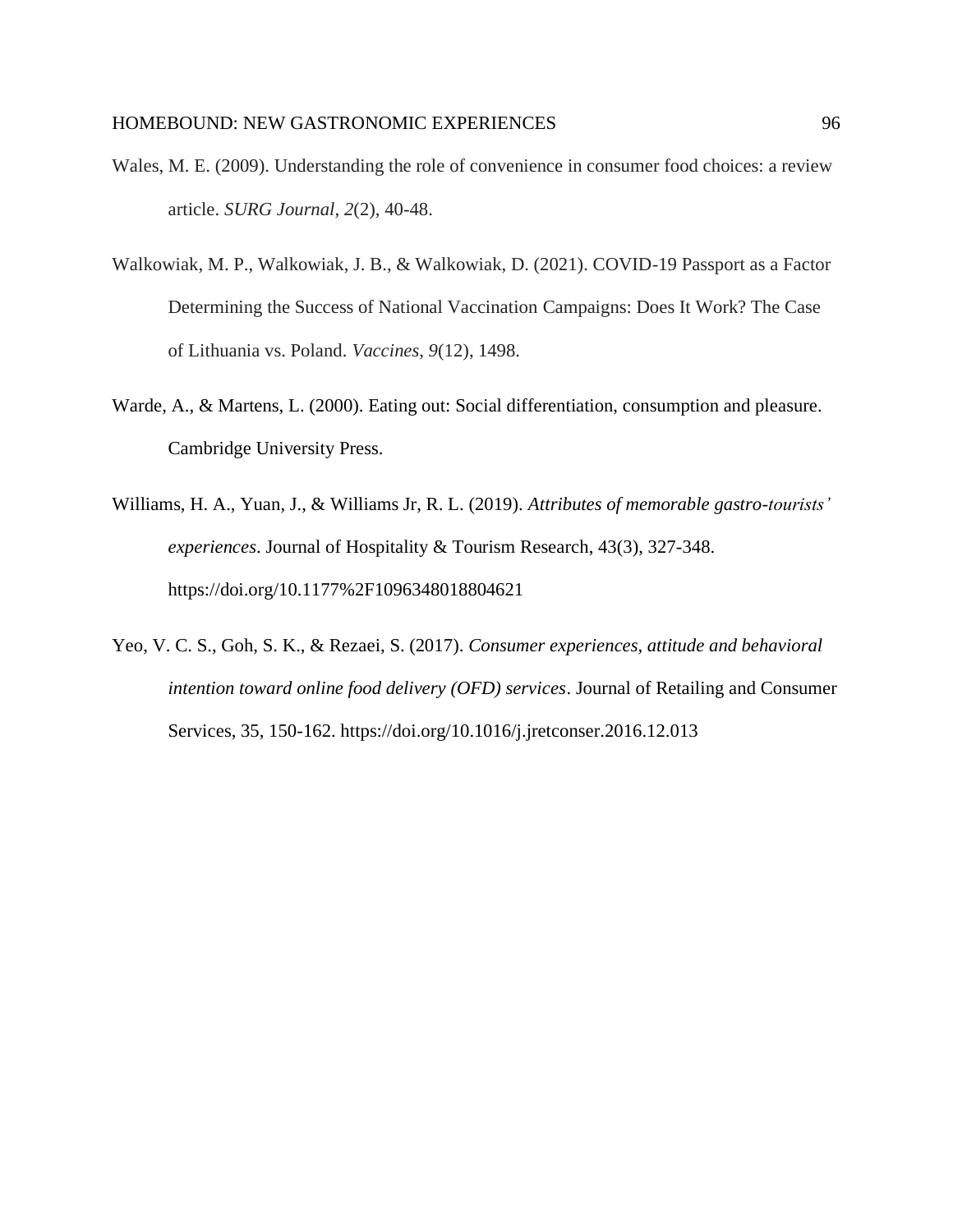Wales, M. E. (2009). Understanding the role of convenience in consumer food choices: a review article. *SURG Journal*, *2*(2), 40-48.

Walkowiak, M. P., Walkowiak, J. B., & Walkowiak, D. (2021). COVID-19 Passport as a Factor Determining the Success of National Vaccination Campaigns: Does It Work? The Case of Lithuania vs. Poland. *Vaccines*, *9*(12), 1498.

Warde, A., & Martens, L. (2000). Eating out: Social differentiation, consumption and pleasure. Cambridge University Press.

Williams, H. A., Yuan, J., & Williams Jr, R. L. (2019). *Attributes of memorable gastro-tourists' experiences*. Journal of Hospitality & Tourism Research, 43(3), 327-348. https://doi.org/10.1177%2F1096348018804621

Yeo, V. C. S., Goh, S. K., & Rezaei, S. (2017). *Consumer experiences, attitude and behavioral intention toward online food delivery (OFD) services*. Journal of Retailing and Consumer Services, 35, 150-162. https://doi.org/10.1016/j.jretconser.2016.12.013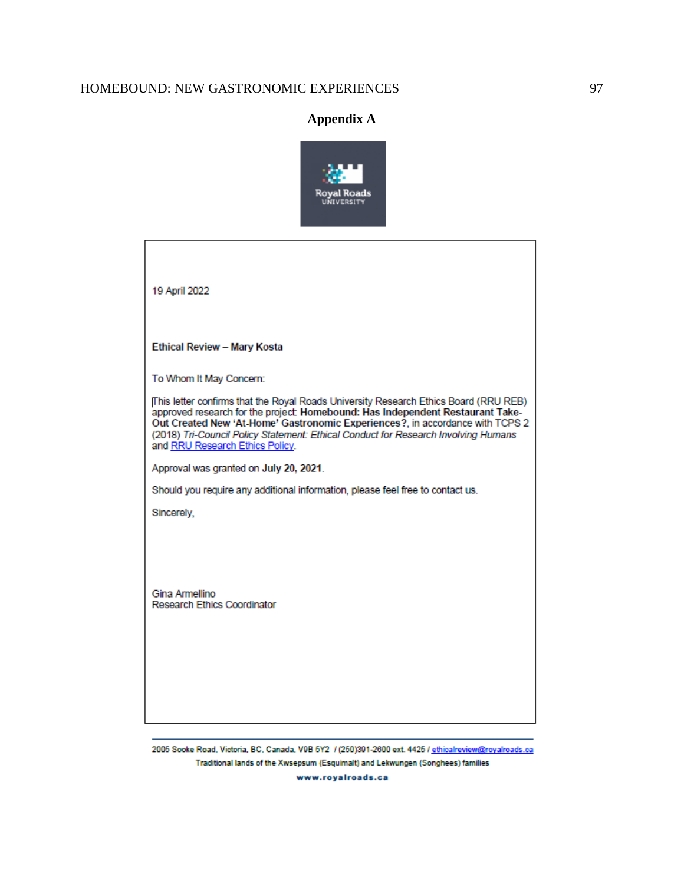# Appendix A

Royal Roads
UNIVERSITY

19 April 2022

**Ethical Review – Mary Kosta**

To Whom It May Concern:

This letter confirms that the Royal Roads University Research Ethics Board (RRU REB) approved research for the project: **Homebound: Has Independent Restaurant Take-Out Created New 'At-Home' Gastronomic Experiences?**, in accordance with TCPS 2 (2018) *Tri-Council Policy Statement: Ethical Conduct for Research Involving Humans* and RRU Research Ethics Policy.

Approval was granted on **July 20, 2021**.

Should you require any additional information, please feel free to contact us.

Sincerely,

Gina Armellino
Research Ethics Coordinator

2005 Sooke Road, Victoria, BC, Canada, V9B 5Y2 / (250)391-2600 ext. 4425 / ethicalreview@royalroads.ca
Traditional lands of the Xwsepsum (Esquimalt) and Lekwungen (Songhees) families
www.royalroads.ca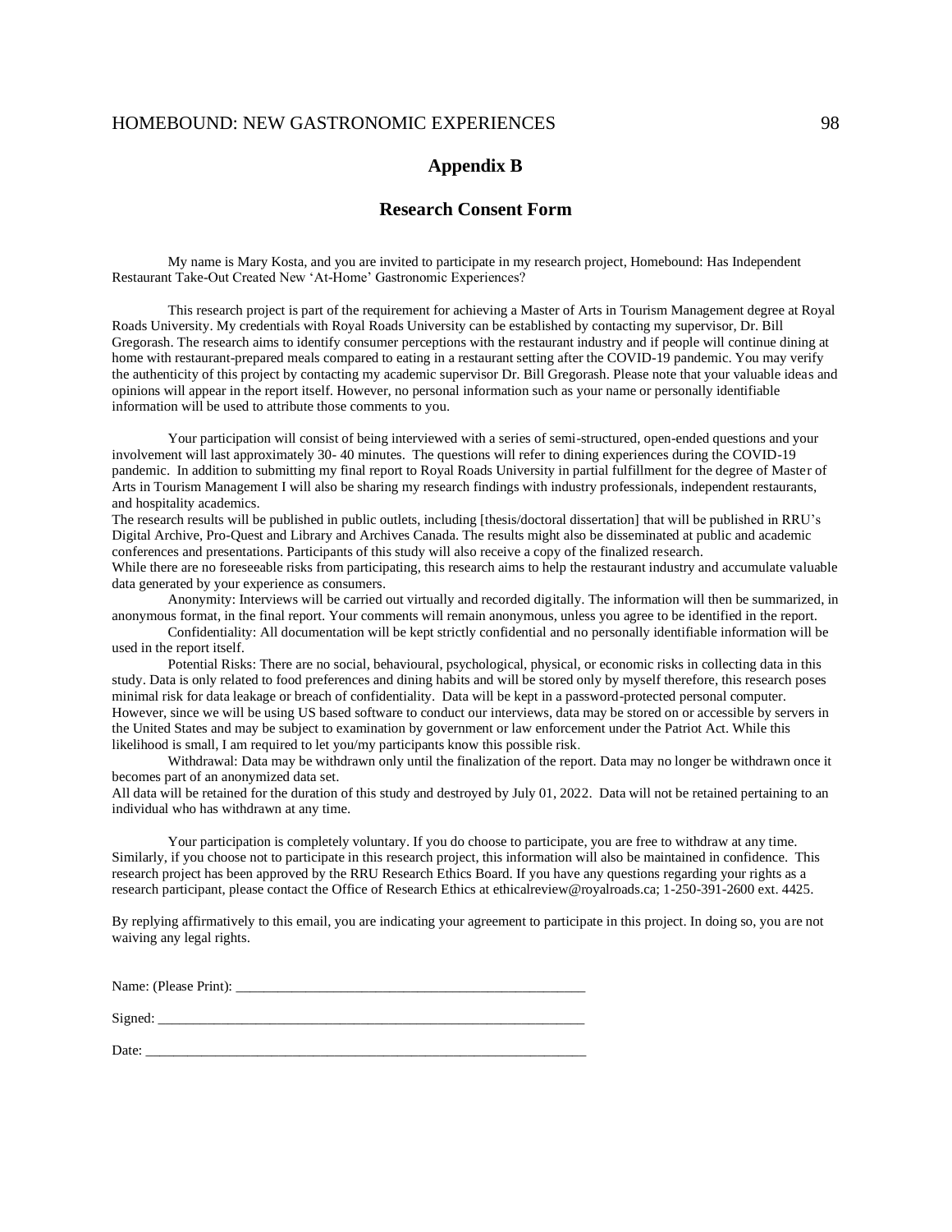## Appendix B

### Research Consent Form

My name is Mary Kosta, and you are invited to participate in my research project, Homebound: Has Independent Restaurant Take-Out Created New 'At-Home' Gastronomic Experiences?

This research project is part of the requirement for achieving a Master of Arts in Tourism Management degree at Royal Roads University. My credentials with Royal Roads University can be established by contacting my supervisor, Dr. Bill Gregorash. The research aims to identify consumer perceptions with the restaurant industry and if people will continue dining at home with restaurant-prepared meals compared to eating in a restaurant setting after the COVID-19 pandemic. You may verify the authenticity of this project by contacting my academic supervisor Dr. Bill Gregorash. Please note that your valuable ideas and opinions will appear in the report itself. However, no personal information such as your name or personally identifiable information will be used to attribute those comments to you.

Your participation will consist of being interviewed with a series of semi-structured, open-ended questions and your involvement will last approximately 30- 40 minutes. The questions will refer to dining experiences during the COVID-19 pandemic. In addition to submitting my final report to Royal Roads University in partial fulfillment for the degree of Master of Arts in Tourism Management I will also be sharing my research findings with industry professionals, independent restaurants, and hospitality academics.

The research results will be published in public outlets, including [thesis/doctoral dissertation] that will be published in RRU's Digital Archive, Pro-Quest and Library and Archives Canada. The results might also be disseminated at public and academic conferences and presentations. Participants of this study will also receive a copy of the finalized research.

While there are no foreseeable risks from participating, this research aims to help the restaurant industry and accumulate valuable data generated by your experience as consumers.

Anonymity: Interviews will be carried out virtually and recorded digitally. The information will then be summarized, in anonymous format, in the final report. Your comments will remain anonymous, unless you agree to be identified in the report.

Confidentiality: All documentation will be kept strictly confidential and no personally identifiable information will be used in the report itself.

Potential Risks: There are no social, behavioural, psychological, physical, or economic risks in collecting data in this study. Data is only related to food preferences and dining habits and will be stored only by myself therefore, this research poses minimal risk for data leakage or breach of confidentiality. Data will be kept in a password-protected personal computer. However, since we will be using US based software to conduct our interviews, data may be stored on or accessible by servers in the United States and may be subject to examination by government or law enforcement under the Patriot Act. While this likelihood is small, I am required to let you/my participants know this possible risk.

Withdrawal: Data may be withdrawn only until the finalization of the report. Data may no longer be withdrawn once it becomes part of an anonymized data set.

All data will be retained for the duration of this study and destroyed by July 01, 2022. Data will not be retained pertaining to an individual who has withdrawn at any time.

Your participation is completely voluntary. If you do choose to participate, you are free to withdraw at any time. Similarly, if you choose not to participate in this research project, this information will also be maintained in confidence. This research project has been approved by the RRU Research Ethics Board. If you have any questions regarding your rights as a research participant, please contact the Office of Research Ethics at ethicalreview@royalroads.ca; 1-250-391-2600 ext. 4425.

By replying affirmatively to this email, you are indicating your agreement to participate in this project. In doing so, you are not waiving any legal rights.

Name: (Please Print): ___________________________________________________

Signed: ______________________________________________________________

Date: ________________________________________________________________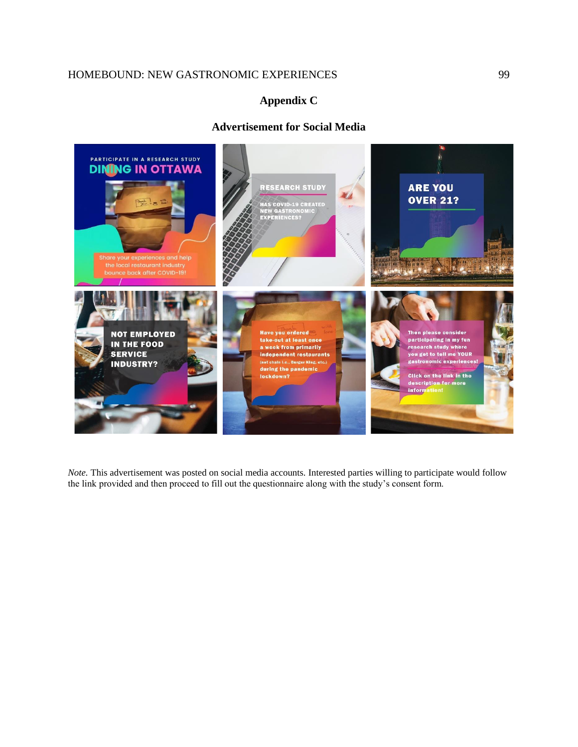# Appendix C

## Advertisement for Social Media

PARTICIPATE IN A RESEARCH STUDY
DINING IN OTTAWA

Share your experiences and help the local restaurant industry bounce back after COVID-19!

RESEARCH STUDY

HAS COVID-19 CREATED NEW GASTRONOMIC EXPERIENCES?

ARE YOU OVER 21?

NOT EMPLOYED IN THE FOOD SERVICE INDUSTRY?

Have you ordered take-out at least once a week from primarily independent restaurants (not chain i.e., Burger King, etc.) during the pandemic lockdown?

Then please consider participating in my fun research study where you get to tell me YOUR gastronomic experiences!

Click on the link in the description for more information!

*Note.* This advertisement was posted on social media accounts. Interested parties willing to participate would follow the link provided and then proceed to fill out the questionnaire along with the study's consent form.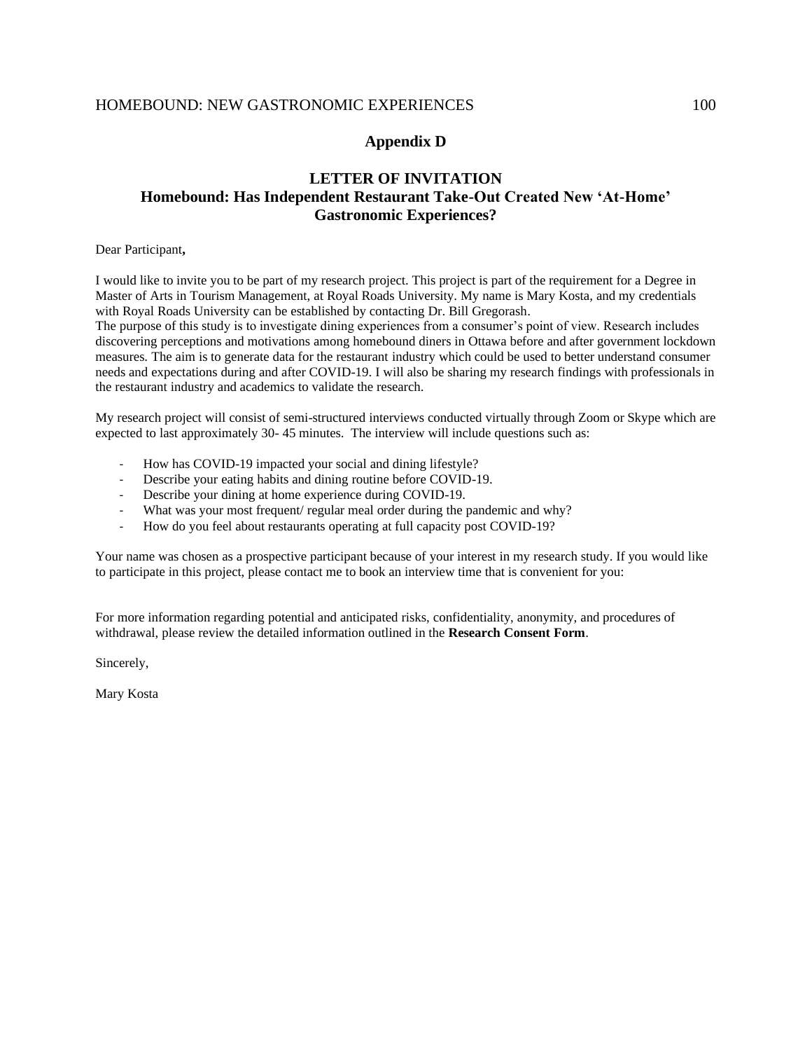## Appendix D

### LETTER OF INVITATION
### Homebound: Has Independent Restaurant Take-Out Created New 'At-Home' Gastronomic Experiences?

Dear Participant**,**

I would like to invite you to be part of my research project. This project is part of the requirement for a Degree in Master of Arts in Tourism Management, at Royal Roads University. My name is Mary Kosta, and my credentials with Royal Roads University can be established by contacting Dr. Bill Gregorash.
The purpose of this study is to investigate dining experiences from a consumer's point of view. Research includes discovering perceptions and motivations among homebound diners in Ottawa before and after government lockdown measures. The aim is to generate data for the restaurant industry which could be used to better understand consumer needs and expectations during and after COVID-19. I will also be sharing my research findings with professionals in the restaurant industry and academics to validate the research.

My research project will consist of semi-structured interviews conducted virtually through Zoom or Skype which are expected to last approximately 30- 45 minutes. The interview will include questions such as:

- How has COVID-19 impacted your social and dining lifestyle?
- Describe your eating habits and dining routine before COVID-19.
- Describe your dining at home experience during COVID-19.
- What was your most frequent/ regular meal order during the pandemic and why?
- How do you feel about restaurants operating at full capacity post COVID-19?

Your name was chosen as a prospective participant because of your interest in my research study. If you would like to participate in this project, please contact me to book an interview time that is convenient for you:

For more information regarding potential and anticipated risks, confidentiality, anonymity, and procedures of withdrawal, please review the detailed information outlined in the **Research Consent Form**.

Sincerely,

Mary Kosta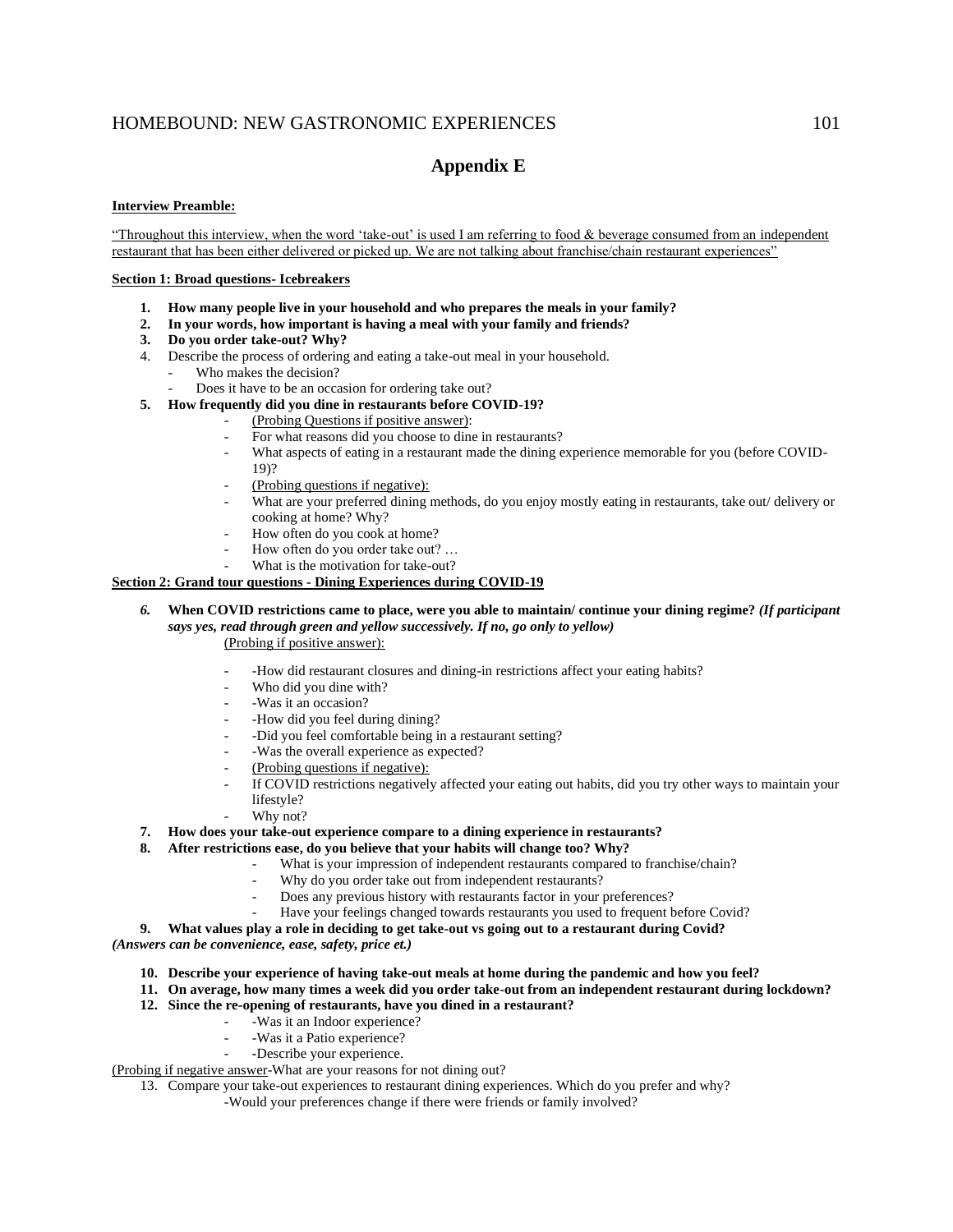# Appendix E

**Interview Preamble:**

“Throughout this interview, when the word ‘take-out’ is used I am referring to food & beverage consumed from an independent restaurant that has been either delivered or picked up. We are not talking about franchise/chain restaurant experiences”

**Section 1: Broad questions- Icebreakers**

1. **How many people live in your household and who prepares the meals in your family?**
2. **In your words, how important is having a meal with your family and friends?**
3. **Do you order take-out? Why?**
4. Describe the process of ordering and eating a take-out meal in your household.
   - Who makes the decision?
   - Does it have to be an occasion for ordering take out?
5. **How frequently did you dine in restaurants before COVID-19?**
   - (Probing Questions if positive answer):
   - For what reasons did you choose to dine in restaurants?
   - What aspects of eating in a restaurant made the dining experience memorable for you (before COVID-19)?
   - (Probing questions if negative):
   - What are your preferred dining methods, do you enjoy mostly eating in restaurants, take out/ delivery or cooking at home? Why?
   - How often do you cook at home?
   - How often do you order take out? …
   - What is the motivation for take-out?

**Section 2: Grand tour questions - Dining Experiences during COVID-19**

6. **When COVID restrictions came to place, were you able to maintain/ continue your dining regime?** ***(If participant says yes, read through green and yellow successively. If no, go only to yellow)***

   (Probing if positive answer):

   - -How did restaurant closures and dining-in restrictions affect your eating habits?
   - Who did you dine with?
   - -Was it an occasion?
   - -How did you feel during dining?
   - -Did you feel comfortable being in a restaurant setting?
   - -Was the overall experience as expected?
   - (Probing questions if negative):
   - If COVID restrictions negatively affected your eating out habits, did you try other ways to maintain your lifestyle?
   - Why not?
7. **How does your take-out experience compare to a dining experience in restaurants?**
8. **After restrictions ease, do you believe that your habits will change too? Why?**
   - What is your impression of independent restaurants compared to franchise/chain?
   - Why do you order take out from independent restaurants?
   - Does any previous history with restaurants factor in your preferences?
   - Have your feelings changed towards restaurants you used to frequent before Covid?
9. **What values play a role in deciding to get take-out vs going out to a restaurant during Covid?**

***(Answers can be convenience, ease, safety, price et.)***

10. **Describe your experience of having take-out meals at home during the pandemic and how you feel?**
11. **On average, how many times a week did you order take-out from an independent restaurant during lockdown?**
12. **Since the re-opening of restaurants, have you dined in a restaurant?**
    - -Was it an Indoor experience?
    - -Was it a Patio experience?
    - -Describe your experience.

(Probing if negative answer-What are your reasons for not dining out?

13. Compare your take-out experiences to restaurant dining experiences. Which do you prefer and why?

    -Would your preferences change if there were friends or family involved?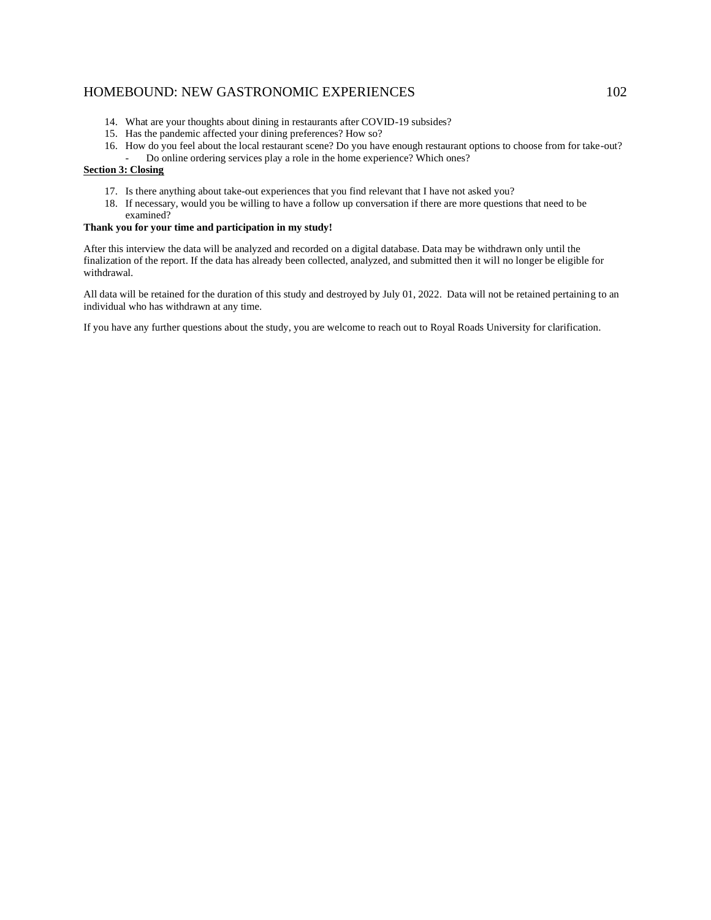14. What are your thoughts about dining in restaurants after COVID-19 subsides?
15. Has the pandemic affected your dining preferences? How so?
16. How do you feel about the local restaurant scene? Do you have enough restaurant options to choose from for take-out?
    - Do online ordering services play a role in the home experience? Which ones?

**Section 3: Closing**

17. Is there anything about take-out experiences that you find relevant that I have not asked you?
18. If necessary, would you be willing to have a follow up conversation if there are more questions that need to be examined?

**Thank you for your time and participation in my study!**

After this interview the data will be analyzed and recorded on a digital database. Data may be withdrawn only until the finalization of the report. If the data has already been collected, analyzed, and submitted then it will no longer be eligible for withdrawal.

All data will be retained for the duration of this study and destroyed by July 01, 2022. Data will not be retained pertaining to an individual who has withdrawn at any time.

If you have any further questions about the study, you are welcome to reach out to Royal Roads University for clarification.